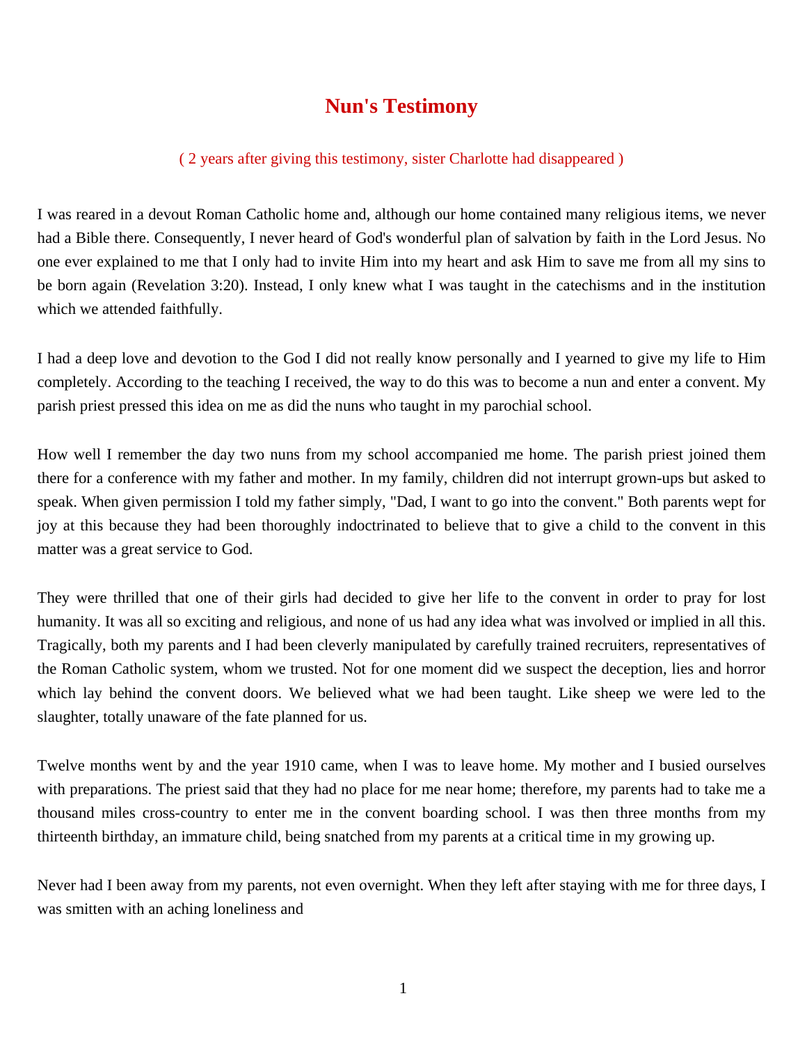# Nun's Testimony

( 2 years after giving this testimony, sister Charlotte had disappeared )

I was reared in a devout Roman Catholic home and, although our home contained many religious items, we never had a Bible there. Consequently, I never heard of God's wonderful plan of salvation by faith in the Lord Jesus. No one ever explained to me that I only had to invite Him into my heart and ask Him to save me from all my sins to be born again (Revelation 3:20). Instead, I only knew what I was taught in the catechisms and in the institution which we attended faithfully.

I had a deep love and devotion to the God I did not really know personally and I yearned to give my life to Him completely. According to the teaching I received, the way to do this was to become a nun and enter a convent. My parish priest pressed this idea on me as did the nuns who taught in my parochial school.

How well I remember the day two nuns from my school accompanied me home. The parish priest joined them there for a conference with my father and mother. In my family, children did not interrupt grown-ups but asked to speak. When given permission I told my father simply, "Dad, I want to go into the convent." Both parents wept for joy at this because they had been thoroughly indoctrinated to believe that to give a child to the convent in this matter was a great service to God.

They were thrilled that one of their girls had decided to give her life to the convent in order to pray for lost humanity. It was all so exciting and religious, and none of us had any idea what was involved or implied in all this. Tragically, both my parents and I had been cleverly manipulated by carefully trained recruiters, representatives of the Roman Catholic system, whom we trusted. Not for one moment did we suspect the deception, lies and horror which lay behind the convent doors. We believed what we had been taught. Like sheep we were led to the slaughter, totally unaware of the fate planned for us.

Twelve months went by and the year 1910 came, when I was to leave home. My mother and I busied ourselves with preparations. The priest said that they had no place for me near home; therefore, my parents had to take me a thousand miles cross-country to enter me in the convent boarding school. I was then three months from my thirteenth birthday, an immature child, being snatched from my parents at a critical time in my growing up.

Never had I been away from my parents, not even overnight. When they left after staying with me for three days, I was smitten with an aching loneliness and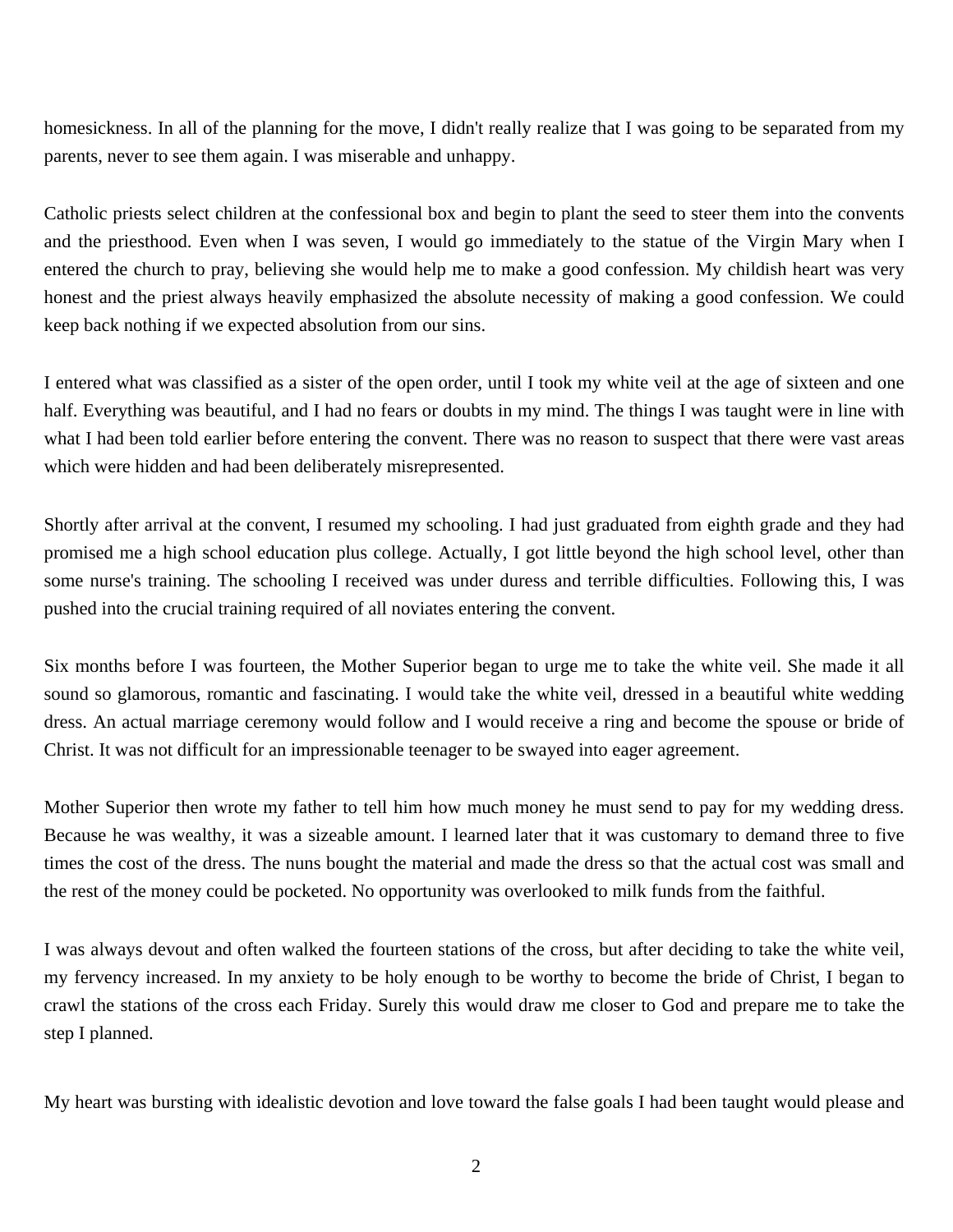homesickness. In all of the planning for the move, I didn't really realize that I was going to be separated from my parents, never to see them again. I was miserable and unhappy.

Catholic priests select children at the confessional box and begin to plant the seed to steer them into the convents and the priesthood. Even when I was seven, I would go immediately to the statue of the Virgin Mary when I entered the church to pray, believing she would help me to make a good confession. My childish heart was very honest and the priest always heavily emphasized the absolute necessity of making a good confession. We could keep back nothing if we expected absolution from our sins.

I entered what was classified as a sister of the open order, until I took my white veil at the age of sixteen and one half. Everything was beautiful, and I had no fears or doubts in my mind. The things I was taught were in line with what I had been told earlier before entering the convent. There was no reason to suspect that there were vast areas which were hidden and had been deliberately misrepresented.

Shortly after arrival at the convent, I resumed my schooling. I had just graduated from eighth grade and they had promised me a high school education plus college. Actually, I got little beyond the high school level, other than some nurse's training. The schooling I received was under duress and terrible difficulties. Following this, I was pushed into the crucial training required of all noviates entering the convent.

Six months before I was fourteen, the Mother Superior began to urge me to take the white veil. She made it all sound so glamorous, romantic and fascinating. I would take the white veil, dressed in a beautiful white wedding dress. An actual marriage ceremony would follow and I would receive a ring and become the spouse or bride of Christ. It was not difficult for an impressionable teenager to be swayed into eager agreement.

Mother Superior then wrote my father to tell him how much money he must send to pay for my wedding dress. Because he was wealthy, it was a sizeable amount. I learned later that it was customary to demand three to five times the cost of the dress. The nuns bought the material and made the dress so that the actual cost was small and the rest of the money could be pocketed. No opportunity was overlooked to milk funds from the faithful.

I was always devout and often walked the fourteen stations of the cross, but after deciding to take the white veil, my fervency increased. In my anxiety to be holy enough to be worthy to become the bride of Christ, I began to crawl the stations of the cross each Friday. Surely this would draw me closer to God and prepare me to take the step I planned.

My heart was bursting with idealistic devotion and love toward the false goals I had been taught would please and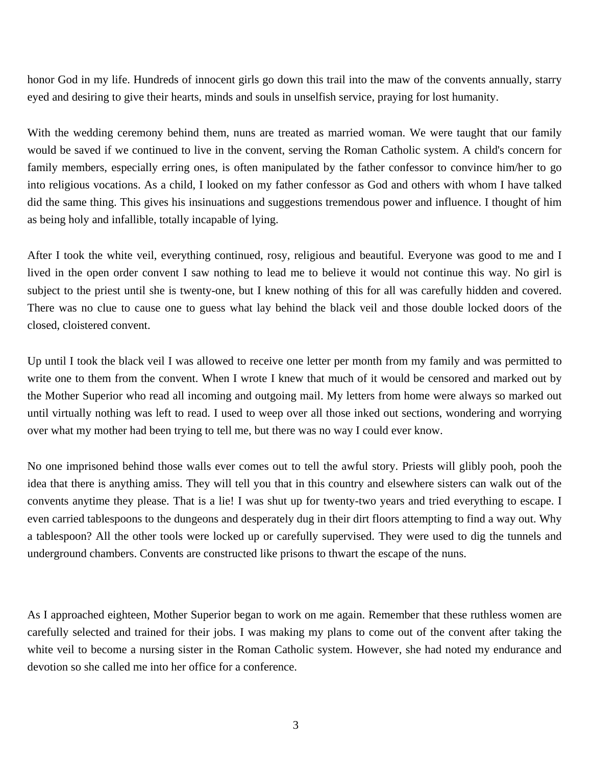honor God in my life. Hundreds of innocent girls go down this trail into the maw of the convents annually, starry eyed and desiring to give their hearts, minds and souls in unselfish service, praying for lost humanity.

With the wedding ceremony behind them, nuns are treated as married woman. We were taught that our family would be saved if we continued to live in the convent, serving the Roman Catholic system. A child's concern for family members, especially erring ones, is often manipulated by the father confessor to convince him/her to go into religious vocations. As a child, I looked on my father confessor as God and others with whom I have talked did the same thing. This gives his insinuations and suggestions tremendous power and influence. I thought of him as being holy and infallible, totally incapable of lying.

After I took the white veil, everything continued, rosy, religious and beautiful. Everyone was good to me and I lived in the open order convent I saw nothing to lead me to believe it would not continue this way. No girl is subject to the priest until she is twenty-one, but I knew nothing of this for all was carefully hidden and covered. There was no clue to cause one to guess what lay behind the black veil and those double locked doors of the closed, cloistered convent.

Up until I took the black veil I was allowed to receive one letter per month from my family and was permitted to write one to them from the convent. When I wrote I knew that much of it would be censored and marked out by the Mother Superior who read all incoming and outgoing mail. My letters from home were always so marked out until virtually nothing was left to read. I used to weep over all those inked out sections, wondering and worrying over what my mother had been trying to tell me, but there was no way I could ever know.

No one imprisoned behind those walls ever comes out to tell the awful story. Priests will glibly pooh, pooh the idea that there is anything amiss. They will tell you that in this country and elsewhere sisters can walk out of the convents anytime they please. That is a lie! I was shut up for twenty-two years and tried everything to escape. I even carried tablespoons to the dungeons and desperately dug in their dirt floors attempting to find a way out. Why a tablespoon? All the other tools were locked up or carefully supervised. They were used to dig the tunnels and underground chambers. Convents are constructed like prisons to thwart the escape of the nuns.

As I approached eighteen, Mother Superior began to work on me again. Remember that these ruthless women are carefully selected and trained for their jobs. I was making my plans to come out of the convent after taking the white veil to become a nursing sister in the Roman Catholic system. However, she had noted my endurance and devotion so she called me into her office for a conference.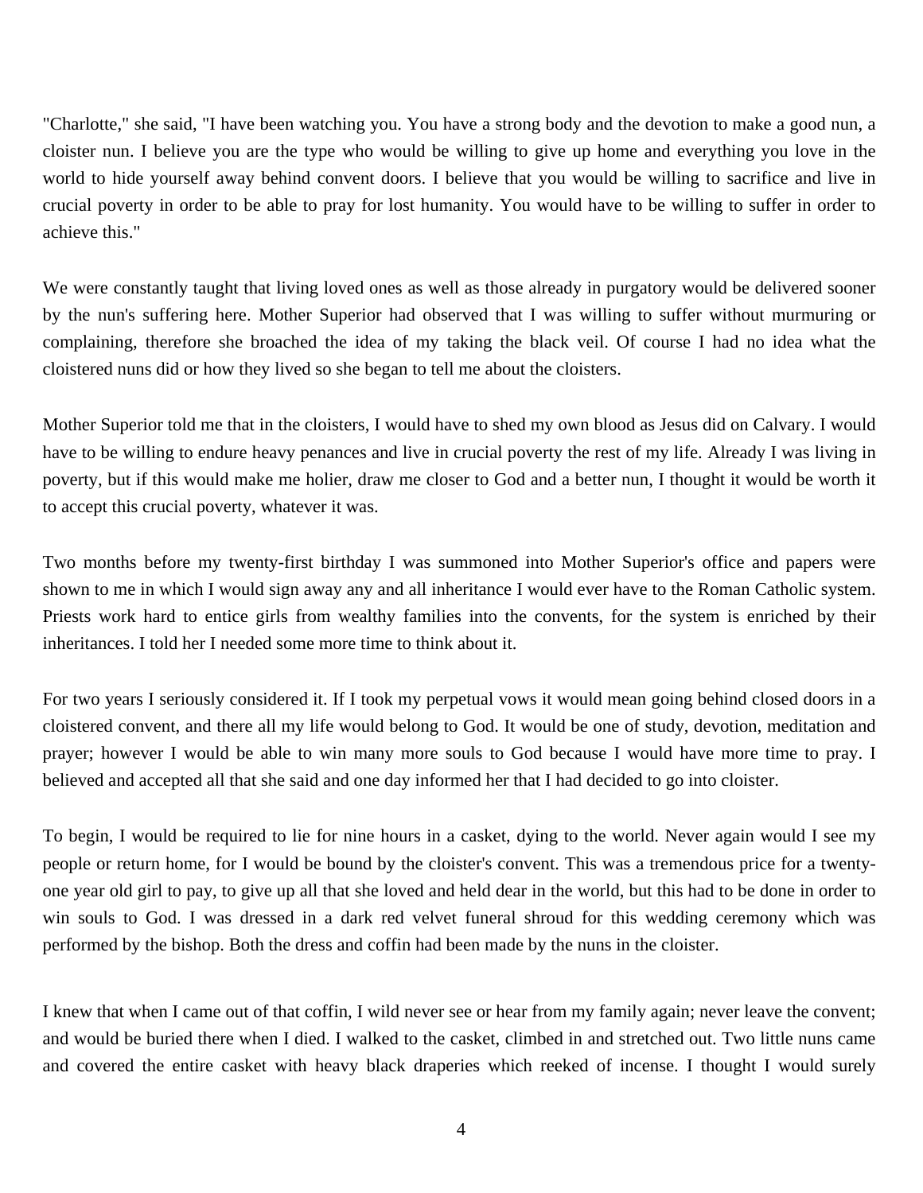"Charlotte," she said, "I have been watching you. You have a strong body and the devotion to make a good nun, a cloister nun. I believe you are the type who would be willing to give up home and everything you love in the world to hide yourself away behind convent doors. I believe that you would be willing to sacrifice and live in crucial poverty in order to be able to pray for lost humanity. You would have to be willing to suffer in order to achieve this."

We were constantly taught that living loved ones as well as those already in purgatory would be delivered sooner by the nun's suffering here. Mother Superior had observed that I was willing to suffer without murmuring or complaining, therefore she broached the idea of my taking the black veil. Of course I had no idea what the cloistered nuns did or how they lived so she began to tell me about the cloisters.

Mother Superior told me that in the cloisters, I would have to shed my own blood as Jesus did on Calvary. I would have to be willing to endure heavy penances and live in crucial poverty the rest of my life. Already I was living in poverty, but if this would make me holier, draw me closer to God and a better nun, I thought it would be worth it to accept this crucial poverty, whatever it was.

Two months before my twenty-first birthday I was summoned into Mother Superior's office and papers were shown to me in which I would sign away any and all inheritance I would ever have to the Roman Catholic system. Priests work hard to entice girls from wealthy families into the convents, for the system is enriched by their inheritances. I told her I needed some more time to think about it.

For two years I seriously considered it. If I took my perpetual vows it would mean going behind closed doors in a cloistered convent, and there all my life would belong to God. It would be one of study, devotion, meditation and prayer; however I would be able to win many more souls to God because I would have more time to pray. I believed and accepted all that she said and one day informed her that I had decided to go into cloister.

To begin, I would be required to lie for nine hours in a casket, dying to the world. Never again would I see my people or return home, for I would be bound by the cloister's convent. This was a tremendous price for a twenty-one year old girl to pay, to give up all that she loved and held dear in the world, but this had to be done in order to win souls to God. I was dressed in a dark red velvet funeral shroud for this wedding ceremony which was performed by the bishop. Both the dress and coffin had been made by the nuns in the cloister.

I knew that when I came out of that coffin, I wild never see or hear from my family again; never leave the convent; and would be buried there when I died. I walked to the casket, climbed in and stretched out. Two little nuns came and covered the entire casket with heavy black draperies which reeked of incense. I thought I would surely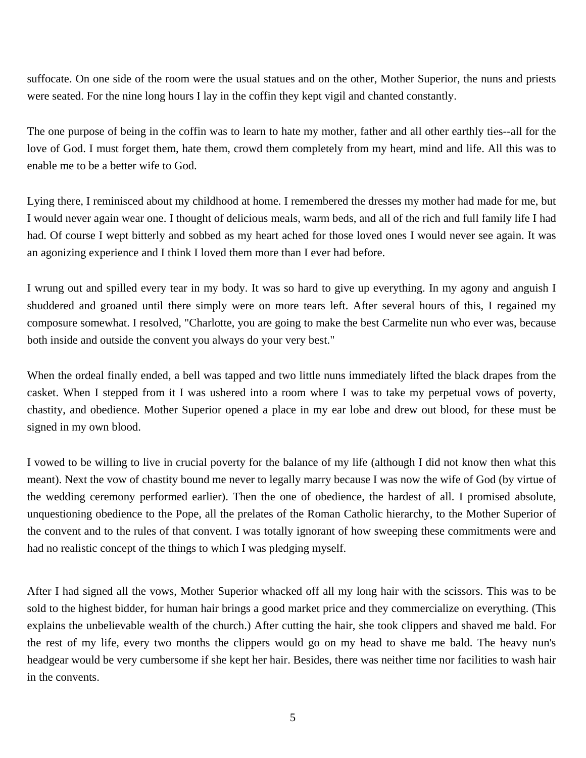suffocate. On one side of the room were the usual statues and on the other, Mother Superior, the nuns and priests were seated. For the nine long hours I lay in the coffin they kept vigil and chanted constantly.

The one purpose of being in the coffin was to learn to hate my mother, father and all other earthly ties--all for the love of God. I must forget them, hate them, crowd them completely from my heart, mind and life. All this was to enable me to be a better wife to God.

Lying there, I reminisced about my childhood at home. I remembered the dresses my mother had made for me, but I would never again wear one. I thought of delicious meals, warm beds, and all of the rich and full family life I had had. Of course I wept bitterly and sobbed as my heart ached for those loved ones I would never see again. It was an agonizing experience and I think I loved them more than I ever had before.

I wrung out and spilled every tear in my body. It was so hard to give up everything. In my agony and anguish I shuddered and groaned until there simply were on more tears left. After several hours of this, I regained my composure somewhat. I resolved, "Charlotte, you are going to make the best Carmelite nun who ever was, because both inside and outside the convent you always do your very best."

When the ordeal finally ended, a bell was tapped and two little nuns immediately lifted the black drapes from the casket. When I stepped from it I was ushered into a room where I was to take my perpetual vows of poverty, chastity, and obedience. Mother Superior opened a place in my ear lobe and drew out blood, for these must be signed in my own blood.

I vowed to be willing to live in crucial poverty for the balance of my life (although I did not know then what this meant). Next the vow of chastity bound me never to legally marry because I was now the wife of God (by virtue of the wedding ceremony performed earlier). Then the one of obedience, the hardest of all. I promised absolute, unquestioning obedience to the Pope, all the prelates of the Roman Catholic hierarchy, to the Mother Superior of the convent and to the rules of that convent. I was totally ignorant of how sweeping these commitments were and had no realistic concept of the things to which I was pledging myself.

After I had signed all the vows, Mother Superior whacked off all my long hair with the scissors. This was to be sold to the highest bidder, for human hair brings a good market price and they commercialize on everything. (This explains the unbelievable wealth of the church.) After cutting the hair, she took clippers and shaved me bald. For the rest of my life, every two months the clippers would go on my head to shave me bald. The heavy nun's headgear would be very cumbersome if she kept her hair. Besides, there was neither time nor facilities to wash hair in the convents.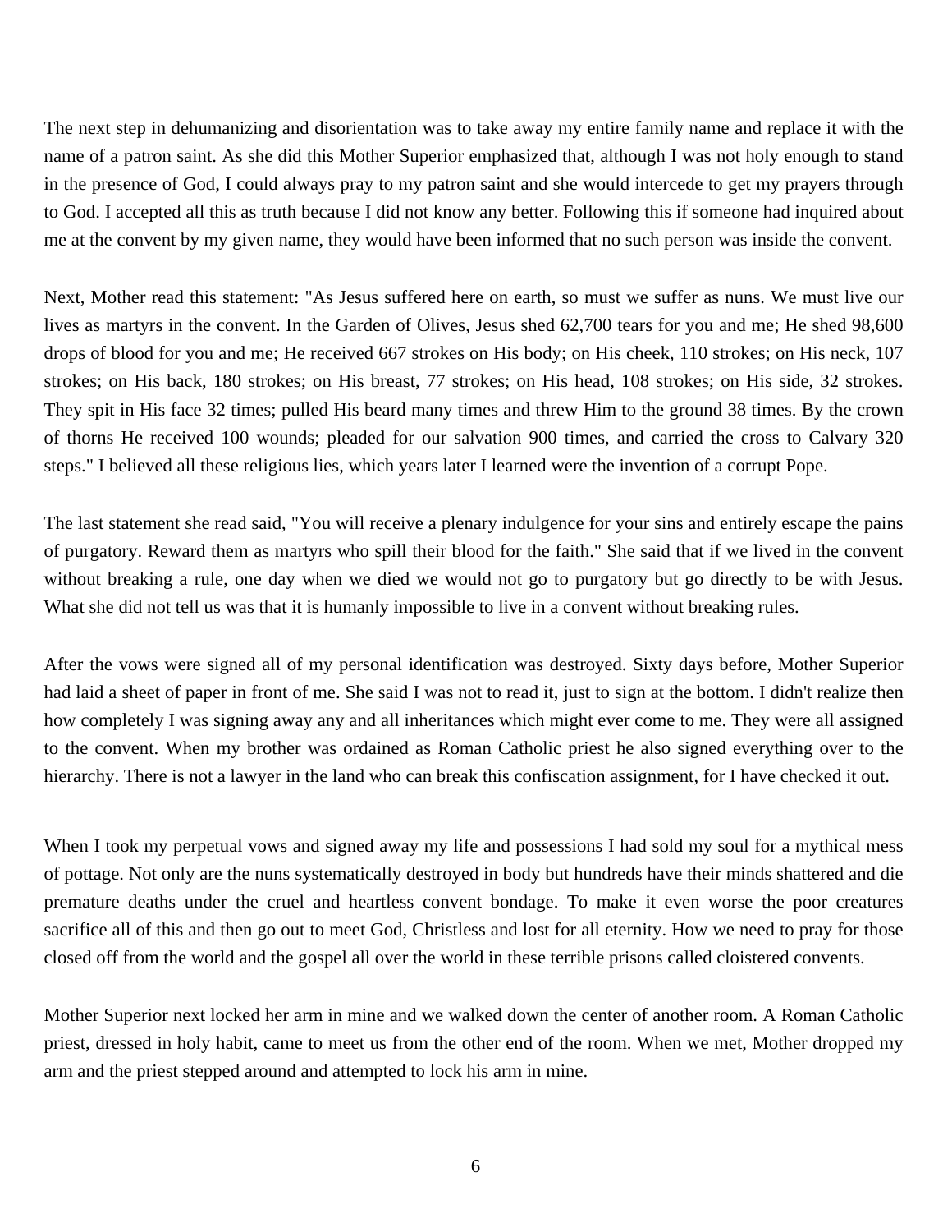The next step in dehumanizing and disorientation was to take away my entire family name and replace it with the name of a patron saint. As she did this Mother Superior emphasized that, although I was not holy enough to stand in the presence of God, I could always pray to my patron saint and she would intercede to get my prayers through to God. I accepted all this as truth because I did not know any better. Following this if someone had inquired about me at the convent by my given name, they would have been informed that no such person was inside the convent.

Next, Mother read this statement: "As Jesus suffered here on earth, so must we suffer as nuns. We must live our lives as martyrs in the convent. In the Garden of Olives, Jesus shed 62,700 tears for you and me; He shed 98,600 drops of blood for you and me; He received 667 strokes on His body; on His cheek, 110 strokes; on His neck, 107 strokes; on His back, 180 strokes; on His breast, 77 strokes; on His head, 108 strokes; on His side, 32 strokes. They spit in His face 32 times; pulled His beard many times and threw Him to the ground 38 times. By the crown of thorns He received 100 wounds; pleaded for our salvation 900 times, and carried the cross to Calvary 320 steps." I believed all these religious lies, which years later I learned were the invention of a corrupt Pope.

The last statement she read said, "You will receive a plenary indulgence for your sins and entirely escape the pains of purgatory. Reward them as martyrs who spill their blood for the faith." She said that if we lived in the convent without breaking a rule, one day when we died we would not go to purgatory but go directly to be with Jesus. What she did not tell us was that it is humanly impossible to live in a convent without breaking rules.

After the vows were signed all of my personal identification was destroyed. Sixty days before, Mother Superior had laid a sheet of paper in front of me. She said I was not to read it, just to sign at the bottom. I didn't realize then how completely I was signing away any and all inheritances which might ever come to me. They were all assigned to the convent. When my brother was ordained as Roman Catholic priest he also signed everything over to the hierarchy. There is not a lawyer in the land who can break this confiscation assignment, for I have checked it out.

When I took my perpetual vows and signed away my life and possessions I had sold my soul for a mythical mess of pottage. Not only are the nuns systematically destroyed in body but hundreds have their minds shattered and die premature deaths under the cruel and heartless convent bondage. To make it even worse the poor creatures sacrifice all of this and then go out to meet God, Christless and lost for all eternity. How we need to pray for those closed off from the world and the gospel all over the world in these terrible prisons called cloistered convents.

Mother Superior next locked her arm in mine and we walked down the center of another room. A Roman Catholic priest, dressed in holy habit, came to meet us from the other end of the room. When we met, Mother dropped my arm and the priest stepped around and attempted to lock his arm in mine.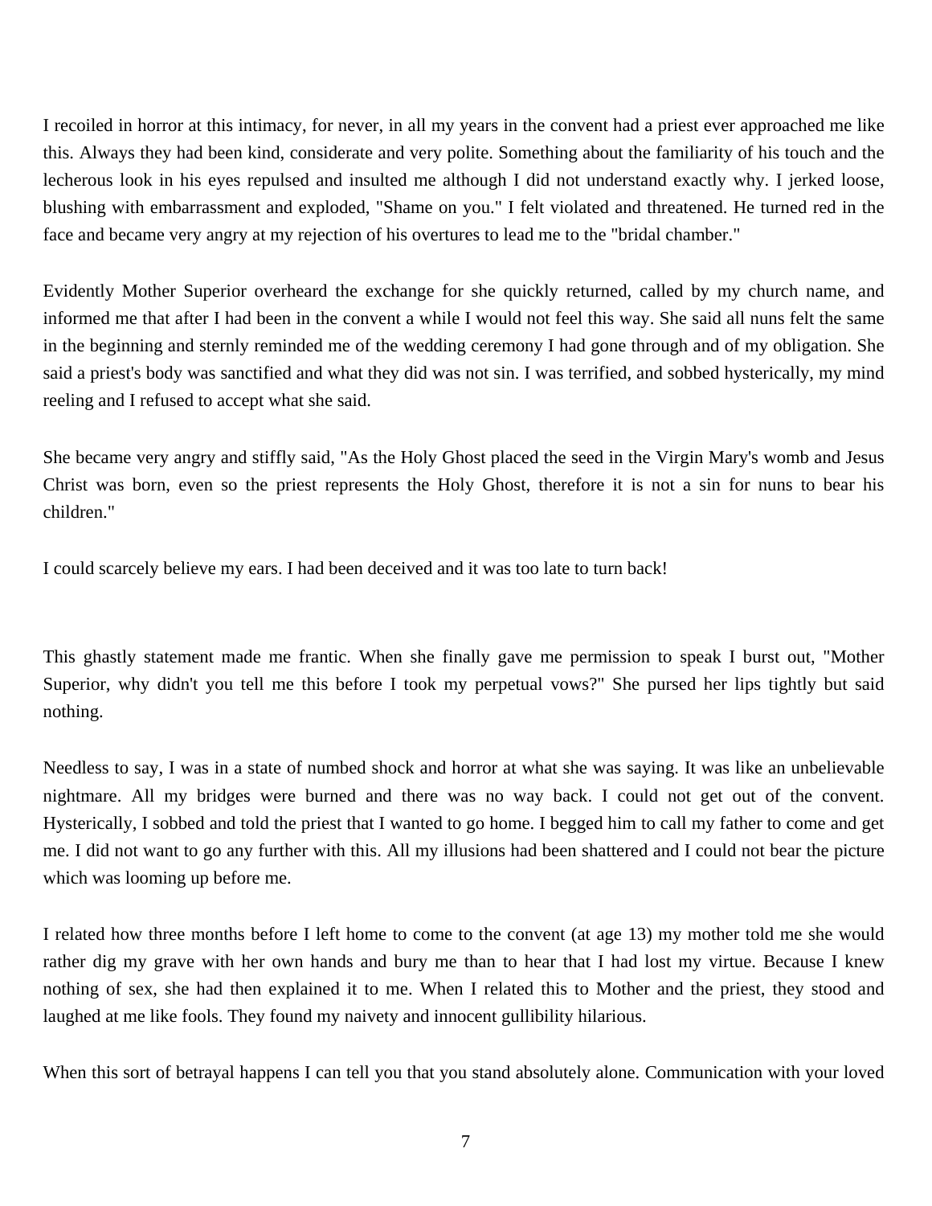I recoiled in horror at this intimacy, for never, in all my years in the convent had a priest ever approached me like this. Always they had been kind, considerate and very polite. Something about the familiarity of his touch and the lecherous look in his eyes repulsed and insulted me although I did not understand exactly why. I jerked loose, blushing with embarrassment and exploded, "Shame on you." I felt violated and threatened. He turned red in the face and became very angry at my rejection of his overtures to lead me to the "bridal chamber."

Evidently Mother Superior overheard the exchange for she quickly returned, called by my church name, and informed me that after I had been in the convent a while I would not feel this way. She said all nuns felt the same in the beginning and sternly reminded me of the wedding ceremony I had gone through and of my obligation. She said a priest's body was sanctified and what they did was not sin. I was terrified, and sobbed hysterically, my mind reeling and I refused to accept what she said.

She became very angry and stiffly said, "As the Holy Ghost placed the seed in the Virgin Mary's womb and Jesus Christ was born, even so the priest represents the Holy Ghost, therefore it is not a sin for nuns to bear his children."

I could scarcely believe my ears. I had been deceived and it was too late to turn back!

This ghastly statement made me frantic. When she finally gave me permission to speak I burst out, "Mother Superior, why didn't you tell me this before I took my perpetual vows?" She pursed her lips tightly but said nothing.

Needless to say, I was in a state of numbed shock and horror at what she was saying. It was like an unbelievable nightmare. All my bridges were burned and there was no way back. I could not get out of the convent. Hysterically, I sobbed and told the priest that I wanted to go home. I begged him to call my father to come and get me. I did not want to go any further with this. All my illusions had been shattered and I could not bear the picture which was looming up before me.

I related how three months before I left home to come to the convent (at age 13) my mother told me she would rather dig my grave with her own hands and bury me than to hear that I had lost my virtue. Because I knew nothing of sex, she had then explained it to me. When I related this to Mother and the priest, they stood and laughed at me like fools. They found my naivety and innocent gullibility hilarious.

When this sort of betrayal happens I can tell you that you stand absolutely alone. Communication with your loved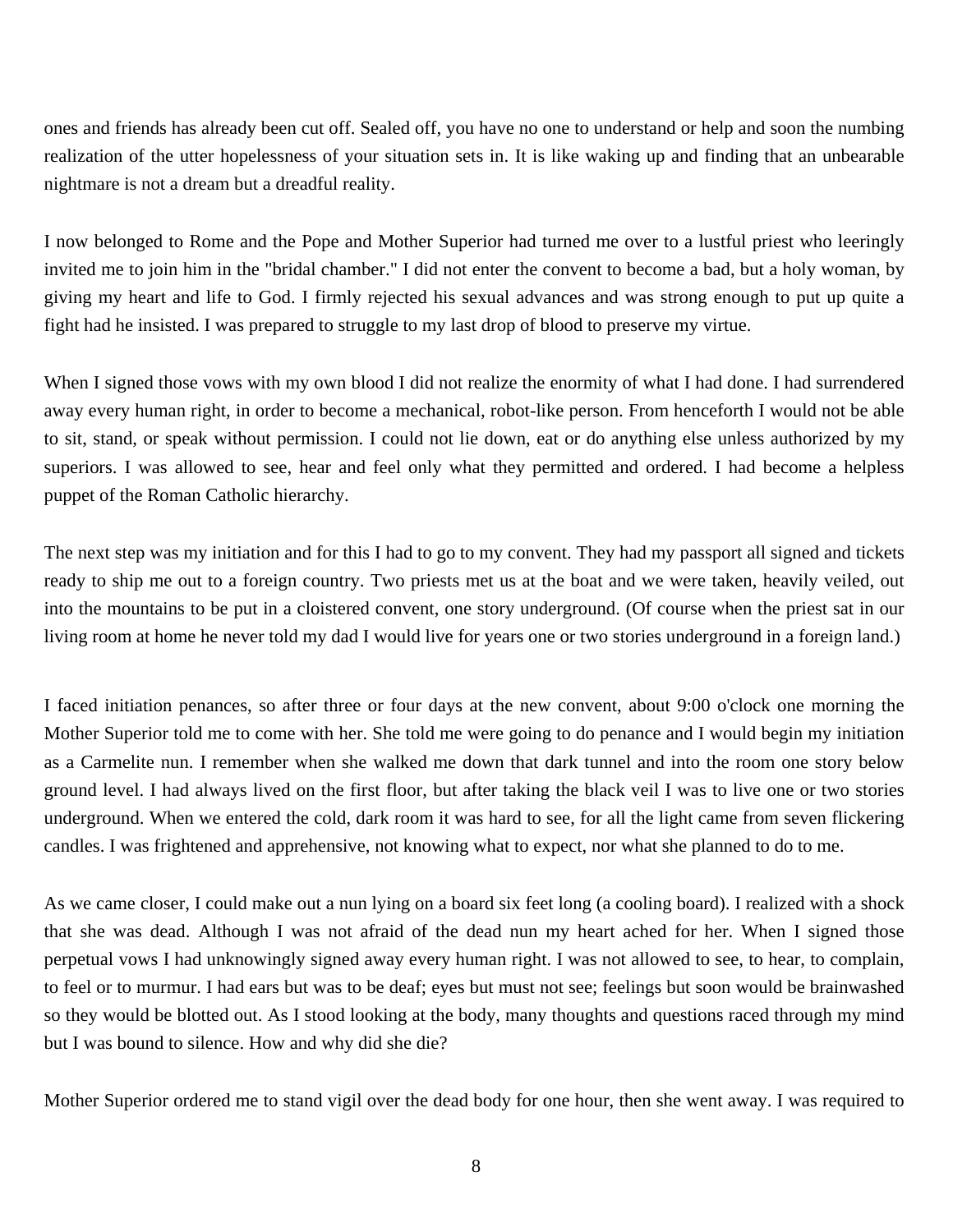ones and friends has already been cut off. Sealed off, you have no one to understand or help and soon the numbing realization of the utter hopelessness of your situation sets in. It is like waking up and finding that an unbearable nightmare is not a dream but a dreadful reality.

I now belonged to Rome and the Pope and Mother Superior had turned me over to a lustful priest who leeringly invited me to join him in the "bridal chamber." I did not enter the convent to become a bad, but a holy woman, by giving my heart and life to God. I firmly rejected his sexual advances and was strong enough to put up quite a fight had he insisted. I was prepared to struggle to my last drop of blood to preserve my virtue.

When I signed those vows with my own blood I did not realize the enormity of what I had done. I had surrendered away every human right, in order to become a mechanical, robot-like person. From henceforth I would not be able to sit, stand, or speak without permission. I could not lie down, eat or do anything else unless authorized by my superiors. I was allowed to see, hear and feel only what they permitted and ordered. I had become a helpless puppet of the Roman Catholic hierarchy.

The next step was my initiation and for this I had to go to my convent. They had my passport all signed and tickets ready to ship me out to a foreign country. Two priests met us at the boat and we were taken, heavily veiled, out into the mountains to be put in a cloistered convent, one story underground. (Of course when the priest sat in our living room at home he never told my dad I would live for years one or two stories underground in a foreign land.)

I faced initiation penances, so after three or four days at the new convent, about 9:00 o'clock one morning the Mother Superior told me to come with her. She told me were going to do penance and I would begin my initiation as a Carmelite nun. I remember when she walked me down that dark tunnel and into the room one story below ground level. I had always lived on the first floor, but after taking the black veil I was to live one or two stories underground. When we entered the cold, dark room it was hard to see, for all the light came from seven flickering candles. I was frightened and apprehensive, not knowing what to expect, nor what she planned to do to me.

As we came closer, I could make out a nun lying on a board six feet long (a cooling board). I realized with a shock that she was dead. Although I was not afraid of the dead nun my heart ached for her. When I signed those perpetual vows I had unknowingly signed away every human right. I was not allowed to see, to hear, to complain, to feel or to murmur. I had ears but was to be deaf; eyes but must not see; feelings but soon would be brainwashed so they would be blotted out. As I stood looking at the body, many thoughts and questions raced through my mind but I was bound to silence. How and why did she die?

Mother Superior ordered me to stand vigil over the dead body for one hour, then she went away. I was required to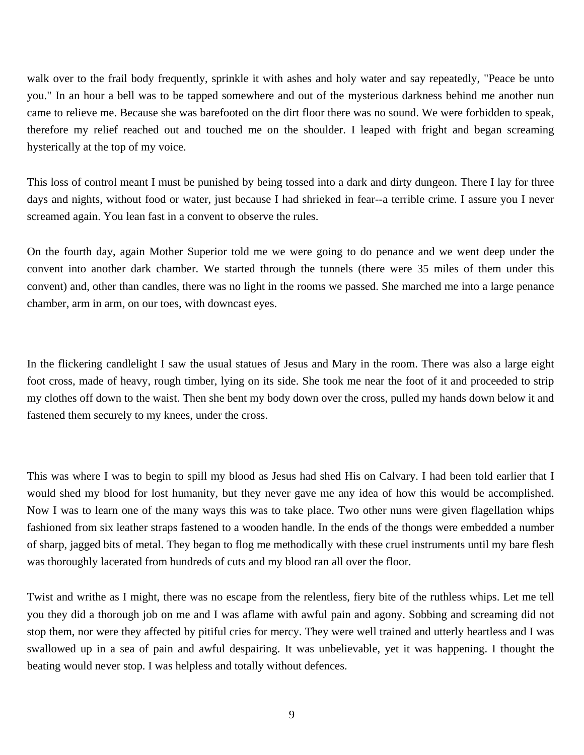walk over to the frail body frequently, sprinkle it with ashes and holy water and say repeatedly, "Peace be unto you." In an hour a bell was to be tapped somewhere and out of the mysterious darkness behind me another nun came to relieve me. Because she was barefooted on the dirt floor there was no sound. We were forbidden to speak, therefore my relief reached out and touched me on the shoulder. I leaped with fright and began screaming hysterically at the top of my voice.

This loss of control meant I must be punished by being tossed into a dark and dirty dungeon. There I lay for three days and nights, without food or water, just because I had shrieked in fear--a terrible crime. I assure you I never screamed again. You lean fast in a convent to observe the rules.

On the fourth day, again Mother Superior told me we were going to do penance and we went deep under the convent into another dark chamber. We started through the tunnels (there were 35 miles of them under this convent) and, other than candles, there was no light in the rooms we passed. She marched me into a large penance chamber, arm in arm, on our toes, with downcast eyes.

In the flickering candlelight I saw the usual statues of Jesus and Mary in the room. There was also a large eight foot cross, made of heavy, rough timber, lying on its side. She took me near the foot of it and proceeded to strip my clothes off down to the waist. Then she bent my body down over the cross, pulled my hands down below it and fastened them securely to my knees, under the cross.

This was where I was to begin to spill my blood as Jesus had shed His on Calvary. I had been told earlier that I would shed my blood for lost humanity, but they never gave me any idea of how this would be accomplished. Now I was to learn one of the many ways this was to take place. Two other nuns were given flagellation whips fashioned from six leather straps fastened to a wooden handle. In the ends of the thongs were embedded a number of sharp, jagged bits of metal. They began to flog me methodically with these cruel instruments until my bare flesh was thoroughly lacerated from hundreds of cuts and my blood ran all over the floor.

Twist and writhe as I might, there was no escape from the relentless, fiery bite of the ruthless whips. Let me tell you they did a thorough job on me and I was aflame with awful pain and agony. Sobbing and screaming did not stop them, nor were they affected by pitiful cries for mercy. They were well trained and utterly heartless and I was swallowed up in a sea of pain and awful despairing. It was unbelievable, yet it was happening. I thought the beating would never stop. I was helpless and totally without defences.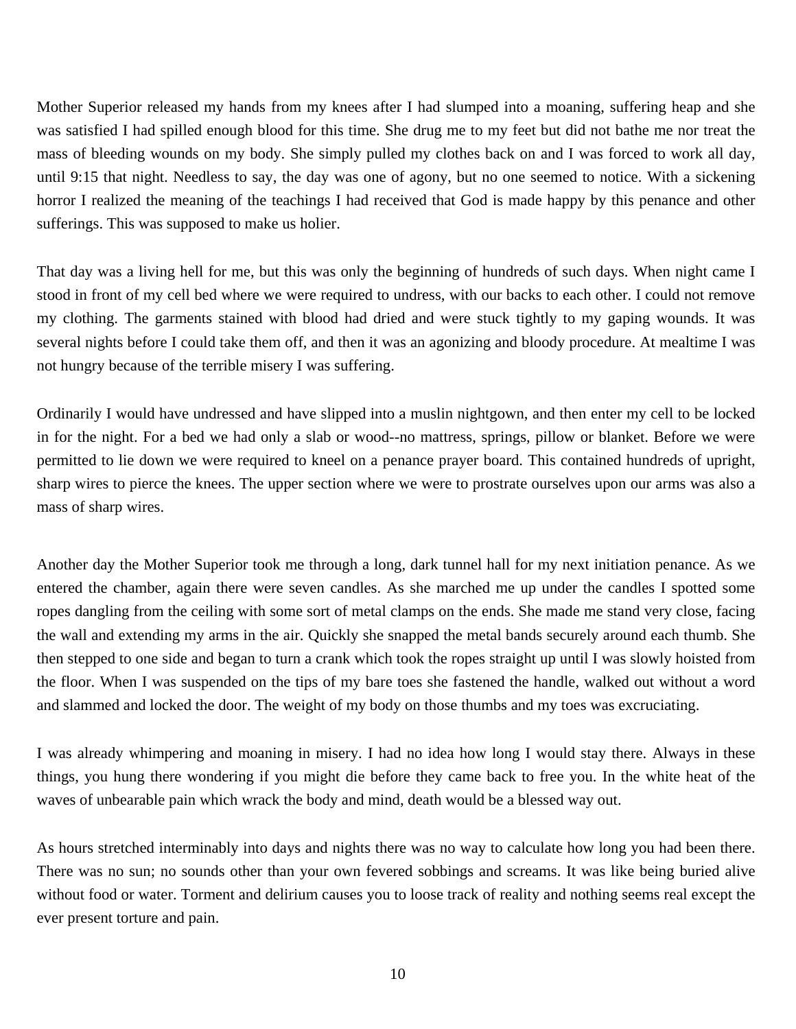Mother Superior released my hands from my knees after I had slumped into a moaning, suffering heap and she was satisfied I had spilled enough blood for this time. She drug me to my feet but did not bathe me nor treat the mass of bleeding wounds on my body. She simply pulled my clothes back on and I was forced to work all day, until 9:15 that night. Needless to say, the day was one of agony, but no one seemed to notice. With a sickening horror I realized the meaning of the teachings I had received that God is made happy by this penance and other sufferings. This was supposed to make us holier.

That day was a living hell for me, but this was only the beginning of hundreds of such days. When night came I stood in front of my cell bed where we were required to undress, with our backs to each other. I could not remove my clothing. The garments stained with blood had dried and were stuck tightly to my gaping wounds. It was several nights before I could take them off, and then it was an agonizing and bloody procedure. At mealtime I was not hungry because of the terrible misery I was suffering.

Ordinarily I would have undressed and have slipped into a muslin nightgown, and then enter my cell to be locked in for the night. For a bed we had only a slab or wood--no mattress, springs, pillow or blanket. Before we were permitted to lie down we were required to kneel on a penance prayer board. This contained hundreds of upright, sharp wires to pierce the knees. The upper section where we were to prostrate ourselves upon our arms was also a mass of sharp wires.

Another day the Mother Superior took me through a long, dark tunnel hall for my next initiation penance. As we entered the chamber, again there were seven candles. As she marched me up under the candles I spotted some ropes dangling from the ceiling with some sort of metal clamps on the ends. She made me stand very close, facing the wall and extending my arms in the air. Quickly she snapped the metal bands securely around each thumb. She then stepped to one side and began to turn a crank which took the ropes straight up until I was slowly hoisted from the floor. When I was suspended on the tips of my bare toes she fastened the handle, walked out without a word and slammed and locked the door. The weight of my body on those thumbs and my toes was excruciating.

I was already whimpering and moaning in misery. I had no idea how long I would stay there. Always in these things, you hung there wondering if you might die before they came back to free you. In the white heat of the waves of unbearable pain which wrack the body and mind, death would be a blessed way out.

As hours stretched interminably into days and nights there was no way to calculate how long you had been there. There was no sun; no sounds other than your own fevered sobbings and screams. It was like being buried alive without food or water. Torment and delirium causes you to loose track of reality and nothing seems real except the ever present torture and pain.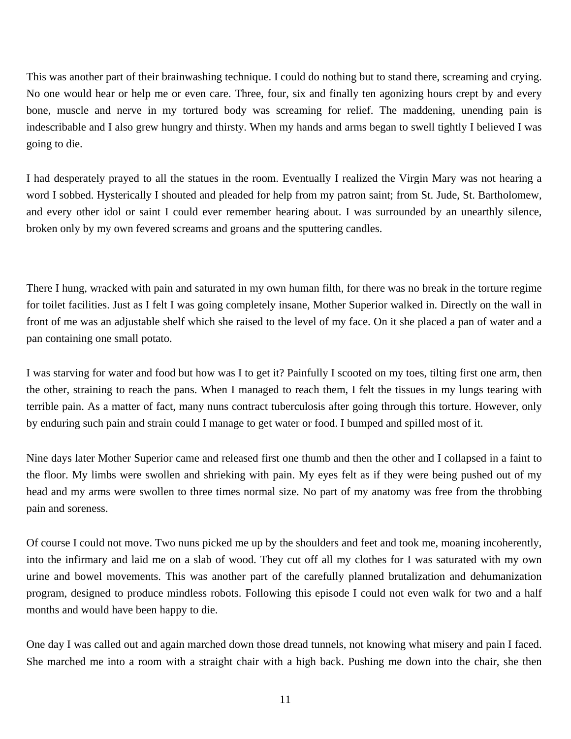This was another part of their brainwashing technique. I could do nothing but to stand there, screaming and crying. No one would hear or help me or even care. Three, four, six and finally ten agonizing hours crept by and every bone, muscle and nerve in my tortured body was screaming for relief. The maddening, unending pain is indescribable and I also grew hungry and thirsty. When my hands and arms began to swell tightly I believed I was going to die.

I had desperately prayed to all the statues in the room. Eventually I realized the Virgin Mary was not hearing a word I sobbed. Hysterically I shouted and pleaded for help from my patron saint; from St. Jude, St. Bartholomew, and every other idol or saint I could ever remember hearing about. I was surrounded by an unearthly silence, broken only by my own fevered screams and groans and the sputtering candles.

There I hung, wracked with pain and saturated in my own human filth, for there was no break in the torture regime for toilet facilities. Just as I felt I was going completely insane, Mother Superior walked in. Directly on the wall in front of me was an adjustable shelf which she raised to the level of my face. On it she placed a pan of water and a pan containing one small potato.

I was starving for water and food but how was I to get it? Painfully I scooted on my toes, tilting first one arm, then the other, straining to reach the pans. When I managed to reach them, I felt the tissues in my lungs tearing with terrible pain. As a matter of fact, many nuns contract tuberculosis after going through this torture. However, only by enduring such pain and strain could I manage to get water or food. I bumped and spilled most of it.

Nine days later Mother Superior came and released first one thumb and then the other and I collapsed in a faint to the floor. My limbs were swollen and shrieking with pain. My eyes felt as if they were being pushed out of my head and my arms were swollen to three times normal size. No part of my anatomy was free from the throbbing pain and soreness.

Of course I could not move. Two nuns picked me up by the shoulders and feet and took me, moaning incoherently, into the infirmary and laid me on a slab of wood. They cut off all my clothes for I was saturated with my own urine and bowel movements. This was another part of the carefully planned brutalization and dehumanization program, designed to produce mindless robots. Following this episode I could not even walk for two and a half months and would have been happy to die.

One day I was called out and again marched down those dread tunnels, not knowing what misery and pain I faced. She marched me into a room with a straight chair with a high back. Pushing me down into the chair, she then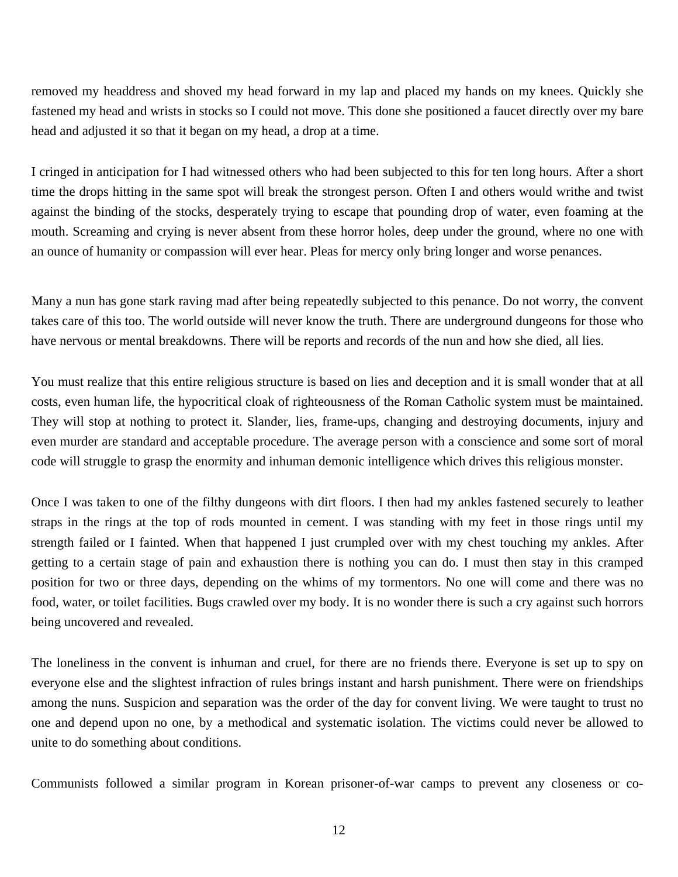removed my headdress and shoved my head forward in my lap and placed my hands on my knees. Quickly she fastened my head and wrists in stocks so I could not move. This done she positioned a faucet directly over my bare head and adjusted it so that it began on my head, a drop at a time.

I cringed in anticipation for I had witnessed others who had been subjected to this for ten long hours. After a short time the drops hitting in the same spot will break the strongest person. Often I and others would writhe and twist against the binding of the stocks, desperately trying to escape that pounding drop of water, even foaming at the mouth. Screaming and crying is never absent from these horror holes, deep under the ground, where no one with an ounce of humanity or compassion will ever hear. Pleas for mercy only bring longer and worse penances.

Many a nun has gone stark raving mad after being repeatedly subjected to this penance. Do not worry, the convent takes care of this too. The world outside will never know the truth. There are underground dungeons for those who have nervous or mental breakdowns. There will be reports and records of the nun and how she died, all lies.

You must realize that this entire religious structure is based on lies and deception and it is small wonder that at all costs, even human life, the hypocritical cloak of righteousness of the Roman Catholic system must be maintained. They will stop at nothing to protect it. Slander, lies, frame-ups, changing and destroying documents, injury and even murder are standard and acceptable procedure. The average person with a conscience and some sort of moral code will struggle to grasp the enormity and inhuman demonic intelligence which drives this religious monster.

Once I was taken to one of the filthy dungeons with dirt floors. I then had my ankles fastened securely to leather straps in the rings at the top of rods mounted in cement. I was standing with my feet in those rings until my strength failed or I fainted. When that happened I just crumpled over with my chest touching my ankles. After getting to a certain stage of pain and exhaustion there is nothing you can do. I must then stay in this cramped position for two or three days, depending on the whims of my tormentors. No one will come and there was no food, water, or toilet facilities. Bugs crawled over my body. It is no wonder there is such a cry against such horrors being uncovered and revealed.

The loneliness in the convent is inhuman and cruel, for there are no friends there. Everyone is set up to spy on everyone else and the slightest infraction of rules brings instant and harsh punishment. There were on friendships among the nuns. Suspicion and separation was the order of the day for convent living. We were taught to trust no one and depend upon no one, by a methodical and systematic isolation. The victims could never be allowed to unite to do something about conditions.

Communists followed a similar program in Korean prisoner-of-war camps to prevent any closeness or co-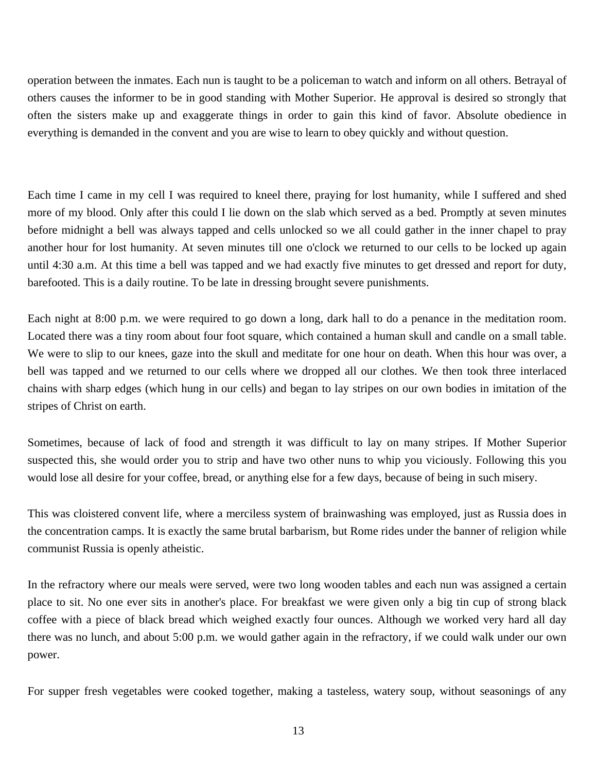operation between the inmates. Each nun is taught to be a policeman to watch and inform on all others. Betrayal of others causes the informer to be in good standing with Mother Superior. He approval is desired so strongly that often the sisters make up and exaggerate things in order to gain this kind of favor. Absolute obedience in everything is demanded in the convent and you are wise to learn to obey quickly and without question.

Each time I came in my cell I was required to kneel there, praying for lost humanity, while I suffered and shed more of my blood. Only after this could I lie down on the slab which served as a bed. Promptly at seven minutes before midnight a bell was always tapped and cells unlocked so we all could gather in the inner chapel to pray another hour for lost humanity. At seven minutes till one o'clock we returned to our cells to be locked up again until 4:30 a.m. At this time a bell was tapped and we had exactly five minutes to get dressed and report for duty, barefooted. This is a daily routine. To be late in dressing brought severe punishments.

Each night at 8:00 p.m. we were required to go down a long, dark hall to do a penance in the meditation room. Located there was a tiny room about four foot square, which contained a human skull and candle on a small table. We were to slip to our knees, gaze into the skull and meditate for one hour on death. When this hour was over, a bell was tapped and we returned to our cells where we dropped all our clothes. We then took three interlaced chains with sharp edges (which hung in our cells) and began to lay stripes on our own bodies in imitation of the stripes of Christ on earth.

Sometimes, because of lack of food and strength it was difficult to lay on many stripes. If Mother Superior suspected this, she would order you to strip and have two other nuns to whip you viciously. Following this you would lose all desire for your coffee, bread, or anything else for a few days, because of being in such misery.

This was cloistered convent life, where a merciless system of brainwashing was employed, just as Russia does in the concentration camps. It is exactly the same brutal barbarism, but Rome rides under the banner of religion while communist Russia is openly atheistic.

In the refractory where our meals were served, were two long wooden tables and each nun was assigned a certain place to sit. No one ever sits in another's place. For breakfast we were given only a big tin cup of strong black coffee with a piece of black bread which weighed exactly four ounces. Although we worked very hard all day there was no lunch, and about 5:00 p.m. we would gather again in the refractory, if we could walk under our own power.

For supper fresh vegetables were cooked together, making a tasteless, watery soup, without seasonings of any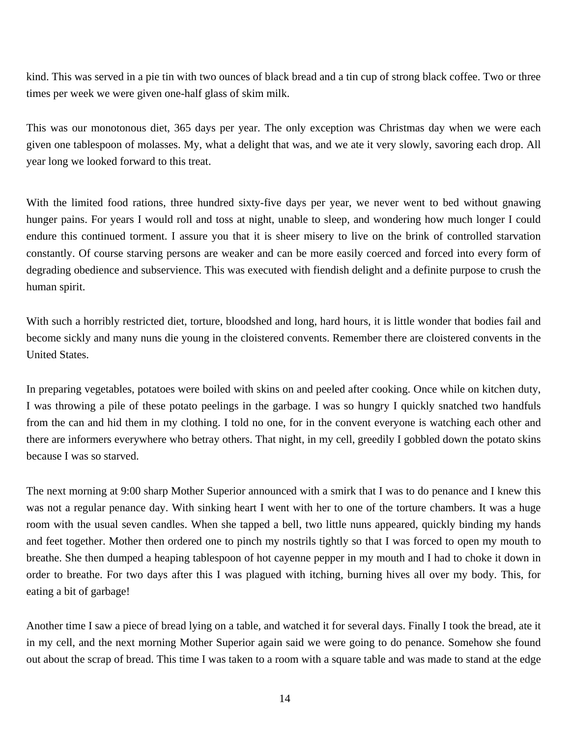kind. This was served in a pie tin with two ounces of black bread and a tin cup of strong black coffee. Two or three times per week we were given one-half glass of skim milk.

This was our monotonous diet, 365 days per year. The only exception was Christmas day when we were each given one tablespoon of molasses. My, what a delight that was, and we ate it very slowly, savoring each drop. All year long we looked forward to this treat.

With the limited food rations, three hundred sixty-five days per year, we never went to bed without gnawing hunger pains. For years I would roll and toss at night, unable to sleep, and wondering how much longer I could endure this continued torment. I assure you that it is sheer misery to live on the brink of controlled starvation constantly. Of course starving persons are weaker and can be more easily coerced and forced into every form of degrading obedience and subservience. This was executed with fiendish delight and a definite purpose to crush the human spirit.

With such a horribly restricted diet, torture, bloodshed and long, hard hours, it is little wonder that bodies fail and become sickly and many nuns die young in the cloistered convents. Remember there are cloistered convents in the United States.

In preparing vegetables, potatoes were boiled with skins on and peeled after cooking. Once while on kitchen duty, I was throwing a pile of these potato peelings in the garbage. I was so hungry I quickly snatched two handfuls from the can and hid them in my clothing. I told no one, for in the convent everyone is watching each other and there are informers everywhere who betray others. That night, in my cell, greedily I gobbled down the potato skins because I was so starved.

The next morning at 9:00 sharp Mother Superior announced with a smirk that I was to do penance and I knew this was not a regular penance day. With sinking heart I went with her to one of the torture chambers. It was a huge room with the usual seven candles. When she tapped a bell, two little nuns appeared, quickly binding my hands and feet together. Mother then ordered one to pinch my nostrils tightly so that I was forced to open my mouth to breathe. She then dumped a heaping tablespoon of hot cayenne pepper in my mouth and I had to choke it down in order to breathe. For two days after this I was plagued with itching, burning hives all over my body. This, for eating a bit of garbage!

Another time I saw a piece of bread lying on a table, and watched it for several days. Finally I took the bread, ate it in my cell, and the next morning Mother Superior again said we were going to do penance. Somehow she found out about the scrap of bread. This time I was taken to a room with a square table and was made to stand at the edge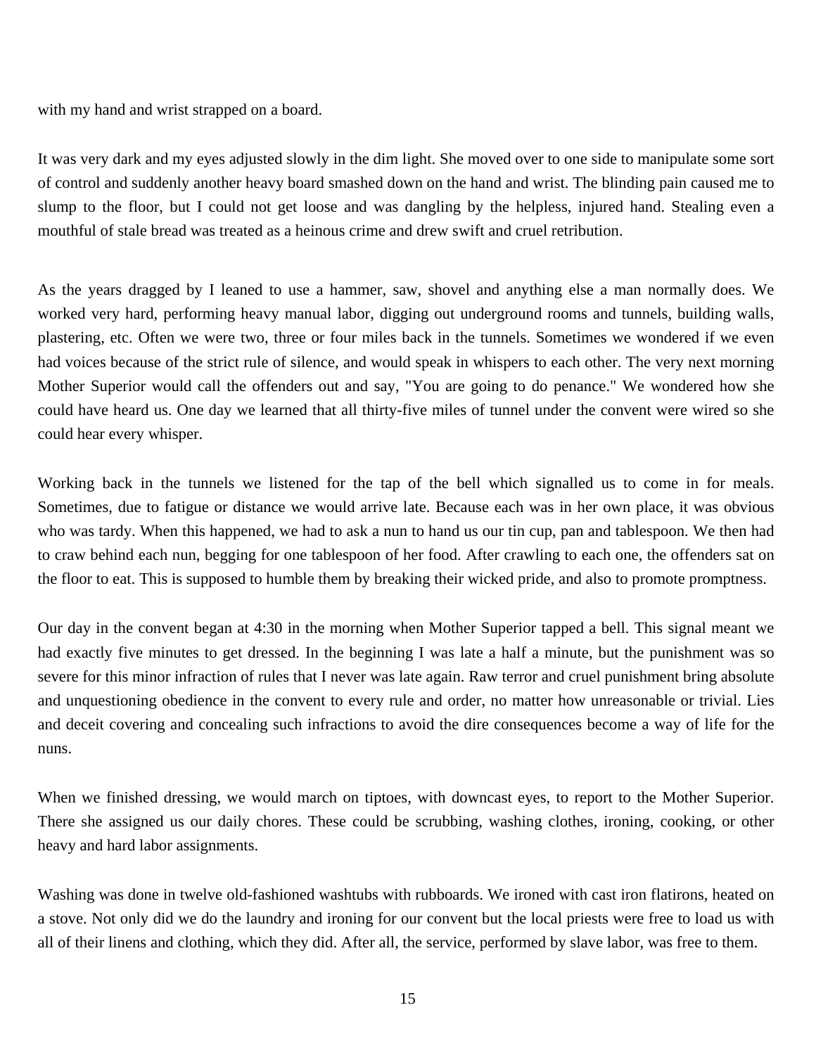with my hand and wrist strapped on a board.

It was very dark and my eyes adjusted slowly in the dim light. She moved over to one side to manipulate some sort of control and suddenly another heavy board smashed down on the hand and wrist. The blinding pain caused me to slump to the floor, but I could not get loose and was dangling by the helpless, injured hand. Stealing even a mouthful of stale bread was treated as a heinous crime and drew swift and cruel retribution.

As the years dragged by I leaned to use a hammer, saw, shovel and anything else a man normally does. We worked very hard, performing heavy manual labor, digging out underground rooms and tunnels, building walls, plastering, etc. Often we were two, three or four miles back in the tunnels. Sometimes we wondered if we even had voices because of the strict rule of silence, and would speak in whispers to each other. The very next morning Mother Superior would call the offenders out and say, "You are going to do penance." We wondered how she could have heard us. One day we learned that all thirty-five miles of tunnel under the convent were wired so she could hear every whisper.

Working back in the tunnels we listened for the tap of the bell which signalled us to come in for meals. Sometimes, due to fatigue or distance we would arrive late. Because each was in her own place, it was obvious who was tardy. When this happened, we had to ask a nun to hand us our tin cup, pan and tablespoon. We then had to craw behind each nun, begging for one tablespoon of her food. After crawling to each one, the offenders sat on the floor to eat. This is supposed to humble them by breaking their wicked pride, and also to promote promptness.

Our day in the convent began at 4:30 in the morning when Mother Superior tapped a bell. This signal meant we had exactly five minutes to get dressed. In the beginning I was late a half a minute, but the punishment was so severe for this minor infraction of rules that I never was late again. Raw terror and cruel punishment bring absolute and unquestioning obedience in the convent to every rule and order, no matter how unreasonable or trivial. Lies and deceit covering and concealing such infractions to avoid the dire consequences become a way of life for the nuns.

When we finished dressing, we would march on tiptoes, with downcast eyes, to report to the Mother Superior. There she assigned us our daily chores. These could be scrubbing, washing clothes, ironing, cooking, or other heavy and hard labor assignments.

Washing was done in twelve old-fashioned washtubs with rubboards. We ironed with cast iron flatirons, heated on a stove. Not only did we do the laundry and ironing for our convent but the local priests were free to load us with all of their linens and clothing, which they did. After all, the service, performed by slave labor, was free to them.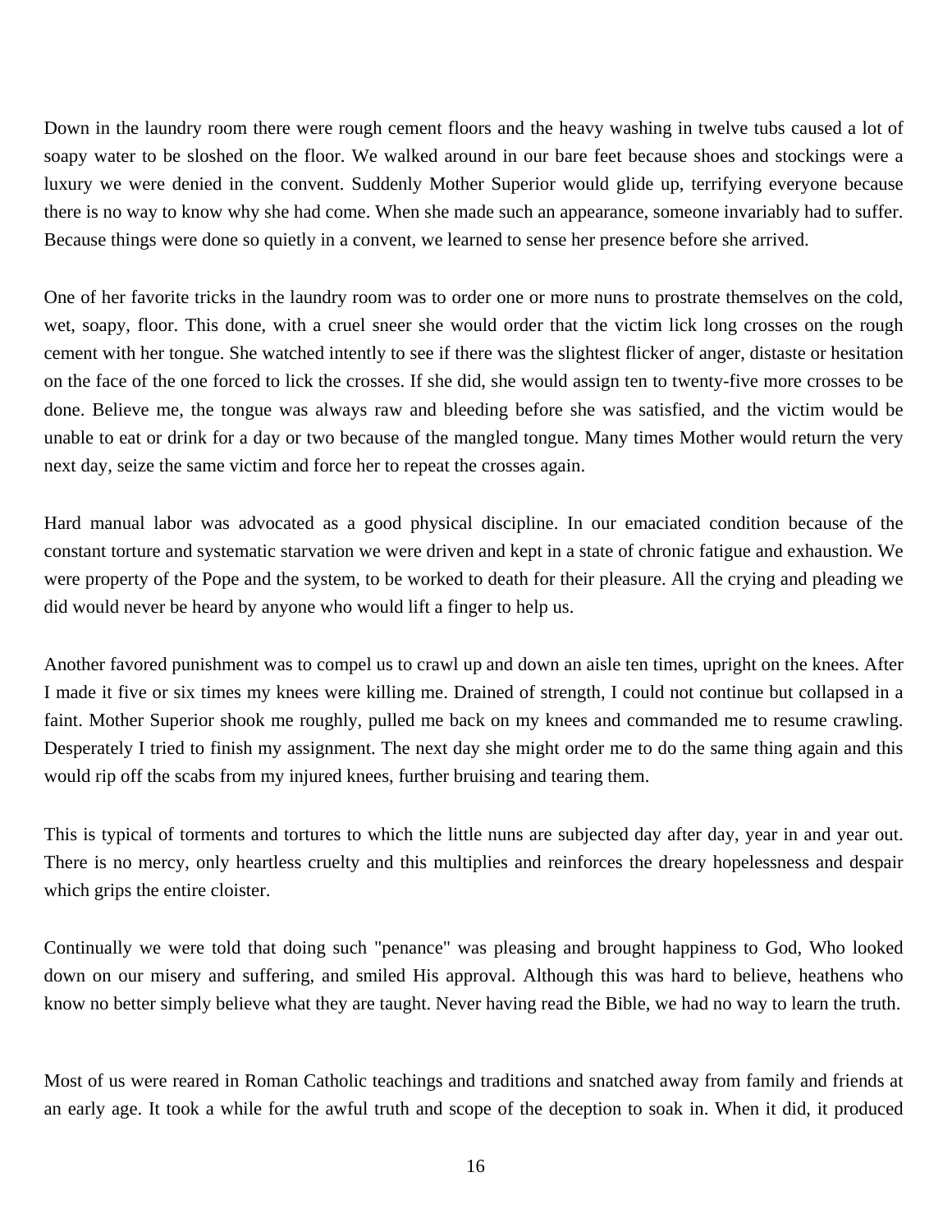Down in the laundry room there were rough cement floors and the heavy washing in twelve tubs caused a lot of soapy water to be sloshed on the floor. We walked around in our bare feet because shoes and stockings were a luxury we were denied in the convent. Suddenly Mother Superior would glide up, terrifying everyone because there is no way to know why she had come. When she made such an appearance, someone invariably had to suffer. Because things were done so quietly in a convent, we learned to sense her presence before she arrived.

One of her favorite tricks in the laundry room was to order one or more nuns to prostrate themselves on the cold, wet, soapy, floor. This done, with a cruel sneer she would order that the victim lick long crosses on the rough cement with her tongue. She watched intently to see if there was the slightest flicker of anger, distaste or hesitation on the face of the one forced to lick the crosses. If she did, she would assign ten to twenty-five more crosses to be done. Believe me, the tongue was always raw and bleeding before she was satisfied, and the victim would be unable to eat or drink for a day or two because of the mangled tongue. Many times Mother would return the very next day, seize the same victim and force her to repeat the crosses again.

Hard manual labor was advocated as a good physical discipline. In our emaciated condition because of the constant torture and systematic starvation we were driven and kept in a state of chronic fatigue and exhaustion. We were property of the Pope and the system, to be worked to death for their pleasure. All the crying and pleading we did would never be heard by anyone who would lift a finger to help us.

Another favored punishment was to compel us to crawl up and down an aisle ten times, upright on the knees. After I made it five or six times my knees were killing me. Drained of strength, I could not continue but collapsed in a faint. Mother Superior shook me roughly, pulled me back on my knees and commanded me to resume crawling. Desperately I tried to finish my assignment. The next day she might order me to do the same thing again and this would rip off the scabs from my injured knees, further bruising and tearing them.

This is typical of torments and tortures to which the little nuns are subjected day after day, year in and year out. There is no mercy, only heartless cruelty and this multiplies and reinforces the dreary hopelessness and despair which grips the entire cloister.

Continually we were told that doing such "penance" was pleasing and brought happiness to God, Who looked down on our misery and suffering, and smiled His approval. Although this was hard to believe, heathens who know no better simply believe what they are taught. Never having read the Bible, we had no way to learn the truth.

Most of us were reared in Roman Catholic teachings and traditions and snatched away from family and friends at an early age. It took a while for the awful truth and scope of the deception to soak in. When it did, it produced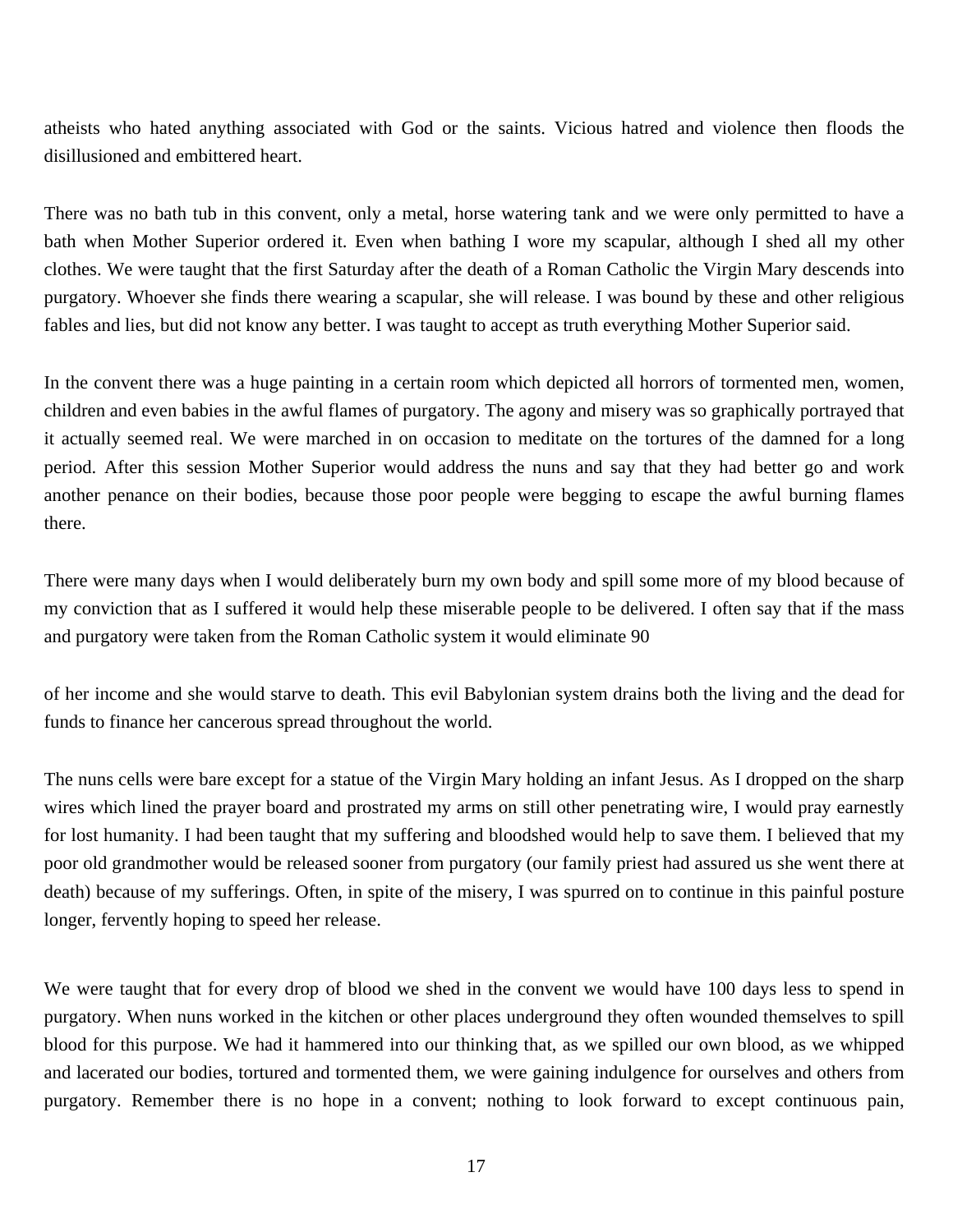atheists who hated anything associated with God or the saints. Vicious hatred and violence then floods the disillusioned and embittered heart.

There was no bath tub in this convent, only a metal, horse watering tank and we were only permitted to have a bath when Mother Superior ordered it. Even when bathing I wore my scapular, although I shed all my other clothes. We were taught that the first Saturday after the death of a Roman Catholic the Virgin Mary descends into purgatory. Whoever she finds there wearing a scapular, she will release. I was bound by these and other religious fables and lies, but did not know any better. I was taught to accept as truth everything Mother Superior said.

In the convent there was a huge painting in a certain room which depicted all horrors of tormented men, women, children and even babies in the awful flames of purgatory. The agony and misery was so graphically portrayed that it actually seemed real. We were marched in on occasion to meditate on the tortures of the damned for a long period. After this session Mother Superior would address the nuns and say that they had better go and work another penance on their bodies, because those poor people were begging to escape the awful burning flames there.

There were many days when I would deliberately burn my own body and spill some more of my blood because of my conviction that as I suffered it would help these miserable people to be delivered. I often say that if the mass and purgatory were taken from the Roman Catholic system it would eliminate 90

of her income and she would starve to death. This evil Babylonian system drains both the living and the dead for funds to finance her cancerous spread throughout the world.

The nuns cells were bare except for a statue of the Virgin Mary holding an infant Jesus. As I dropped on the sharp wires which lined the prayer board and prostrated my arms on still other penetrating wire, I would pray earnestly for lost humanity. I had been taught that my suffering and bloodshed would help to save them. I believed that my poor old grandmother would be released sooner from purgatory (our family priest had assured us she went there at death) because of my sufferings. Often, in spite of the misery, I was spurred on to continue in this painful posture longer, fervently hoping to speed her release.

We were taught that for every drop of blood we shed in the convent we would have 100 days less to spend in purgatory. When nuns worked in the kitchen or other places underground they often wounded themselves to spill blood for this purpose. We had it hammered into our thinking that, as we spilled our own blood, as we whipped and lacerated our bodies, tortured and tormented them, we were gaining indulgence for ourselves and others from purgatory. Remember there is no hope in a convent; nothing to look forward to except continuous pain,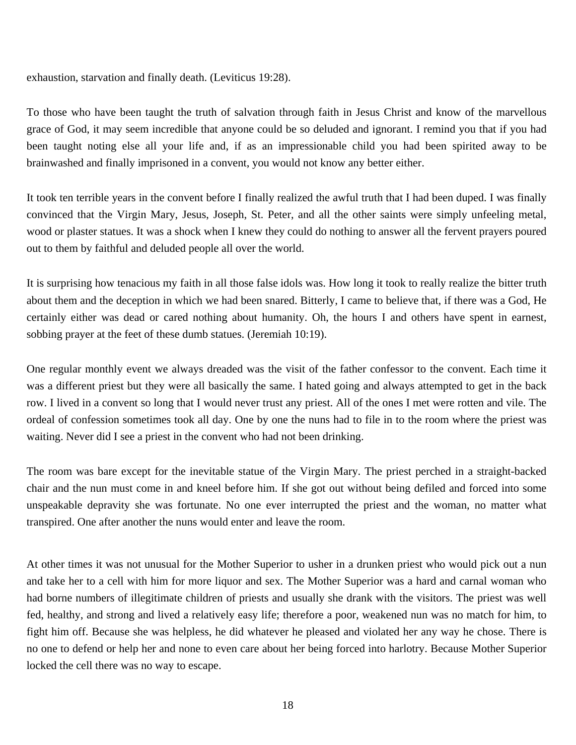exhaustion, starvation and finally death. (Leviticus 19:28).

To those who have been taught the truth of salvation through faith in Jesus Christ and know of the marvellous grace of God, it may seem incredible that anyone could be so deluded and ignorant. I remind you that if you had been taught noting else all your life and, if as an impressionable child you had been spirited away to be brainwashed and finally imprisoned in a convent, you would not know any better either.

It took ten terrible years in the convent before I finally realized the awful truth that I had been duped. I was finally convinced that the Virgin Mary, Jesus, Joseph, St. Peter, and all the other saints were simply unfeeling metal, wood or plaster statues. It was a shock when I knew they could do nothing to answer all the fervent prayers poured out to them by faithful and deluded people all over the world.

It is surprising how tenacious my faith in all those false idols was. How long it took to really realize the bitter truth about them and the deception in which we had been snared. Bitterly, I came to believe that, if there was a God, He certainly either was dead or cared nothing about humanity. Oh, the hours I and others have spent in earnest, sobbing prayer at the feet of these dumb statues. (Jeremiah 10:19).

One regular monthly event we always dreaded was the visit of the father confessor to the convent. Each time it was a different priest but they were all basically the same. I hated going and always attempted to get in the back row. I lived in a convent so long that I would never trust any priest. All of the ones I met were rotten and vile. The ordeal of confession sometimes took all day. One by one the nuns had to file in to the room where the priest was waiting. Never did I see a priest in the convent who had not been drinking.

The room was bare except for the inevitable statue of the Virgin Mary. The priest perched in a straight-backed chair and the nun must come in and kneel before him. If she got out without being defiled and forced into some unspeakable depravity she was fortunate. No one ever interrupted the priest and the woman, no matter what transpired. One after another the nuns would enter and leave the room.

At other times it was not unusual for the Mother Superior to usher in a drunken priest who would pick out a nun and take her to a cell with him for more liquor and sex. The Mother Superior was a hard and carnal woman who had borne numbers of illegitimate children of priests and usually she drank with the visitors. The priest was well fed, healthy, and strong and lived a relatively easy life; therefore a poor, weakened nun was no match for him, to fight him off. Because she was helpless, he did whatever he pleased and violated her any way he chose. There is no one to defend or help her and none to even care about her being forced into harlotry. Because Mother Superior locked the cell there was no way to escape.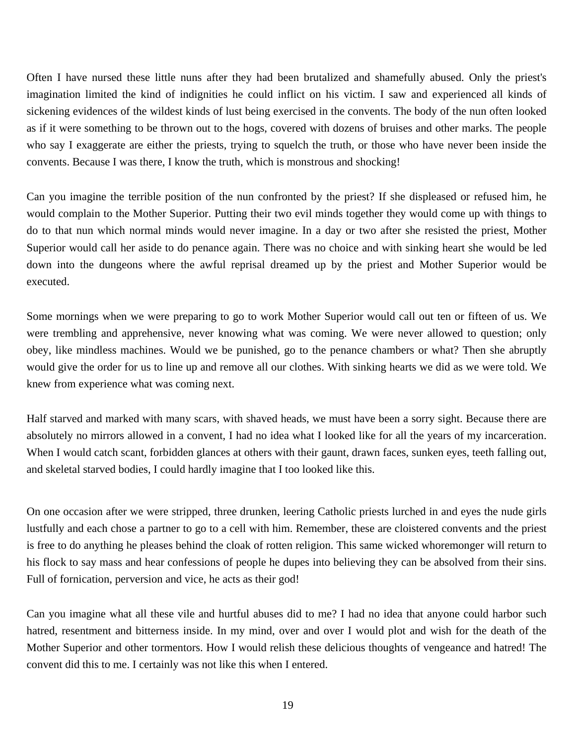Often I have nursed these little nuns after they had been brutalized and shamefully abused. Only the priest's imagination limited the kind of indignities he could inflict on his victim. I saw and experienced all kinds of sickening evidences of the wildest kinds of lust being exercised in the convents. The body of the nun often looked as if it were something to be thrown out to the hogs, covered with dozens of bruises and other marks. The people who say I exaggerate are either the priests, trying to squelch the truth, or those who have never been inside the convents. Because I was there, I know the truth, which is monstrous and shocking!

Can you imagine the terrible position of the nun confronted by the priest? If she displeased or refused him, he would complain to the Mother Superior. Putting their two evil minds together they would come up with things to do to that nun which normal minds would never imagine. In a day or two after she resisted the priest, Mother Superior would call her aside to do penance again. There was no choice and with sinking heart she would be led down into the dungeons where the awful reprisal dreamed up by the priest and Mother Superior would be executed.

Some mornings when we were preparing to go to work Mother Superior would call out ten or fifteen of us. We were trembling and apprehensive, never knowing what was coming. We were never allowed to question; only obey, like mindless machines. Would we be punished, go to the penance chambers or what? Then she abruptly would give the order for us to line up and remove all our clothes. With sinking hearts we did as we were told. We knew from experience what was coming next.

Half starved and marked with many scars, with shaved heads, we must have been a sorry sight. Because there are absolutely no mirrors allowed in a convent, I had no idea what I looked like for all the years of my incarceration. When I would catch scant, forbidden glances at others with their gaunt, drawn faces, sunken eyes, teeth falling out, and skeletal starved bodies, I could hardly imagine that I too looked like this.

On one occasion after we were stripped, three drunken, leering Catholic priests lurched in and eyes the nude girls lustfully and each chose a partner to go to a cell with him. Remember, these are cloistered convents and the priest is free to do anything he pleases behind the cloak of rotten religion. This same wicked whoremonger will return to his flock to say mass and hear confessions of people he dupes into believing they can be absolved from their sins. Full of fornication, perversion and vice, he acts as their god!

Can you imagine what all these vile and hurtful abuses did to me? I had no idea that anyone could harbor such hatred, resentment and bitterness inside. In my mind, over and over I would plot and wish for the death of the Mother Superior and other tormentors. How I would relish these delicious thoughts of vengeance and hatred! The convent did this to me. I certainly was not like this when I entered.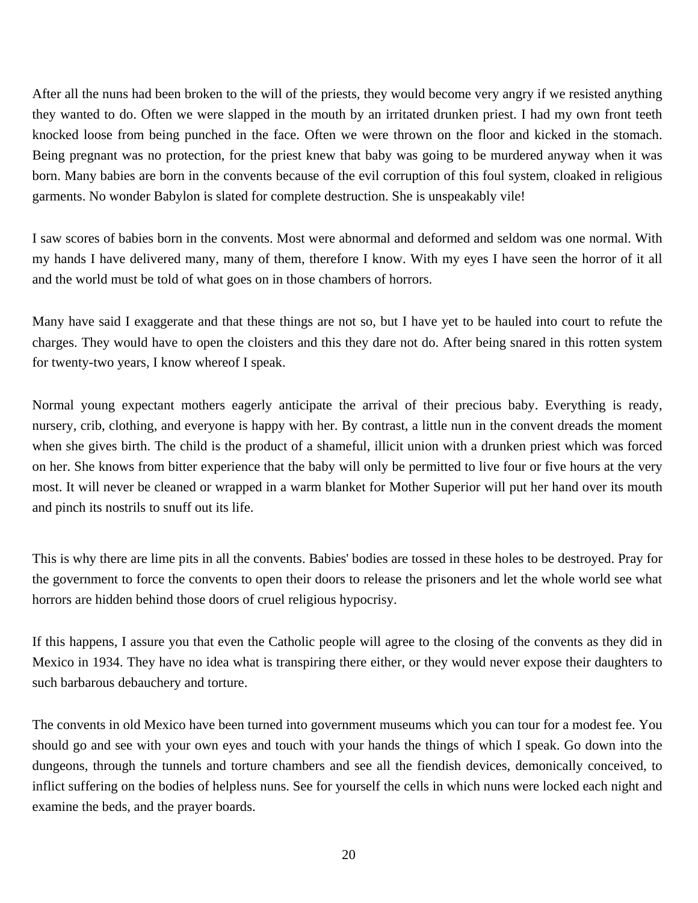After all the nuns had been broken to the will of the priests, they would become very angry if we resisted anything they wanted to do. Often we were slapped in the mouth by an irritated drunken priest. I had my own front teeth knocked loose from being punched in the face. Often we were thrown on the floor and kicked in the stomach. Being pregnant was no protection, for the priest knew that baby was going to be murdered anyway when it was born. Many babies are born in the convents because of the evil corruption of this foul system, cloaked in religious garments. No wonder Babylon is slated for complete destruction. She is unspeakably vile!

I saw scores of babies born in the convents. Most were abnormal and deformed and seldom was one normal. With my hands I have delivered many, many of them, therefore I know. With my eyes I have seen the horror of it all and the world must be told of what goes on in those chambers of horrors.

Many have said I exaggerate and that these things are not so, but I have yet to be hauled into court to refute the charges. They would have to open the cloisters and this they dare not do. After being snared in this rotten system for twenty-two years, I know whereof I speak.

Normal young expectant mothers eagerly anticipate the arrival of their precious baby. Everything is ready, nursery, crib, clothing, and everyone is happy with her. By contrast, a little nun in the convent dreads the moment when she gives birth. The child is the product of a shameful, illicit union with a drunken priest which was forced on her. She knows from bitter experience that the baby will only be permitted to live four or five hours at the very most. It will never be cleaned or wrapped in a warm blanket for Mother Superior will put her hand over its mouth and pinch its nostrils to snuff out its life.

This is why there are lime pits in all the convents. Babies' bodies are tossed in these holes to be destroyed. Pray for the government to force the convents to open their doors to release the prisoners and let the whole world see what horrors are hidden behind those doors of cruel religious hypocrisy.

If this happens, I assure you that even the Catholic people will agree to the closing of the convents as they did in Mexico in 1934. They have no idea what is transpiring there either, or they would never expose their daughters to such barbarous debauchery and torture.

The convents in old Mexico have been turned into government museums which you can tour for a modest fee. You should go and see with your own eyes and touch with your hands the things of which I speak. Go down into the dungeons, through the tunnels and torture chambers and see all the fiendish devices, demonically conceived, to inflict suffering on the bodies of helpless nuns. See for yourself the cells in which nuns were locked each night and examine the beds, and the prayer boards.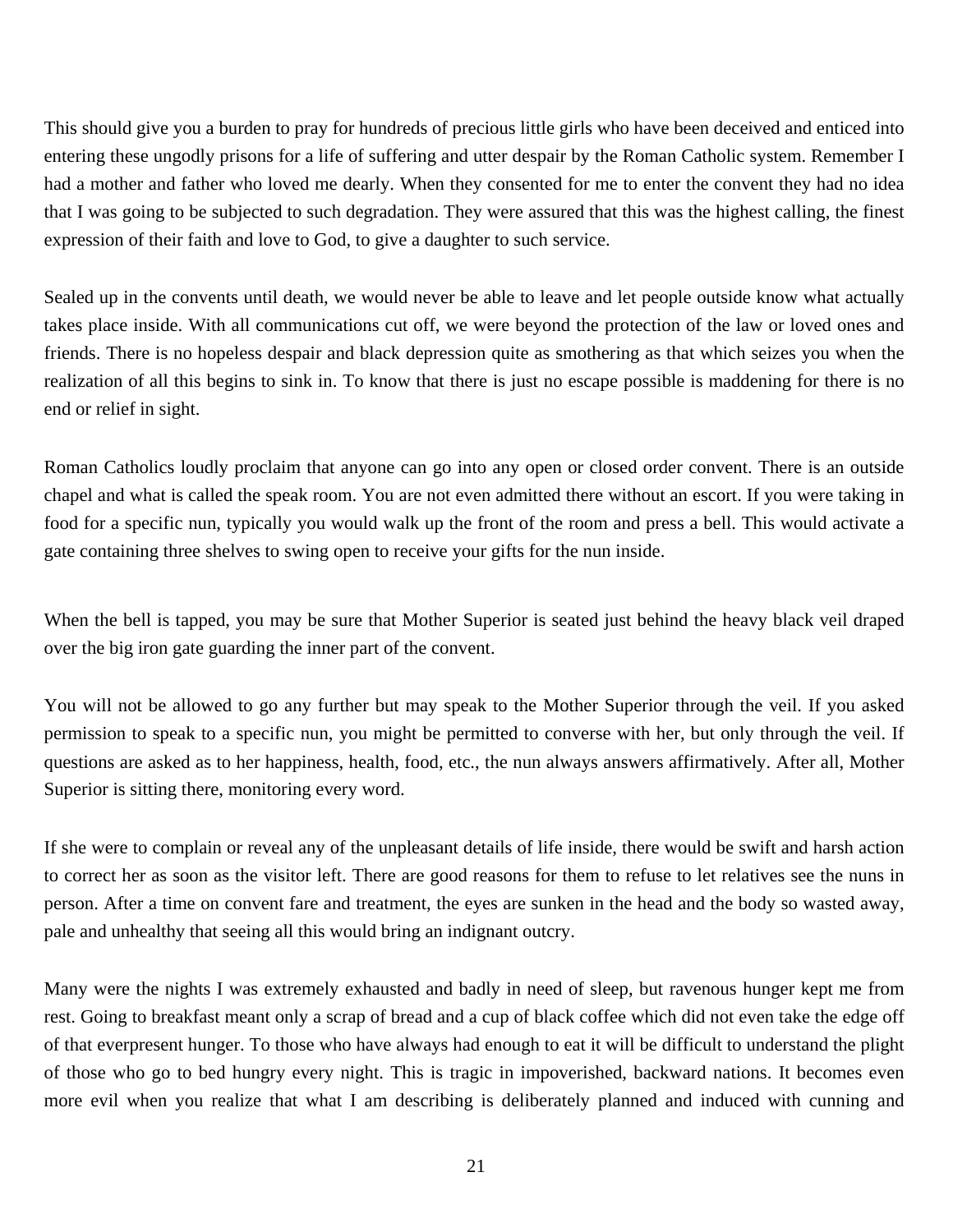This should give you a burden to pray for hundreds of precious little girls who have been deceived and enticed into entering these ungodly prisons for a life of suffering and utter despair by the Roman Catholic system. Remember I had a mother and father who loved me dearly. When they consented for me to enter the convent they had no idea that I was going to be subjected to such degradation. They were assured that this was the highest calling, the finest expression of their faith and love to God, to give a daughter to such service.

Sealed up in the convents until death, we would never be able to leave and let people outside know what actually takes place inside. With all communications cut off, we were beyond the protection of the law or loved ones and friends. There is no hopeless despair and black depression quite as smothering as that which seizes you when the realization of all this begins to sink in. To know that there is just no escape possible is maddening for there is no end or relief in sight.

Roman Catholics loudly proclaim that anyone can go into any open or closed order convent. There is an outside chapel and what is called the speak room. You are not even admitted there without an escort. If you were taking in food for a specific nun, typically you would walk up the front of the room and press a bell. This would activate a gate containing three shelves to swing open to receive your gifts for the nun inside.

When the bell is tapped, you may be sure that Mother Superior is seated just behind the heavy black veil draped over the big iron gate guarding the inner part of the convent.

You will not be allowed to go any further but may speak to the Mother Superior through the veil. If you asked permission to speak to a specific nun, you might be permitted to converse with her, but only through the veil. If questions are asked as to her happiness, health, food, etc., the nun always answers affirmatively. After all, Mother Superior is sitting there, monitoring every word.

If she were to complain or reveal any of the unpleasant details of life inside, there would be swift and harsh action to correct her as soon as the visitor left. There are good reasons for them to refuse to let relatives see the nuns in person. After a time on convent fare and treatment, the eyes are sunken in the head and the body so wasted away, pale and unhealthy that seeing all this would bring an indignant outcry.

Many were the nights I was extremely exhausted and badly in need of sleep, but ravenous hunger kept me from rest. Going to breakfast meant only a scrap of bread and a cup of black coffee which did not even take the edge off of that everpresent hunger. To those who have always had enough to eat it will be difficult to understand the plight of those who go to bed hungry every night. This is tragic in impoverished, backward nations. It becomes even more evil when you realize that what I am describing is deliberately planned and induced with cunning and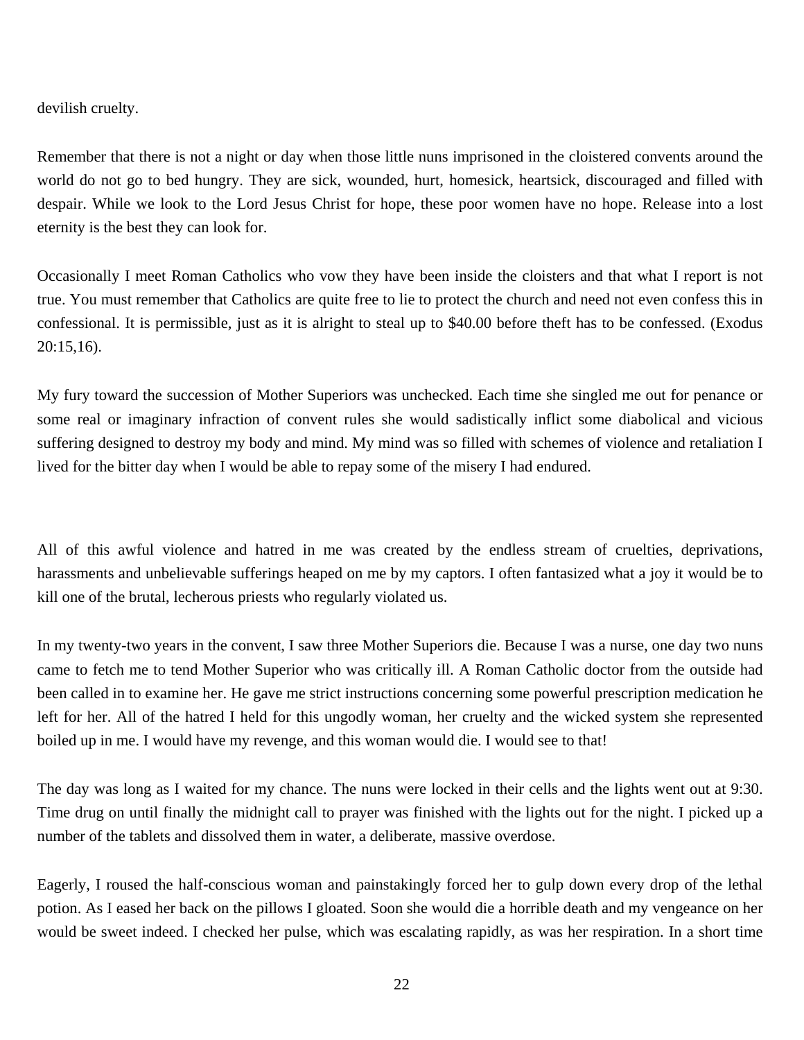devilish cruelty.

Remember that there is not a night or day when those little nuns imprisoned in the cloistered convents around the world do not go to bed hungry. They are sick, wounded, hurt, homesick, heartsick, discouraged and filled with despair. While we look to the Lord Jesus Christ for hope, these poor women have no hope. Release into a lost eternity is the best they can look for.

Occasionally I meet Roman Catholics who vow they have been inside the cloisters and that what I report is not true. You must remember that Catholics are quite free to lie to protect the church and need not even confess this in confessional. It is permissible, just as it is alright to steal up to $40.00 before theft has to be confessed. (Exodus 20:15,16).

My fury toward the succession of Mother Superiors was unchecked. Each time she singled me out for penance or some real or imaginary infraction of convent rules she would sadistically inflict some diabolical and vicious suffering designed to destroy my body and mind. My mind was so filled with schemes of violence and retaliation I lived for the bitter day when I would be able to repay some of the misery I had endured.

All of this awful violence and hatred in me was created by the endless stream of cruelties, deprivations, harassments and unbelievable sufferings heaped on me by my captors. I often fantasized what a joy it would be to kill one of the brutal, lecherous priests who regularly violated us.

In my twenty-two years in the convent, I saw three Mother Superiors die. Because I was a nurse, one day two nuns came to fetch me to tend Mother Superior who was critically ill. A Roman Catholic doctor from the outside had been called in to examine her. He gave me strict instructions concerning some powerful prescription medication he left for her. All of the hatred I held for this ungodly woman, her cruelty and the wicked system she represented boiled up in me. I would have my revenge, and this woman would die. I would see to that!

The day was long as I waited for my chance. The nuns were locked in their cells and the lights went out at 9:30. Time drug on until finally the midnight call to prayer was finished with the lights out for the night. I picked up a number of the tablets and dissolved them in water, a deliberate, massive overdose.

Eagerly, I roused the half-conscious woman and painstakingly forced her to gulp down every drop of the lethal potion. As I eased her back on the pillows I gloated. Soon she would die a horrible death and my vengeance on her would be sweet indeed. I checked her pulse, which was escalating rapidly, as was her respiration. In a short time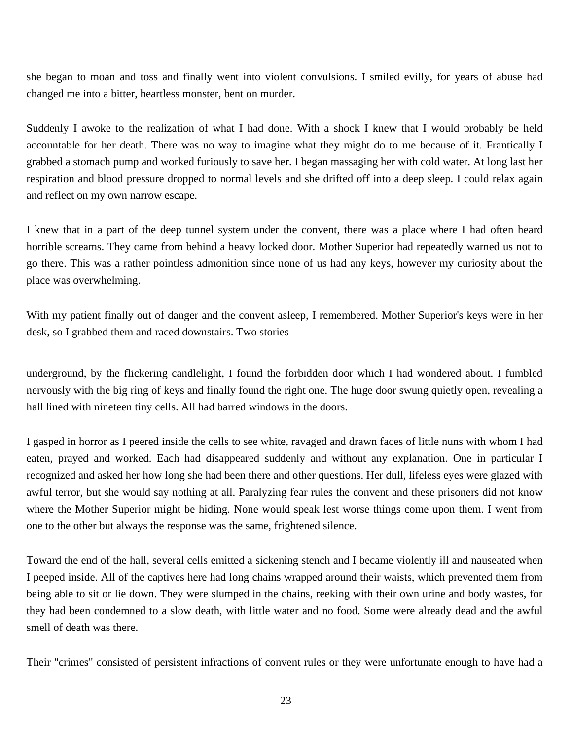she began to moan and toss and finally went into violent convulsions. I smiled evilly, for years of abuse had changed me into a bitter, heartless monster, bent on murder.

Suddenly I awoke to the realization of what I had done. With a shock I knew that I would probably be held accountable for her death. There was no way to imagine what they might do to me because of it. Frantically I grabbed a stomach pump and worked furiously to save her. I began massaging her with cold water. At long last her respiration and blood pressure dropped to normal levels and she drifted off into a deep sleep. I could relax again and reflect on my own narrow escape.

I knew that in a part of the deep tunnel system under the convent, there was a place where I had often heard horrible screams. They came from behind a heavy locked door. Mother Superior had repeatedly warned us not to go there. This was a rather pointless admonition since none of us had any keys, however my curiosity about the place was overwhelming.

With my patient finally out of danger and the convent asleep, I remembered. Mother Superior's keys were in her desk, so I grabbed them and raced downstairs. Two stories underground, by the flickering candlelight, I found the forbidden door which I had wondered about. I fumbled nervously with the big ring of keys and finally found the right one. The huge door swung quietly open, revealing a hall lined with nineteen tiny cells. All had barred windows in the doors.

I gasped in horror as I peered inside the cells to see white, ravaged and drawn faces of little nuns with whom I had eaten, prayed and worked. Each had disappeared suddenly and without any explanation. One in particular I recognized and asked her how long she had been there and other questions. Her dull, lifeless eyes were glazed with awful terror, but she would say nothing at all. Paralyzing fear rules the convent and these prisoners did not know where the Mother Superior might be hiding. None would speak lest worse things come upon them. I went from one to the other but always the response was the same, frightened silence.

Toward the end of the hall, several cells emitted a sickening stench and I became violently ill and nauseated when I peeped inside. All of the captives here had long chains wrapped around their waists, which prevented them from being able to sit or lie down. They were slumped in the chains, reeking with their own urine and body wastes, for they had been condemned to a slow death, with little water and no food. Some were already dead and the awful smell of death was there.

Their "crimes" consisted of persistent infractions of convent rules or they were unfortunate enough to have had a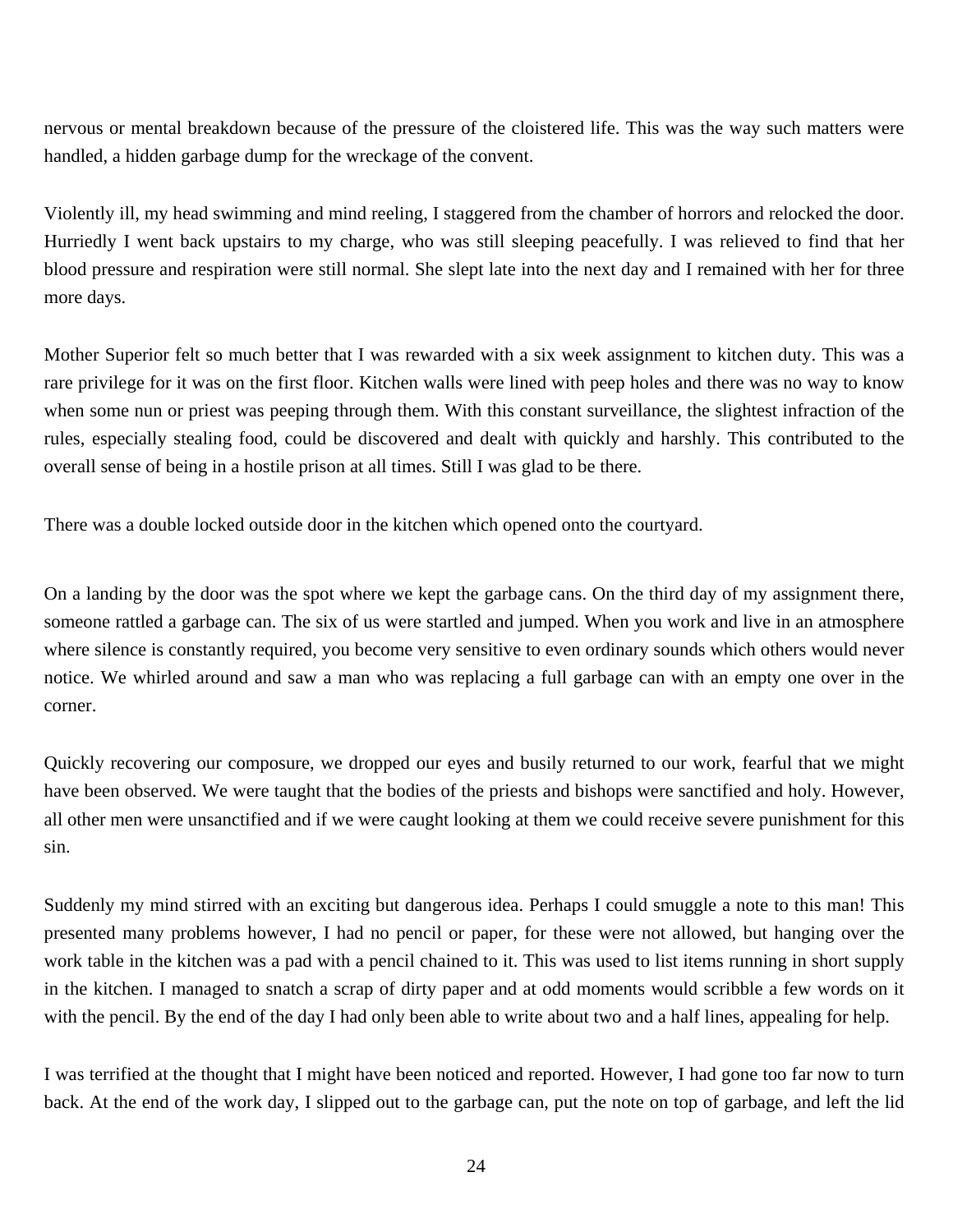nervous or mental breakdown because of the pressure of the cloistered life. This was the way such matters were handled, a hidden garbage dump for the wreckage of the convent.

Violently ill, my head swimming and mind reeling, I staggered from the chamber of horrors and relocked the door. Hurriedly I went back upstairs to my charge, who was still sleeping peacefully. I was relieved to find that her blood pressure and respiration were still normal. She slept late into the next day and I remained with her for three more days.

Mother Superior felt so much better that I was rewarded with a six week assignment to kitchen duty. This was a rare privilege for it was on the first floor. Kitchen walls were lined with peep holes and there was no way to know when some nun or priest was peeping through them. With this constant surveillance, the slightest infraction of the rules, especially stealing food, could be discovered and dealt with quickly and harshly. This contributed to the overall sense of being in a hostile prison at all times. Still I was glad to be there.

There was a double locked outside door in the kitchen which opened onto the courtyard.

On a landing by the door was the spot where we kept the garbage cans. On the third day of my assignment there, someone rattled a garbage can. The six of us were startled and jumped. When you work and live in an atmosphere where silence is constantly required, you become very sensitive to even ordinary sounds which others would never notice. We whirled around and saw a man who was replacing a full garbage can with an empty one over in the corner.

Quickly recovering our composure, we dropped our eyes and busily returned to our work, fearful that we might have been observed. We were taught that the bodies of the priests and bishops were sanctified and holy. However, all other men were unsanctified and if we were caught looking at them we could receive severe punishment for this sin.

Suddenly my mind stirred with an exciting but dangerous idea. Perhaps I could smuggle a note to this man! This presented many problems however, I had no pencil or paper, for these were not allowed, but hanging over the work table in the kitchen was a pad with a pencil chained to it. This was used to list items running in short supply in the kitchen. I managed to snatch a scrap of dirty paper and at odd moments would scribble a few words on it with the pencil. By the end of the day I had only been able to write about two and a half lines, appealing for help.

I was terrified at the thought that I might have been noticed and reported. However, I had gone too far now to turn back. At the end of the work day, I slipped out to the garbage can, put the note on top of garbage, and left the lid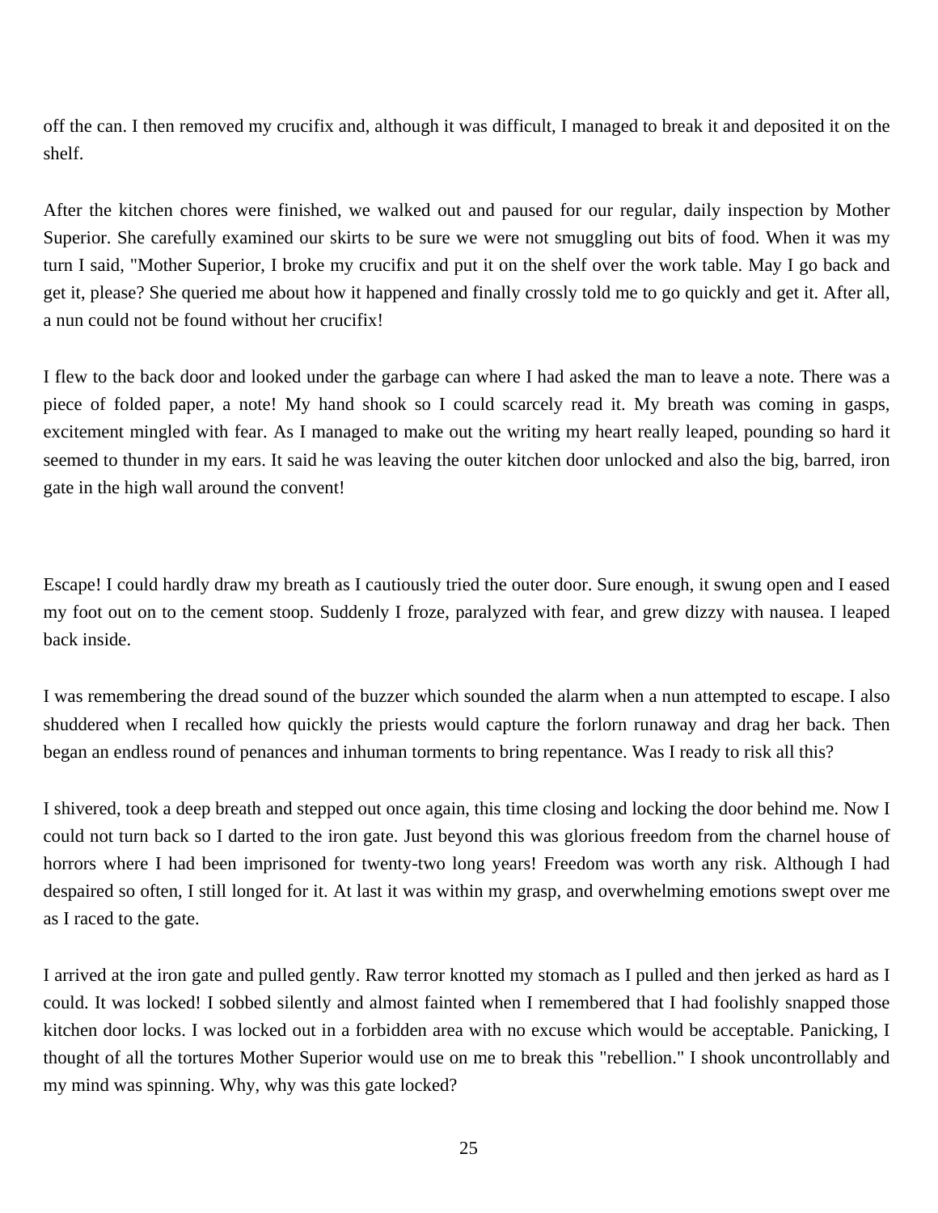off the can. I then removed my crucifix and, although it was difficult, I managed to break it and deposited it on the shelf.

After the kitchen chores were finished, we walked out and paused for our regular, daily inspection by Mother Superior. She carefully examined our skirts to be sure we were not smuggling out bits of food. When it was my turn I said, "Mother Superior, I broke my crucifix and put it on the shelf over the work table. May I go back and get it, please? She queried me about how it happened and finally crossly told me to go quickly and get it. After all, a nun could not be found without her crucifix!

I flew to the back door and looked under the garbage can where I had asked the man to leave a note. There was a piece of folded paper, a note! My hand shook so I could scarcely read it. My breath was coming in gasps, excitement mingled with fear. As I managed to make out the writing my heart really leaped, pounding so hard it seemed to thunder in my ears. It said he was leaving the outer kitchen door unlocked and also the big, barred, iron gate in the high wall around the convent!

Escape! I could hardly draw my breath as I cautiously tried the outer door. Sure enough, it swung open and I eased my foot out on to the cement stoop. Suddenly I froze, paralyzed with fear, and grew dizzy with nausea. I leaped back inside.

I was remembering the dread sound of the buzzer which sounded the alarm when a nun attempted to escape. I also shuddered when I recalled how quickly the priests would capture the forlorn runaway and drag her back. Then began an endless round of penances and inhuman torments to bring repentance. Was I ready to risk all this?

I shivered, took a deep breath and stepped out once again, this time closing and locking the door behind me. Now I could not turn back so I darted to the iron gate. Just beyond this was glorious freedom from the charnel house of horrors where I had been imprisoned for twenty-two long years! Freedom was worth any risk. Although I had despaired so often, I still longed for it. At last it was within my grasp, and overwhelming emotions swept over me as I raced to the gate.

I arrived at the iron gate and pulled gently. Raw terror knotted my stomach as I pulled and then jerked as hard as I could. It was locked! I sobbed silently and almost fainted when I remembered that I had foolishly snapped those kitchen door locks. I was locked out in a forbidden area with no excuse which would be acceptable. Panicking, I thought of all the tortures Mother Superior would use on me to break this "rebellion." I shook uncontrollably and my mind was spinning. Why, why was this gate locked?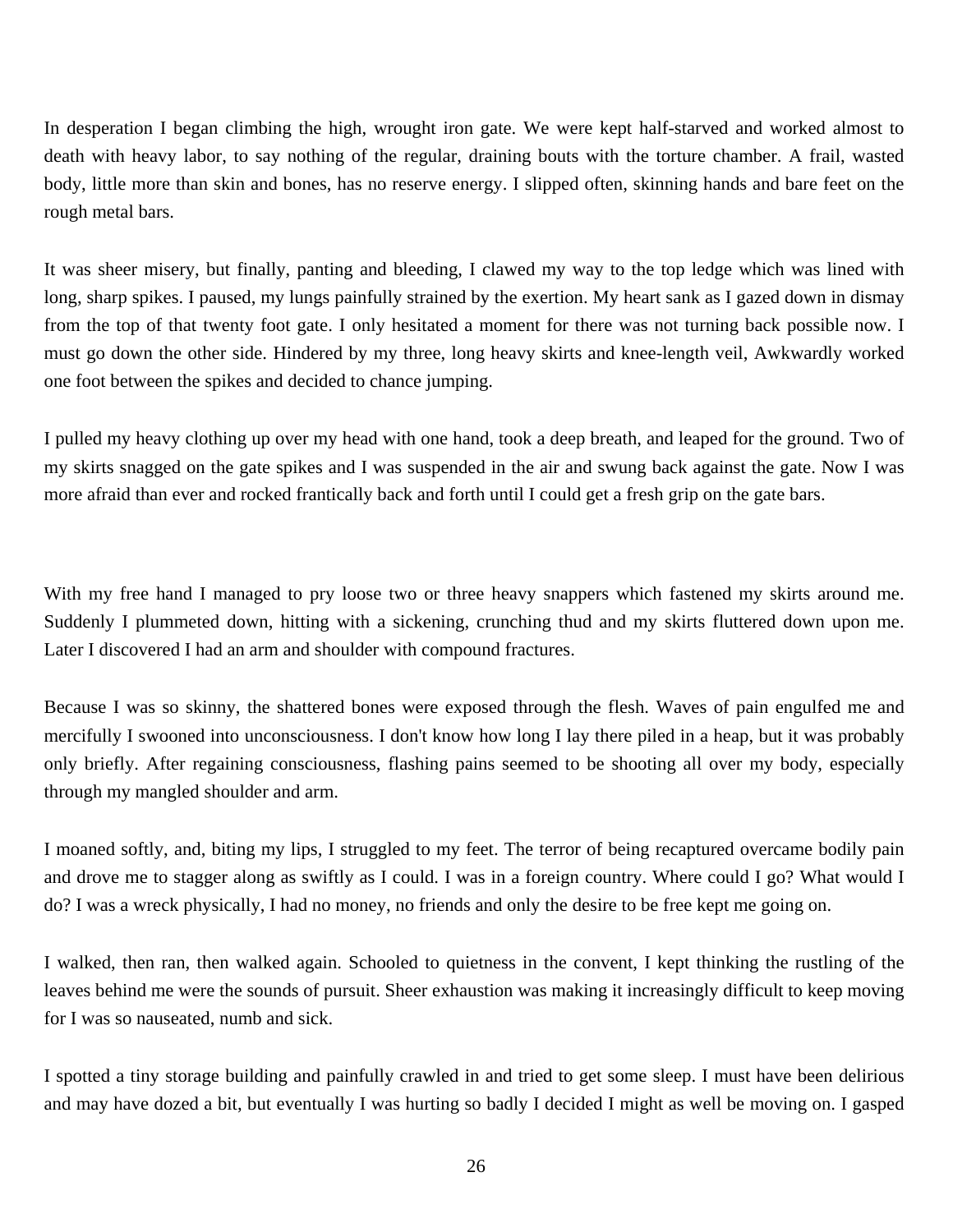In desperation I began climbing the high, wrought iron gate. We were kept half-starved and worked almost to death with heavy labor, to say nothing of the regular, draining bouts with the torture chamber. A frail, wasted body, little more than skin and bones, has no reserve energy. I slipped often, skinning hands and bare feet on the rough metal bars.

It was sheer misery, but finally, panting and bleeding, I clawed my way to the top ledge which was lined with long, sharp spikes. I paused, my lungs painfully strained by the exertion. My heart sank as I gazed down in dismay from the top of that twenty foot gate. I only hesitated a moment for there was not turning back possible now. I must go down the other side. Hindered by my three, long heavy skirts and knee-length veil, Awkwardly worked one foot between the spikes and decided to chance jumping.

I pulled my heavy clothing up over my head with one hand, took a deep breath, and leaped for the ground. Two of my skirts snagged on the gate spikes and I was suspended in the air and swung back against the gate. Now I was more afraid than ever and rocked frantically back and forth until I could get a fresh grip on the gate bars.

With my free hand I managed to pry loose two or three heavy snappers which fastened my skirts around me. Suddenly I plummeted down, hitting with a sickening, crunching thud and my skirts fluttered down upon me. Later I discovered I had an arm and shoulder with compound fractures.

Because I was so skinny, the shattered bones were exposed through the flesh. Waves of pain engulfed me and mercifully I swooned into unconsciousness. I don't know how long I lay there piled in a heap, but it was probably only briefly. After regaining consciousness, flashing pains seemed to be shooting all over my body, especially through my mangled shoulder and arm.

I moaned softly, and, biting my lips, I struggled to my feet. The terror of being recaptured overcame bodily pain and drove me to stagger along as swiftly as I could. I was in a foreign country. Where could I go? What would I do? I was a wreck physically, I had no money, no friends and only the desire to be free kept me going on.

I walked, then ran, then walked again. Schooled to quietness in the convent, I kept thinking the rustling of the leaves behind me were the sounds of pursuit. Sheer exhaustion was making it increasingly difficult to keep moving for I was so nauseated, numb and sick.

I spotted a tiny storage building and painfully crawled in and tried to get some sleep. I must have been delirious and may have dozed a bit, but eventually I was hurting so badly I decided I might as well be moving on. I gasped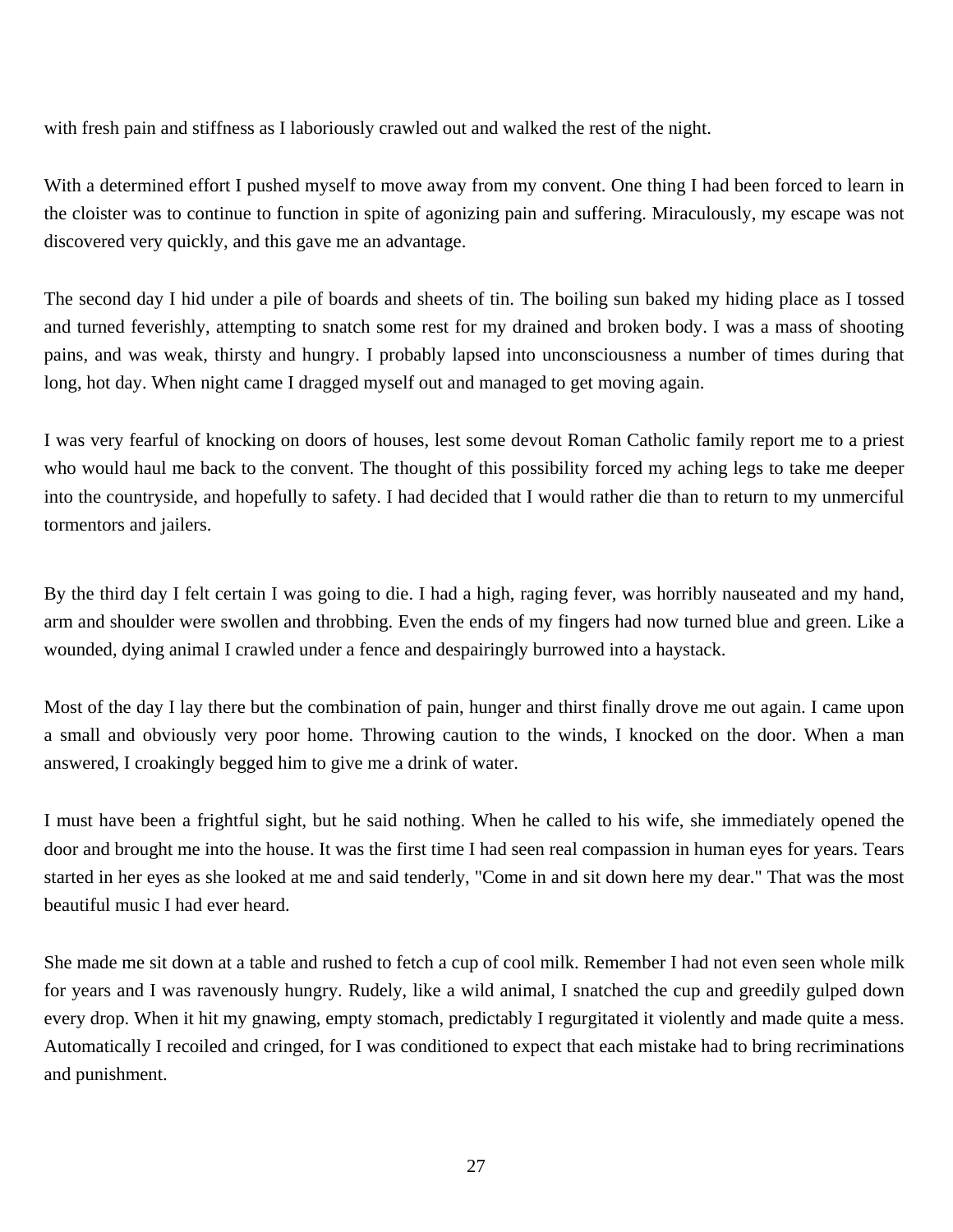with fresh pain and stiffness as I laboriously crawled out and walked the rest of the night.

With a determined effort I pushed myself to move away from my convent. One thing I had been forced to learn in the cloister was to continue to function in spite of agonizing pain and suffering. Miraculously, my escape was not discovered very quickly, and this gave me an advantage.

The second day I hid under a pile of boards and sheets of tin. The boiling sun baked my hiding place as I tossed and turned feverishly, attempting to snatch some rest for my drained and broken body. I was a mass of shooting pains, and was weak, thirsty and hungry. I probably lapsed into unconsciousness a number of times during that long, hot day. When night came I dragged myself out and managed to get moving again.

I was very fearful of knocking on doors of houses, lest some devout Roman Catholic family report me to a priest who would haul me back to the convent. The thought of this possibility forced my aching legs to take me deeper into the countryside, and hopefully to safety. I had decided that I would rather die than to return to my unmerciful tormentors and jailers.

By the third day I felt certain I was going to die. I had a high, raging fever, was horribly nauseated and my hand, arm and shoulder were swollen and throbbing. Even the ends of my fingers had now turned blue and green. Like a wounded, dying animal I crawled under a fence and despairingly burrowed into a haystack.

Most of the day I lay there but the combination of pain, hunger and thirst finally drove me out again. I came upon a small and obviously very poor home. Throwing caution to the winds, I knocked on the door. When a man answered, I croakingly begged him to give me a drink of water.

I must have been a frightful sight, but he said nothing. When he called to his wife, she immediately opened the door and brought me into the house. It was the first time I had seen real compassion in human eyes for years. Tears started in her eyes as she looked at me and said tenderly, "Come in and sit down here my dear." That was the most beautiful music I had ever heard.

She made me sit down at a table and rushed to fetch a cup of cool milk. Remember I had not even seen whole milk for years and I was ravenously hungry. Rudely, like a wild animal, I snatched the cup and greedily gulped down every drop. When it hit my gnawing, empty stomach, predictably I regurgitated it violently and made quite a mess. Automatically I recoiled and cringed, for I was conditioned to expect that each mistake had to bring recriminations and punishment.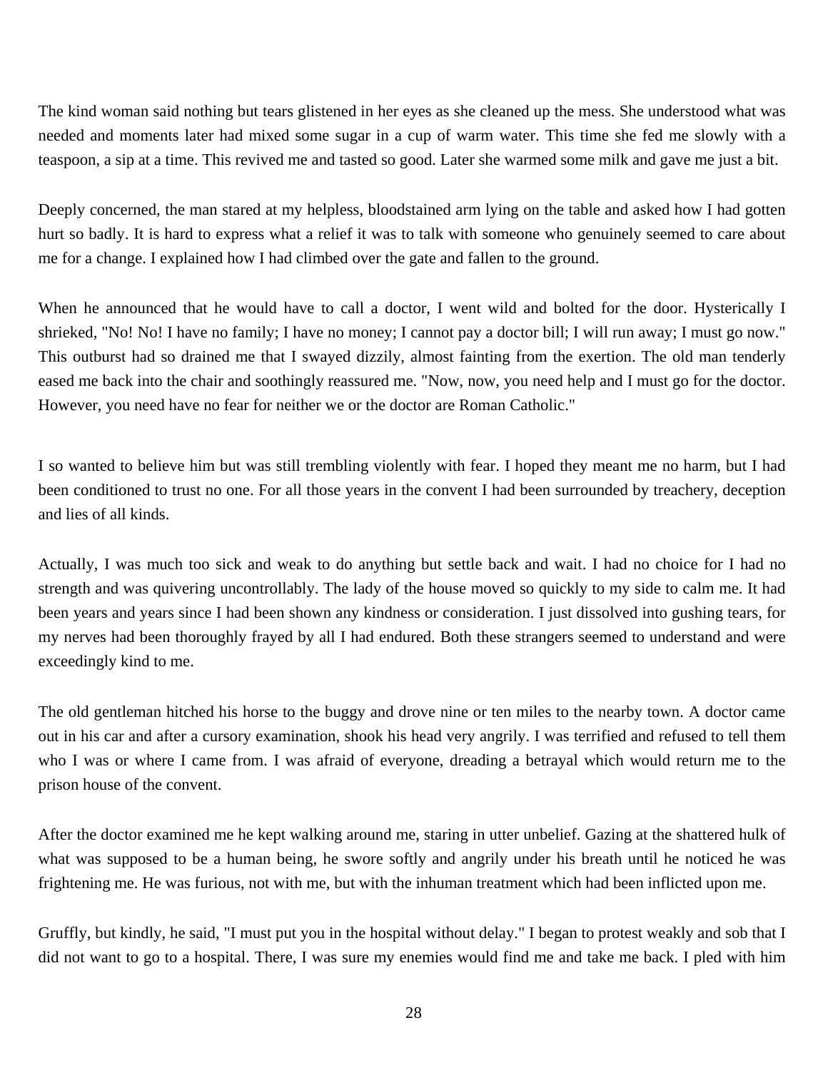The kind woman said nothing but tears glistened in her eyes as she cleaned up the mess. She understood what was needed and moments later had mixed some sugar in a cup of warm water. This time she fed me slowly with a teaspoon, a sip at a time. This revived me and tasted so good. Later she warmed some milk and gave me just a bit.

Deeply concerned, the man stared at my helpless, bloodstained arm lying on the table and asked how I had gotten hurt so badly. It is hard to express what a relief it was to talk with someone who genuinely seemed to care about me for a change. I explained how I had climbed over the gate and fallen to the ground.

When he announced that he would have to call a doctor, I went wild and bolted for the door. Hysterically I shrieked, "No! No! I have no family; I have no money; I cannot pay a doctor bill; I will run away; I must go now." This outburst had so drained me that I swayed dizzily, almost fainting from the exertion. The old man tenderly eased me back into the chair and soothingly reassured me. "Now, now, you need help and I must go for the doctor. However, you need have no fear for neither we or the doctor are Roman Catholic."

I so wanted to believe him but was still trembling violently with fear. I hoped they meant me no harm, but I had been conditioned to trust no one. For all those years in the convent I had been surrounded by treachery, deception and lies of all kinds.

Actually, I was much too sick and weak to do anything but settle back and wait. I had no choice for I had no strength and was quivering uncontrollably. The lady of the house moved so quickly to my side to calm me. It had been years and years since I had been shown any kindness or consideration. I just dissolved into gushing tears, for my nerves had been thoroughly frayed by all I had endured. Both these strangers seemed to understand and were exceedingly kind to me.

The old gentleman hitched his horse to the buggy and drove nine or ten miles to the nearby town. A doctor came out in his car and after a cursory examination, shook his head very angrily. I was terrified and refused to tell them who I was or where I came from. I was afraid of everyone, dreading a betrayal which would return me to the prison house of the convent.

After the doctor examined me he kept walking around me, staring in utter unbelief. Gazing at the shattered hulk of what was supposed to be a human being, he swore softly and angrily under his breath until he noticed he was frightening me. He was furious, not with me, but with the inhuman treatment which had been inflicted upon me.

Gruffly, but kindly, he said, "I must put you in the hospital without delay." I began to protest weakly and sob that I did not want to go to a hospital. There, I was sure my enemies would find me and take me back. I pled with him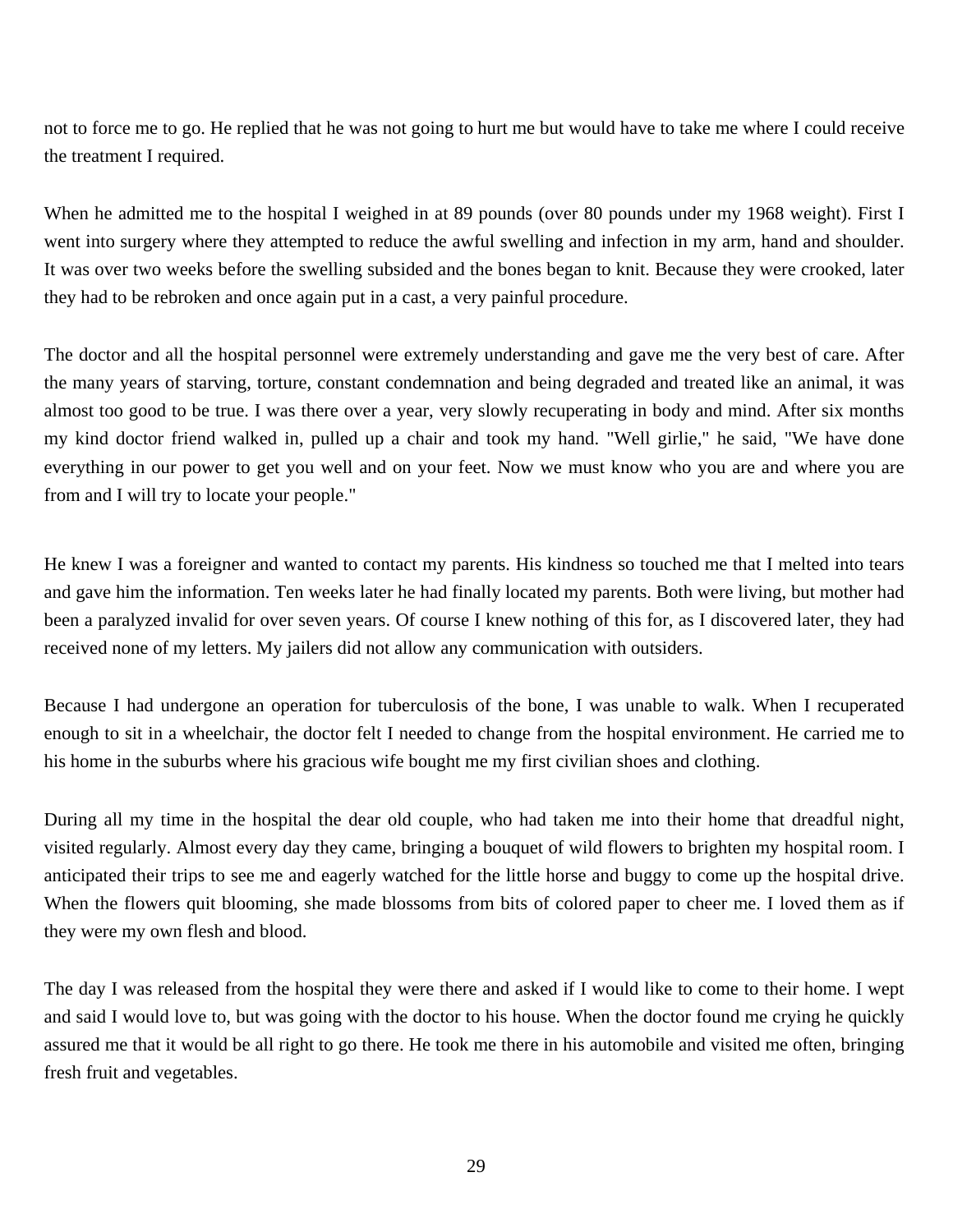not to force me to go. He replied that he was not going to hurt me but would have to take me where I could receive the treatment I required.

When he admitted me to the hospital I weighed in at 89 pounds (over 80 pounds under my 1968 weight). First I went into surgery where they attempted to reduce the awful swelling and infection in my arm, hand and shoulder. It was over two weeks before the swelling subsided and the bones began to knit. Because they were crooked, later they had to be rebroken and once again put in a cast, a very painful procedure.

The doctor and all the hospital personnel were extremely understanding and gave me the very best of care. After the many years of starving, torture, constant condemnation and being degraded and treated like an animal, it was almost too good to be true. I was there over a year, very slowly recuperating in body and mind. After six months my kind doctor friend walked in, pulled up a chair and took my hand. "Well girlie," he said, "We have done everything in our power to get you well and on your feet. Now we must know who you are and where you are from and I will try to locate your people."

He knew I was a foreigner and wanted to contact my parents. His kindness so touched me that I melted into tears and gave him the information. Ten weeks later he had finally located my parents. Both were living, but mother had been a paralyzed invalid for over seven years. Of course I knew nothing of this for, as I discovered later, they had received none of my letters. My jailers did not allow any communication with outsiders.

Because I had undergone an operation for tuberculosis of the bone, I was unable to walk. When I recuperated enough to sit in a wheelchair, the doctor felt I needed to change from the hospital environment. He carried me to his home in the suburbs where his gracious wife bought me my first civilian shoes and clothing.

During all my time in the hospital the dear old couple, who had taken me into their home that dreadful night, visited regularly. Almost every day they came, bringing a bouquet of wild flowers to brighten my hospital room. I anticipated their trips to see me and eagerly watched for the little horse and buggy to come up the hospital drive. When the flowers quit blooming, she made blossoms from bits of colored paper to cheer me. I loved them as if they were my own flesh and blood.

The day I was released from the hospital they were there and asked if I would like to come to their home. I wept and said I would love to, but was going with the doctor to his house. When the doctor found me crying he quickly assured me that it would be all right to go there. He took me there in his automobile and visited me often, bringing fresh fruit and vegetables.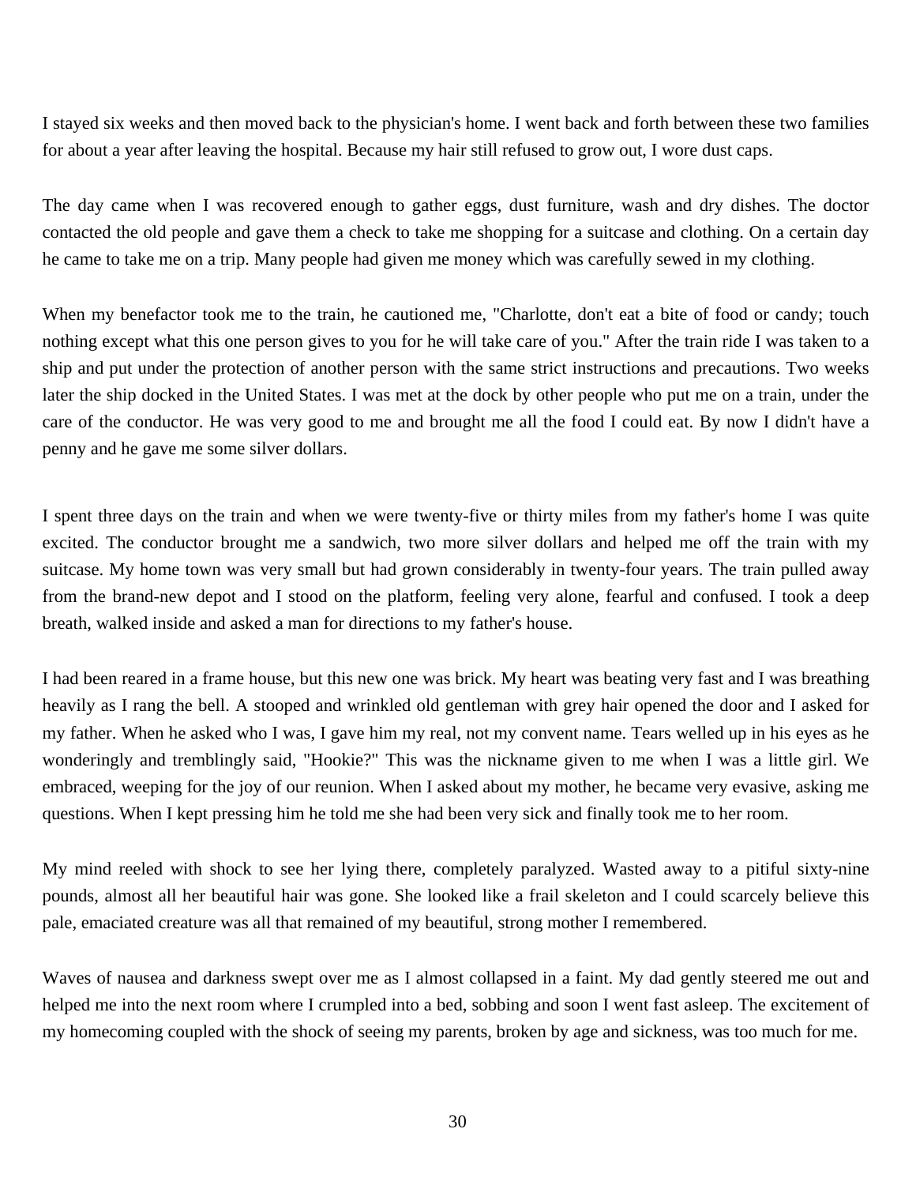I stayed six weeks and then moved back to the physician's home. I went back and forth between these two families for about a year after leaving the hospital. Because my hair still refused to grow out, I wore dust caps.

The day came when I was recovered enough to gather eggs, dust furniture, wash and dry dishes. The doctor contacted the old people and gave them a check to take me shopping for a suitcase and clothing. On a certain day he came to take me on a trip. Many people had given me money which was carefully sewed in my clothing.

When my benefactor took me to the train, he cautioned me, "Charlotte, don't eat a bite of food or candy; touch nothing except what this one person gives to you for he will take care of you." After the train ride I was taken to a ship and put under the protection of another person with the same strict instructions and precautions. Two weeks later the ship docked in the United States. I was met at the dock by other people who put me on a train, under the care of the conductor. He was very good to me and brought me all the food I could eat. By now I didn't have a penny and he gave me some silver dollars.

I spent three days on the train and when we were twenty-five or thirty miles from my father's home I was quite excited. The conductor brought me a sandwich, two more silver dollars and helped me off the train with my suitcase. My home town was very small but had grown considerably in twenty-four years. The train pulled away from the brand-new depot and I stood on the platform, feeling very alone, fearful and confused. I took a deep breath, walked inside and asked a man for directions to my father's house.

I had been reared in a frame house, but this new one was brick. My heart was beating very fast and I was breathing heavily as I rang the bell. A stooped and wrinkled old gentleman with grey hair opened the door and I asked for my father. When he asked who I was, I gave him my real, not my convent name. Tears welled up in his eyes as he wonderingly and tremblingly said, "Hookie?" This was the nickname given to me when I was a little girl. We embraced, weeping for the joy of our reunion. When I asked about my mother, he became very evasive, asking me questions. When I kept pressing him he told me she had been very sick and finally took me to her room.

My mind reeled with shock to see her lying there, completely paralyzed. Wasted away to a pitiful sixty-nine pounds, almost all her beautiful hair was gone. She looked like a frail skeleton and I could scarcely believe this pale, emaciated creature was all that remained of my beautiful, strong mother I remembered.

Waves of nausea and darkness swept over me as I almost collapsed in a faint. My dad gently steered me out and helped me into the next room where I crumpled into a bed, sobbing and soon I went fast asleep. The excitement of my homecoming coupled with the shock of seeing my parents, broken by age and sickness, was too much for me.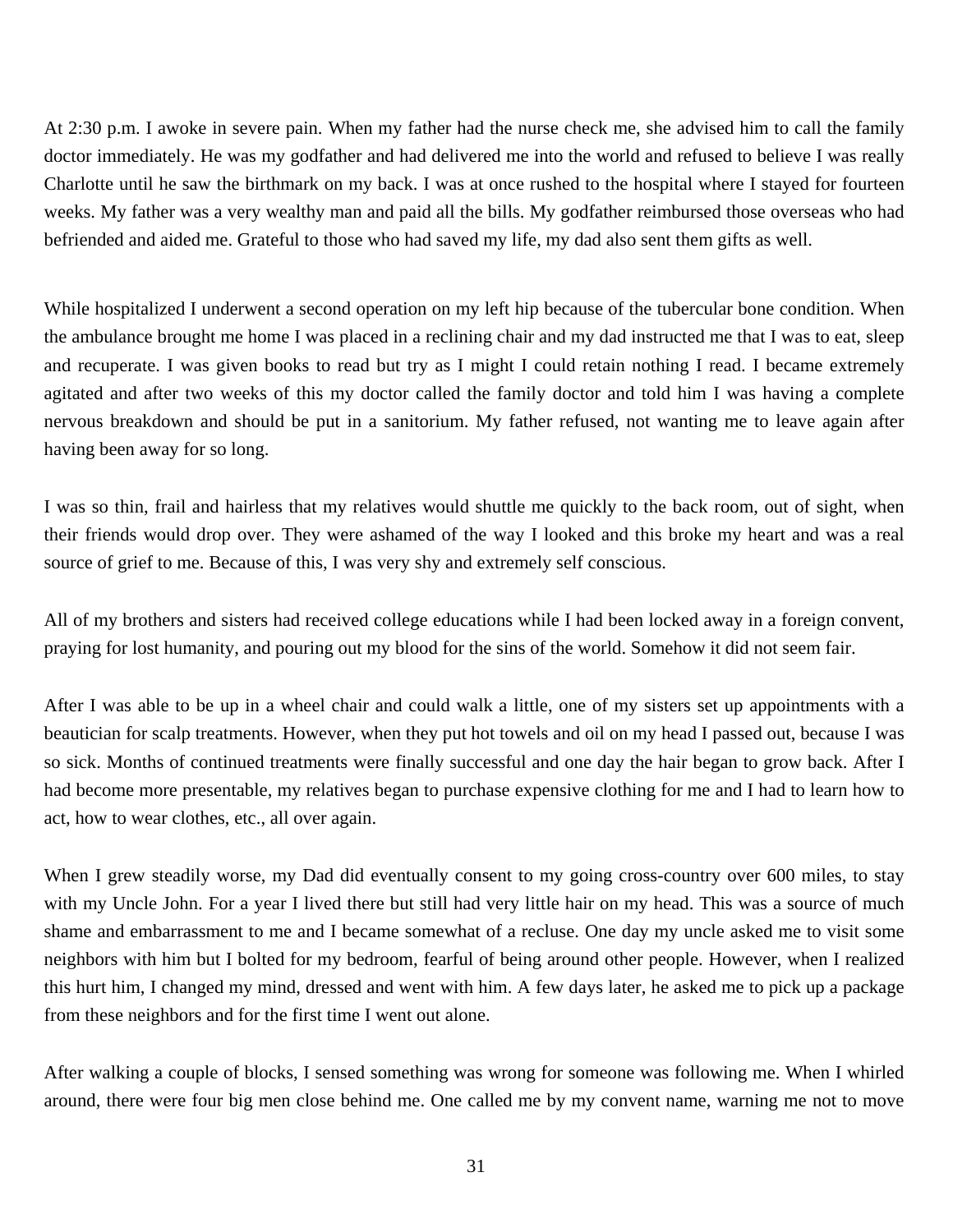At 2:30 p.m. I awoke in severe pain. When my father had the nurse check me, she advised him to call the family doctor immediately. He was my godfather and had delivered me into the world and refused to believe I was really Charlotte until he saw the birthmark on my back. I was at once rushed to the hospital where I stayed for fourteen weeks. My father was a very wealthy man and paid all the bills. My godfather reimbursed those overseas who had befriended and aided me. Grateful to those who had saved my life, my dad also sent them gifts as well.

While hospitalized I underwent a second operation on my left hip because of the tubercular bone condition. When the ambulance brought me home I was placed in a reclining chair and my dad instructed me that I was to eat, sleep and recuperate. I was given books to read but try as I might I could retain nothing I read. I became extremely agitated and after two weeks of this my doctor called the family doctor and told him I was having a complete nervous breakdown and should be put in a sanitorium. My father refused, not wanting me to leave again after having been away for so long.

I was so thin, frail and hairless that my relatives would shuttle me quickly to the back room, out of sight, when their friends would drop over. They were ashamed of the way I looked and this broke my heart and was a real source of grief to me. Because of this, I was very shy and extremely self conscious.

All of my brothers and sisters had received college educations while I had been locked away in a foreign convent, praying for lost humanity, and pouring out my blood for the sins of the world. Somehow it did not seem fair.

After I was able to be up in a wheel chair and could walk a little, one of my sisters set up appointments with a beautician for scalp treatments. However, when they put hot towels and oil on my head I passed out, because I was so sick. Months of continued treatments were finally successful and one day the hair began to grow back. After I had become more presentable, my relatives began to purchase expensive clothing for me and I had to learn how to act, how to wear clothes, etc., all over again.

When I grew steadily worse, my Dad did eventually consent to my going cross-country over 600 miles, to stay with my Uncle John. For a year I lived there but still had very little hair on my head. This was a source of much shame and embarrassment to me and I became somewhat of a recluse. One day my uncle asked me to visit some neighbors with him but I bolted for my bedroom, fearful of being around other people. However, when I realized this hurt him, I changed my mind, dressed and went with him. A few days later, he asked me to pick up a package from these neighbors and for the first time I went out alone.

After walking a couple of blocks, I sensed something was wrong for someone was following me. When I whirled around, there were four big men close behind me. One called me by my convent name, warning me not to move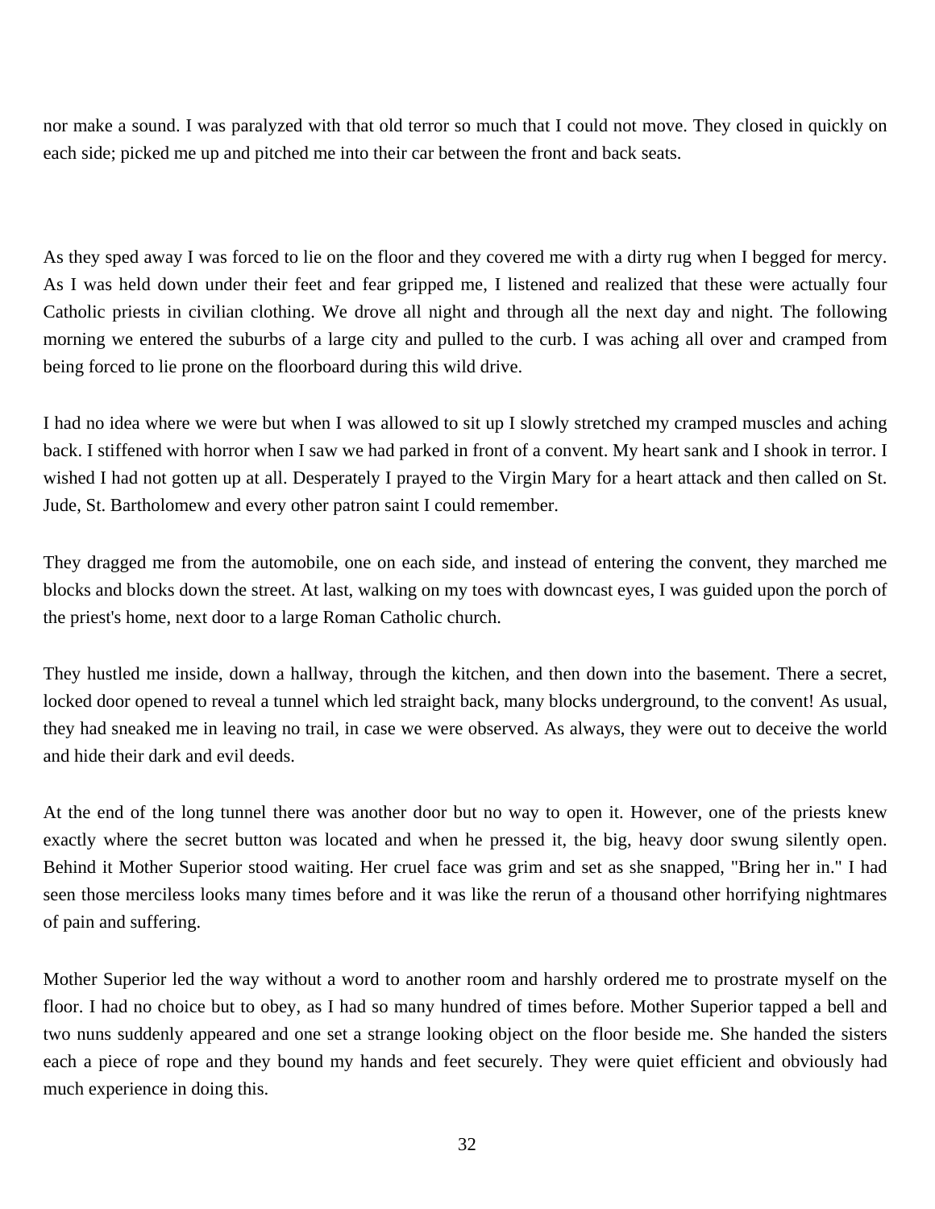nor make a sound. I was paralyzed with that old terror so much that I could not move. They closed in quickly on each side; picked me up and pitched me into their car between the front and back seats.

As they sped away I was forced to lie on the floor and they covered me with a dirty rug when I begged for mercy. As I was held down under their feet and fear gripped me, I listened and realized that these were actually four Catholic priests in civilian clothing. We drove all night and through all the next day and night. The following morning we entered the suburbs of a large city and pulled to the curb. I was aching all over and cramped from being forced to lie prone on the floorboard during this wild drive.

I had no idea where we were but when I was allowed to sit up I slowly stretched my cramped muscles and aching back. I stiffened with horror when I saw we had parked in front of a convent. My heart sank and I shook in terror. I wished I had not gotten up at all. Desperately I prayed to the Virgin Mary for a heart attack and then called on St. Jude, St. Bartholomew and every other patron saint I could remember.

They dragged me from the automobile, one on each side, and instead of entering the convent, they marched me blocks and blocks down the street. At last, walking on my toes with downcast eyes, I was guided upon the porch of the priest's home, next door to a large Roman Catholic church.

They hustled me inside, down a hallway, through the kitchen, and then down into the basement. There a secret, locked door opened to reveal a tunnel which led straight back, many blocks underground, to the convent! As usual, they had sneaked me in leaving no trail, in case we were observed. As always, they were out to deceive the world and hide their dark and evil deeds.

At the end of the long tunnel there was another door but no way to open it. However, one of the priests knew exactly where the secret button was located and when he pressed it, the big, heavy door swung silently open. Behind it Mother Superior stood waiting. Her cruel face was grim and set as she snapped, "Bring her in." I had seen those merciless looks many times before and it was like the rerun of a thousand other horrifying nightmares of pain and suffering.

Mother Superior led the way without a word to another room and harshly ordered me to prostrate myself on the floor. I had no choice but to obey, as I had so many hundred of times before. Mother Superior tapped a bell and two nuns suddenly appeared and one set a strange looking object on the floor beside me. She handed the sisters each a piece of rope and they bound my hands and feet securely. They were quiet efficient and obviously had much experience in doing this.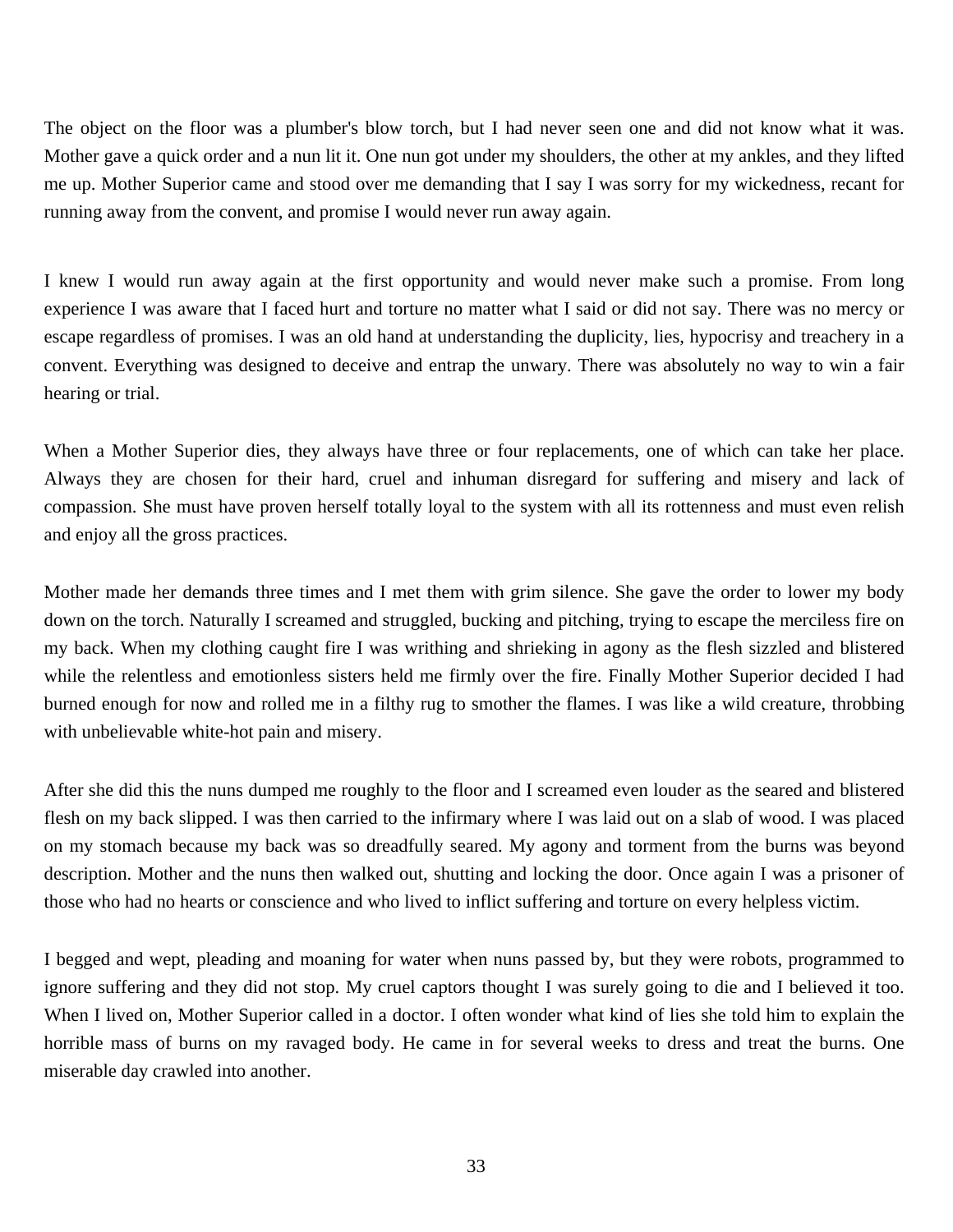The object on the floor was a plumber's blow torch, but I had never seen one and did not know what it was. Mother gave a quick order and a nun lit it. One nun got under my shoulders, the other at my ankles, and they lifted me up. Mother Superior came and stood over me demanding that I say I was sorry for my wickedness, recant for running away from the convent, and promise I would never run away again.

I knew I would run away again at the first opportunity and would never make such a promise. From long experience I was aware that I faced hurt and torture no matter what I said or did not say. There was no mercy or escape regardless of promises. I was an old hand at understanding the duplicity, lies, hypocrisy and treachery in a convent. Everything was designed to deceive and entrap the unwary. There was absolutely no way to win a fair hearing or trial.

When a Mother Superior dies, they always have three or four replacements, one of which can take her place. Always they are chosen for their hard, cruel and inhuman disregard for suffering and misery and lack of compassion. She must have proven herself totally loyal to the system with all its rottenness and must even relish and enjoy all the gross practices.

Mother made her demands three times and I met them with grim silence. She gave the order to lower my body down on the torch. Naturally I screamed and struggled, bucking and pitching, trying to escape the merciless fire on my back. When my clothing caught fire I was writhing and shrieking in agony as the flesh sizzled and blistered while the relentless and emotionless sisters held me firmly over the fire. Finally Mother Superior decided I had burned enough for now and rolled me in a filthy rug to smother the flames. I was like a wild creature, throbbing with unbelievable white-hot pain and misery.

After she did this the nuns dumped me roughly to the floor and I screamed even louder as the seared and blistered flesh on my back slipped. I was then carried to the infirmary where I was laid out on a slab of wood. I was placed on my stomach because my back was so dreadfully seared. My agony and torment from the burns was beyond description. Mother and the nuns then walked out, shutting and locking the door. Once again I was a prisoner of those who had no hearts or conscience and who lived to inflict suffering and torture on every helpless victim.

I begged and wept, pleading and moaning for water when nuns passed by, but they were robots, programmed to ignore suffering and they did not stop. My cruel captors thought I was surely going to die and I believed it too. When I lived on, Mother Superior called in a doctor. I often wonder what kind of lies she told him to explain the horrible mass of burns on my ravaged body. He came in for several weeks to dress and treat the burns. One miserable day crawled into another.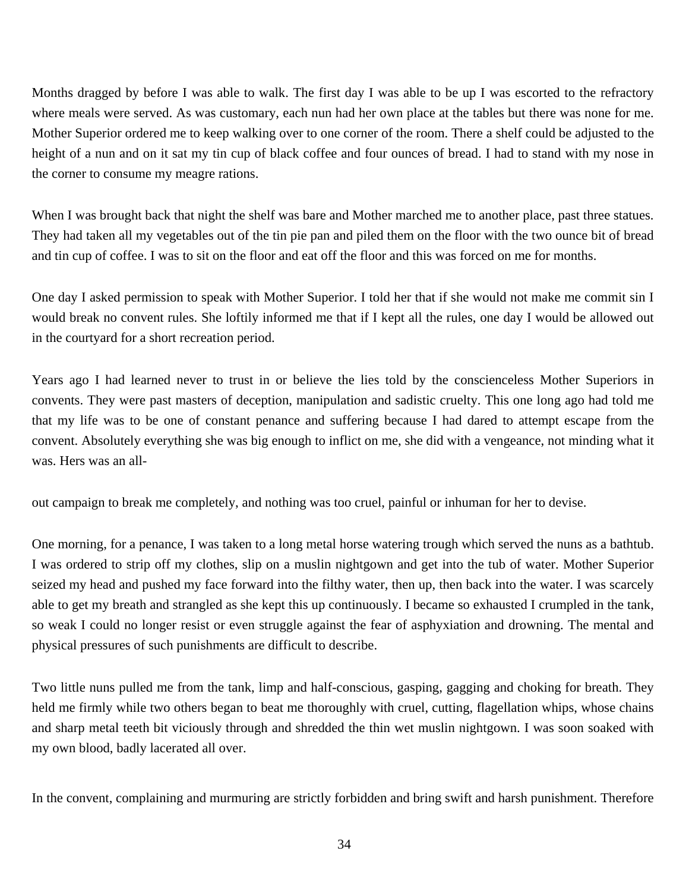Months dragged by before I was able to walk. The first day I was able to be up I was escorted to the refractory where meals were served. As was customary, each nun had her own place at the tables but there was none for me. Mother Superior ordered me to keep walking over to one corner of the room. There a shelf could be adjusted to the height of a nun and on it sat my tin cup of black coffee and four ounces of bread. I had to stand with my nose in the corner to consume my meagre rations.

When I was brought back that night the shelf was bare and Mother marched me to another place, past three statues. They had taken all my vegetables out of the tin pie pan and piled them on the floor with the two ounce bit of bread and tin cup of coffee. I was to sit on the floor and eat off the floor and this was forced on me for months.

One day I asked permission to speak with Mother Superior. I told her that if she would not make me commit sin I would break no convent rules. She loftily informed me that if I kept all the rules, one day I would be allowed out in the courtyard for a short recreation period.

Years ago I had learned never to trust in or believe the lies told by the conscienceless Mother Superiors in convents. They were past masters of deception, manipulation and sadistic cruelty. This one long ago had told me that my life was to be one of constant penance and suffering because I had dared to attempt escape from the convent. Absolutely everything she was big enough to inflict on me, she did with a vengeance, not minding what it was. Hers was an all-out campaign to break me completely, and nothing was too cruel, painful or inhuman for her to devise.

One morning, for a penance, I was taken to a long metal horse watering trough which served the nuns as a bathtub. I was ordered to strip off my clothes, slip on a muslin nightgown and get into the tub of water. Mother Superior seized my head and pushed my face forward into the filthy water, then up, then back into the water. I was scarcely able to get my breath and strangled as she kept this up continuously. I became so exhausted I crumpled in the tank, so weak I could no longer resist or even struggle against the fear of asphyxiation and drowning. The mental and physical pressures of such punishments are difficult to describe.

Two little nuns pulled me from the tank, limp and half-conscious, gasping, gagging and choking for breath. They held me firmly while two others began to beat me thoroughly with cruel, cutting, flagellation whips, whose chains and sharp metal teeth bit viciously through and shredded the thin wet muslin nightgown. I was soon soaked with my own blood, badly lacerated all over.

In the convent, complaining and murmuring are strictly forbidden and bring swift and harsh punishment. Therefore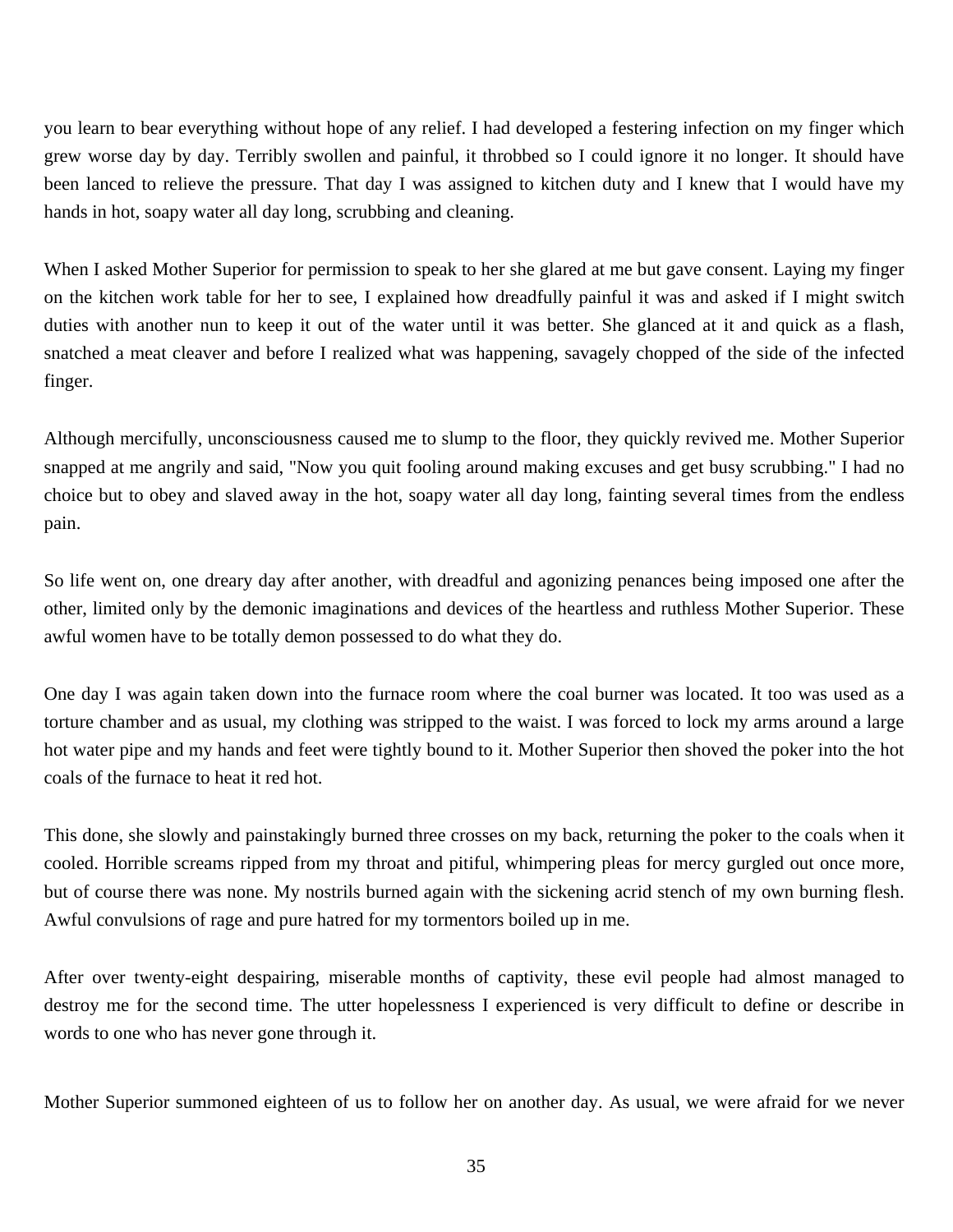you learn to bear everything without hope of any relief. I had developed a festering infection on my finger which grew worse day by day. Terribly swollen and painful, it throbbed so I could ignore it no longer. It should have been lanced to relieve the pressure. That day I was assigned to kitchen duty and I knew that I would have my hands in hot, soapy water all day long, scrubbing and cleaning.

When I asked Mother Superior for permission to speak to her she glared at me but gave consent. Laying my finger on the kitchen work table for her to see, I explained how dreadfully painful it was and asked if I might switch duties with another nun to keep it out of the water until it was better. She glanced at it and quick as a flash, snatched a meat cleaver and before I realized what was happening, savagely chopped of the side of the infected finger.

Although mercifully, unconsciousness caused me to slump to the floor, they quickly revived me. Mother Superior snapped at me angrily and said, "Now you quit fooling around making excuses and get busy scrubbing." I had no choice but to obey and slaved away in the hot, soapy water all day long, fainting several times from the endless pain.

So life went on, one dreary day after another, with dreadful and agonizing penances being imposed one after the other, limited only by the demonic imaginations and devices of the heartless and ruthless Mother Superior. These awful women have to be totally demon possessed to do what they do.

One day I was again taken down into the furnace room where the coal burner was located. It too was used as a torture chamber and as usual, my clothing was stripped to the waist. I was forced to lock my arms around a large hot water pipe and my hands and feet were tightly bound to it. Mother Superior then shoved the poker into the hot coals of the furnace to heat it red hot.

This done, she slowly and painstakingly burned three crosses on my back, returning the poker to the coals when it cooled. Horrible screams ripped from my throat and pitiful, whimpering pleas for mercy gurgled out once more, but of course there was none. My nostrils burned again with the sickening acrid stench of my own burning flesh. Awful convulsions of rage and pure hatred for my tormentors boiled up in me.

After over twenty-eight despairing, miserable months of captivity, these evil people had almost managed to destroy me for the second time. The utter hopelessness I experienced is very difficult to define or describe in words to one who has never gone through it.

Mother Superior summoned eighteen of us to follow her on another day. As usual, we were afraid for we never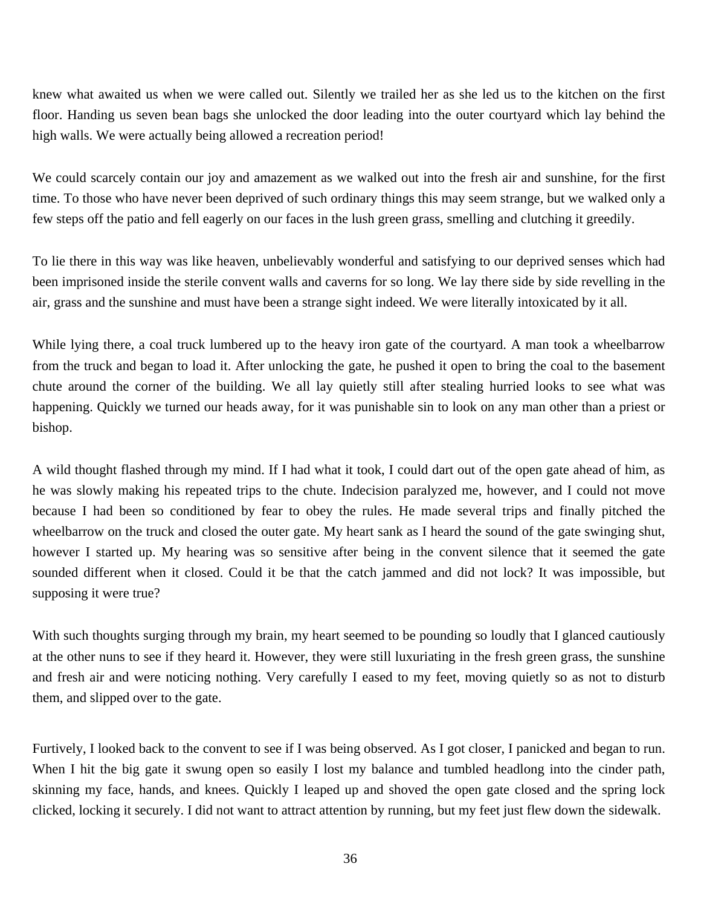knew what awaited us when we were called out. Silently we trailed her as she led us to the kitchen on the first floor. Handing us seven bean bags she unlocked the door leading into the outer courtyard which lay behind the high walls. We were actually being allowed a recreation period!

We could scarcely contain our joy and amazement as we walked out into the fresh air and sunshine, for the first time. To those who have never been deprived of such ordinary things this may seem strange, but we walked only a few steps off the patio and fell eagerly on our faces in the lush green grass, smelling and clutching it greedily.

To lie there in this way was like heaven, unbelievably wonderful and satisfying to our deprived senses which had been imprisoned inside the sterile convent walls and caverns for so long. We lay there side by side revelling in the air, grass and the sunshine and must have been a strange sight indeed. We were literally intoxicated by it all.

While lying there, a coal truck lumbered up to the heavy iron gate of the courtyard. A man took a wheelbarrow from the truck and began to load it. After unlocking the gate, he pushed it open to bring the coal to the basement chute around the corner of the building. We all lay quietly still after stealing hurried looks to see what was happening. Quickly we turned our heads away, for it was punishable sin to look on any man other than a priest or bishop.

A wild thought flashed through my mind. If I had what it took, I could dart out of the open gate ahead of him, as he was slowly making his repeated trips to the chute. Indecision paralyzed me, however, and I could not move because I had been so conditioned by fear to obey the rules. He made several trips and finally pitched the wheelbarrow on the truck and closed the outer gate. My heart sank as I heard the sound of the gate swinging shut, however I started up. My hearing was so sensitive after being in the convent silence that it seemed the gate sounded different when it closed. Could it be that the catch jammed and did not lock? It was impossible, but supposing it were true?

With such thoughts surging through my brain, my heart seemed to be pounding so loudly that I glanced cautiously at the other nuns to see if they heard it. However, they were still luxuriating in the fresh green grass, the sunshine and fresh air and were noticing nothing. Very carefully I eased to my feet, moving quietly so as not to disturb them, and slipped over to the gate.

Furtively, I looked back to the convent to see if I was being observed. As I got closer, I panicked and began to run. When I hit the big gate it swung open so easily I lost my balance and tumbled headlong into the cinder path, skinning my face, hands, and knees. Quickly I leaped up and shoved the open gate closed and the spring lock clicked, locking it securely. I did not want to attract attention by running, but my feet just flew down the sidewalk.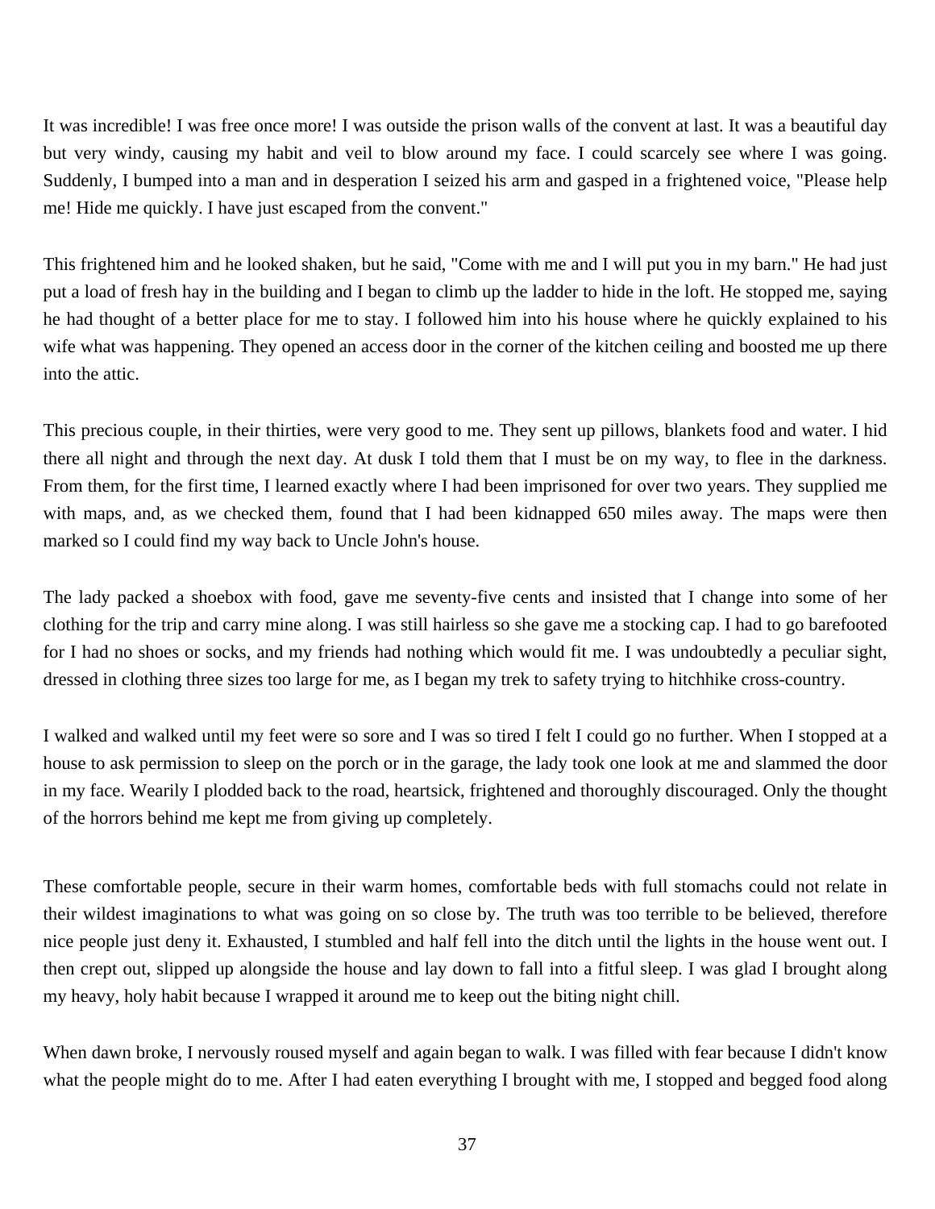It was incredible! I was free once more! I was outside the prison walls of the convent at last. It was a beautiful day but very windy, causing my habit and veil to blow around my face. I could scarcely see where I was going. Suddenly, I bumped into a man and in desperation I seized his arm and gasped in a frightened voice, "Please help me! Hide me quickly. I have just escaped from the convent."

This frightened him and he looked shaken, but he said, "Come with me and I will put you in my barn." He had just put a load of fresh hay in the building and I began to climb up the ladder to hide in the loft. He stopped me, saying he had thought of a better place for me to stay. I followed him into his house where he quickly explained to his wife what was happening. They opened an access door in the corner of the kitchen ceiling and boosted me up there into the attic.

This precious couple, in their thirties, were very good to me. They sent up pillows, blankets food and water. I hid there all night and through the next day. At dusk I told them that I must be on my way, to flee in the darkness. From them, for the first time, I learned exactly where I had been imprisoned for over two years. They supplied me with maps, and, as we checked them, found that I had been kidnapped 650 miles away. The maps were then marked so I could find my way back to Uncle John's house.

The lady packed a shoebox with food, gave me seventy-five cents and insisted that I change into some of her clothing for the trip and carry mine along. I was still hairless so she gave me a stocking cap. I had to go barefooted for I had no shoes or socks, and my friends had nothing which would fit me. I was undoubtedly a peculiar sight, dressed in clothing three sizes too large for me, as I began my trek to safety trying to hitchhike cross-country.

I walked and walked until my feet were so sore and I was so tired I felt I could go no further. When I stopped at a house to ask permission to sleep on the porch or in the garage, the lady took one look at me and slammed the door in my face. Wearily I plodded back to the road, heartsick, frightened and thoroughly discouraged. Only the thought of the horrors behind me kept me from giving up completely.

These comfortable people, secure in their warm homes, comfortable beds with full stomachs could not relate in their wildest imaginations to what was going on so close by. The truth was too terrible to be believed, therefore nice people just deny it. Exhausted, I stumbled and half fell into the ditch until the lights in the house went out. I then crept out, slipped up alongside the house and lay down to fall into a fitful sleep. I was glad I brought along my heavy, holy habit because I wrapped it around me to keep out the biting night chill.

When dawn broke, I nervously roused myself and again began to walk. I was filled with fear because I didn't know what the people might do to me. After I had eaten everything I brought with me, I stopped and begged food along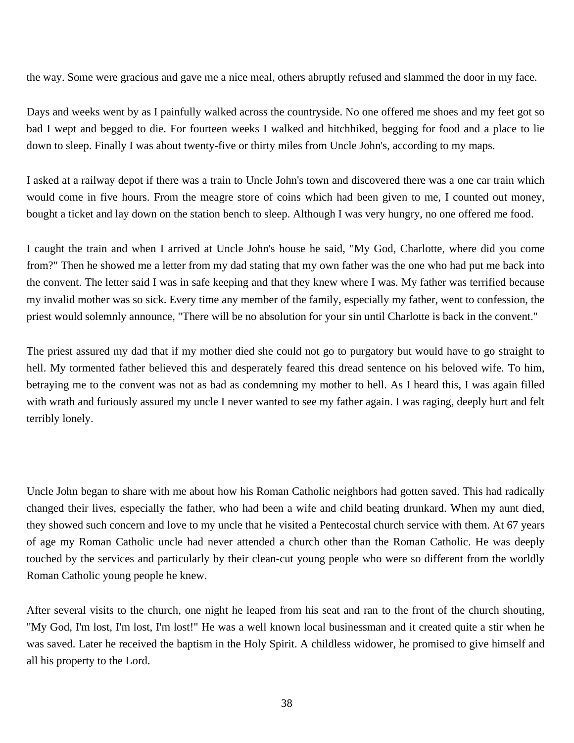the way. Some were gracious and gave me a nice meal, others abruptly refused and slammed the door in my face.

Days and weeks went by as I painfully walked across the countryside. No one offered me shoes and my feet got so bad I wept and begged to die. For fourteen weeks I walked and hitchhiked, begging for food and a place to lie down to sleep. Finally I was about twenty-five or thirty miles from Uncle John's, according to my maps.

I asked at a railway depot if there was a train to Uncle John's town and discovered there was a one car train which would come in five hours. From the meagre store of coins which had been given to me, I counted out money, bought a ticket and lay down on the station bench to sleep. Although I was very hungry, no one offered me food.

I caught the train and when I arrived at Uncle John's house he said, "My God, Charlotte, where did you come from?" Then he showed me a letter from my dad stating that my own father was the one who had put me back into the convent. The letter said I was in safe keeping and that they knew where I was. My father was terrified because my invalid mother was so sick. Every time any member of the family, especially my father, went to confession, the priest would solemnly announce, "There will be no absolution for your sin until Charlotte is back in the convent."

The priest assured my dad that if my mother died she could not go to purgatory but would have to go straight to hell. My tormented father believed this and desperately feared this dread sentence on his beloved wife. To him, betraying me to the convent was not as bad as condemning my mother to hell. As I heard this, I was again filled with wrath and furiously assured my uncle I never wanted to see my father again. I was raging, deeply hurt and felt terribly lonely.

Uncle John began to share with me about how his Roman Catholic neighbors had gotten saved. This had radically changed their lives, especially the father, who had been a wife and child beating drunkard. When my aunt died, they showed such concern and love to my uncle that he visited a Pentecostal church service with them. At 67 years of age my Roman Catholic uncle had never attended a church other than the Roman Catholic. He was deeply touched by the services and particularly by their clean-cut young people who were so different from the worldly Roman Catholic young people he knew.

After several visits to the church, one night he leaped from his seat and ran to the front of the church shouting, "My God, I'm lost, I'm lost, I'm lost!" He was a well known local businessman and it created quite a stir when he was saved. Later he received the baptism in the Holy Spirit. A childless widower, he promised to give himself and all his property to the Lord.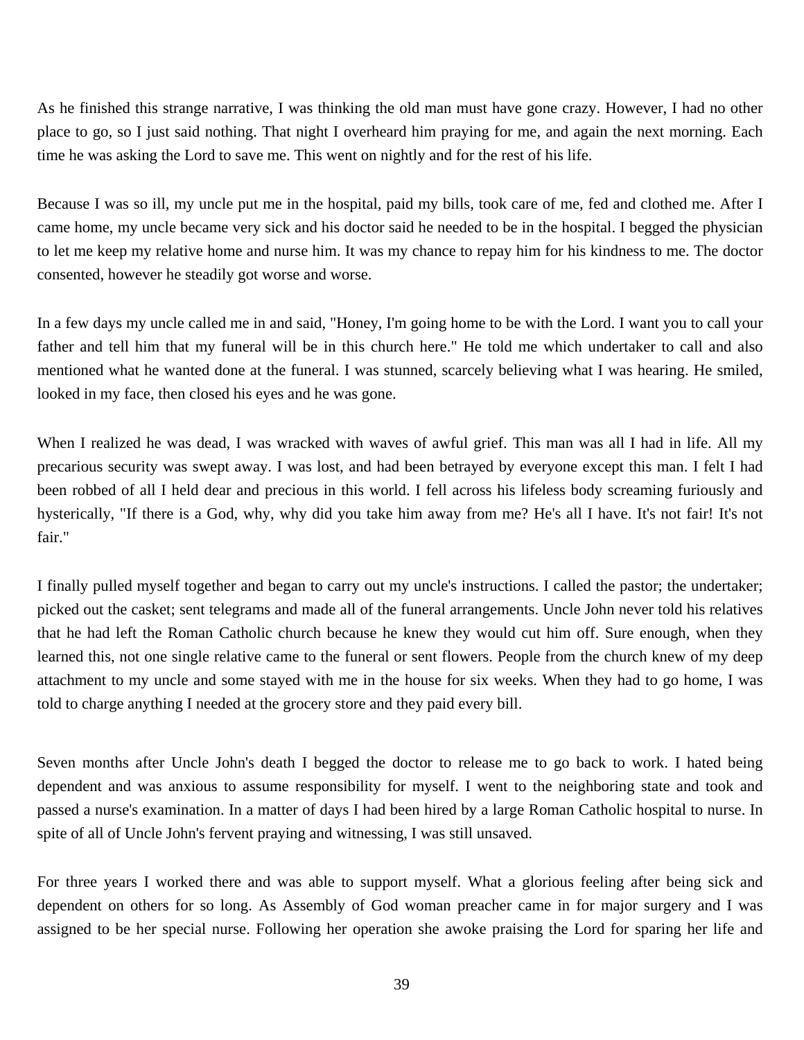As he finished this strange narrative, I was thinking the old man must have gone crazy. However, I had no other place to go, so I just said nothing. That night I overheard him praying for me, and again the next morning. Each time he was asking the Lord to save me. This went on nightly and for the rest of his life.

Because I was so ill, my uncle put me in the hospital, paid my bills, took care of me, fed and clothed me. After I came home, my uncle became very sick and his doctor said he needed to be in the hospital. I begged the physician to let me keep my relative home and nurse him. It was my chance to repay him for his kindness to me. The doctor consented, however he steadily got worse and worse.

In a few days my uncle called me in and said, "Honey, I'm going home to be with the Lord. I want you to call your father and tell him that my funeral will be in this church here." He told me which undertaker to call and also mentioned what he wanted done at the funeral. I was stunned, scarcely believing what I was hearing. He smiled, looked in my face, then closed his eyes and he was gone.

When I realized he was dead, I was wracked with waves of awful grief. This man was all I had in life. All my precarious security was swept away. I was lost, and had been betrayed by everyone except this man. I felt I had been robbed of all I held dear and precious in this world. I fell across his lifeless body screaming furiously and hysterically, "If there is a God, why, why did you take him away from me? He's all I have. It's not fair! It's not fair."

I finally pulled myself together and began to carry out my uncle's instructions. I called the pastor; the undertaker; picked out the casket; sent telegrams and made all of the funeral arrangements. Uncle John never told his relatives that he had left the Roman Catholic church because he knew they would cut him off. Sure enough, when they learned this, not one single relative came to the funeral or sent flowers. People from the church knew of my deep attachment to my uncle and some stayed with me in the house for six weeks. When they had to go home, I was told to charge anything I needed at the grocery store and they paid every bill.

Seven months after Uncle John's death I begged the doctor to release me to go back to work. I hated being dependent and was anxious to assume responsibility for myself. I went to the neighboring state and took and passed a nurse's examination. In a matter of days I had been hired by a large Roman Catholic hospital to nurse. In spite of all of Uncle John's fervent praying and witnessing, I was still unsaved.

For three years I worked there and was able to support myself. What a glorious feeling after being sick and dependent on others for so long. As Assembly of God woman preacher came in for major surgery and I was assigned to be her special nurse. Following her operation she awoke praising the Lord for sparing her life and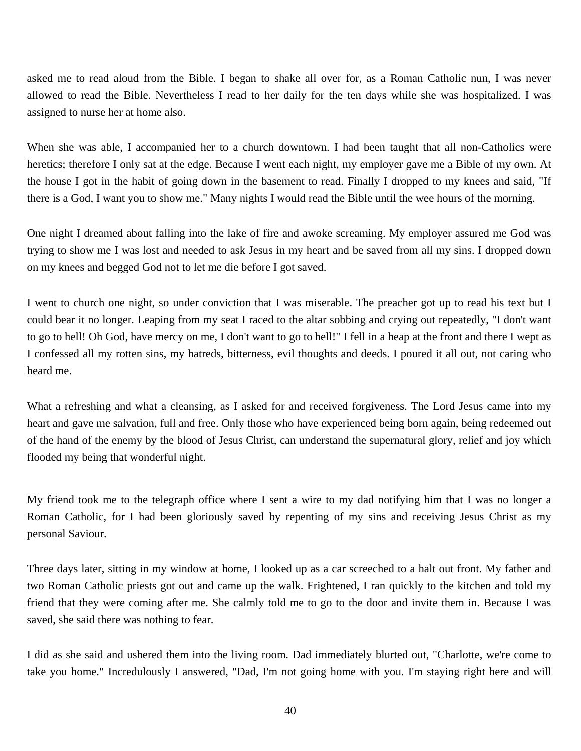asked me to read aloud from the Bible. I began to shake all over for, as a Roman Catholic nun, I was never allowed to read the Bible. Nevertheless I read to her daily for the ten days while she was hospitalized. I was assigned to nurse her at home also.

When she was able, I accompanied her to a church downtown. I had been taught that all non-Catholics were heretics; therefore I only sat at the edge. Because I went each night, my employer gave me a Bible of my own. At the house I got in the habit of going down in the basement to read. Finally I dropped to my knees and said, "If there is a God, I want you to show me." Many nights I would read the Bible until the wee hours of the morning.

One night I dreamed about falling into the lake of fire and awoke screaming. My employer assured me God was trying to show me I was lost and needed to ask Jesus in my heart and be saved from all my sins. I dropped down on my knees and begged God not to let me die before I got saved.

I went to church one night, so under conviction that I was miserable. The preacher got up to read his text but I could bear it no longer. Leaping from my seat I raced to the altar sobbing and crying out repeatedly, "I don't want to go to hell! Oh God, have mercy on me, I don't want to go to hell!" I fell in a heap at the front and there I wept as I confessed all my rotten sins, my hatreds, bitterness, evil thoughts and deeds. I poured it all out, not caring who heard me.

What a refreshing and what a cleansing, as I asked for and received forgiveness. The Lord Jesus came into my heart and gave me salvation, full and free. Only those who have experienced being born again, being redeemed out of the hand of the enemy by the blood of Jesus Christ, can understand the supernatural glory, relief and joy which flooded my being that wonderful night.

My friend took me to the telegraph office where I sent a wire to my dad notifying him that I was no longer a Roman Catholic, for I had been gloriously saved by repenting of my sins and receiving Jesus Christ as my personal Saviour.

Three days later, sitting in my window at home, I looked up as a car screeched to a halt out front. My father and two Roman Catholic priests got out and came up the walk. Frightened, I ran quickly to the kitchen and told my friend that they were coming after me. She calmly told me to go to the door and invite them in. Because I was saved, she said there was nothing to fear.

I did as she said and ushered them into the living room. Dad immediately blurted out, "Charlotte, we're come to take you home." Incredulously I answered, "Dad, I'm not going home with you. I'm staying right here and will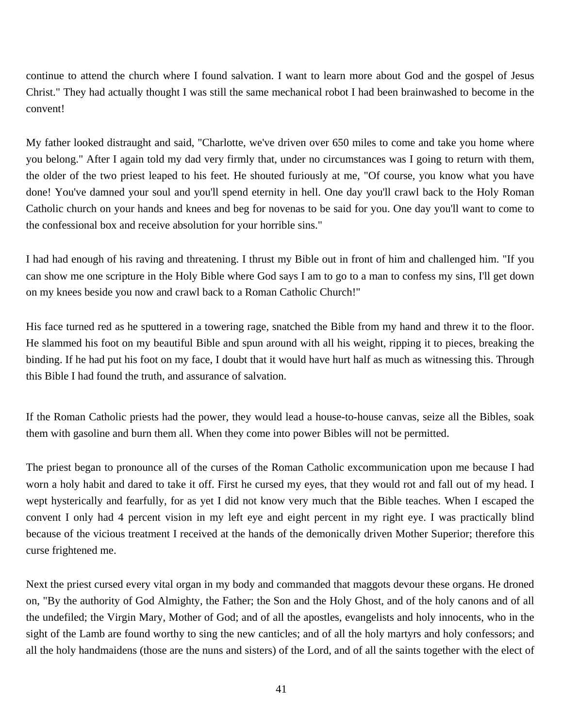continue to attend the church where I found salvation. I want to learn more about God and the gospel of Jesus Christ." They had actually thought I was still the same mechanical robot I had been brainwashed to become in the convent!

My father looked distraught and said, "Charlotte, we've driven over 650 miles to come and take you home where you belong." After I again told my dad very firmly that, under no circumstances was I going to return with them, the older of the two priest leaped to his feet. He shouted furiously at me, "Of course, you know what you have done! You've damned your soul and you'll spend eternity in hell. One day you'll crawl back to the Holy Roman Catholic church on your hands and knees and beg for novenas to be said for you. One day you'll want to come to the confessional box and receive absolution for your horrible sins."

I had had enough of his raving and threatening. I thrust my Bible out in front of him and challenged him. "If you can show me one scripture in the Holy Bible where God says I am to go to a man to confess my sins, I'll get down on my knees beside you now and crawl back to a Roman Catholic Church!"

His face turned red as he sputtered in a towering rage, snatched the Bible from my hand and threw it to the floor. He slammed his foot on my beautiful Bible and spun around with all his weight, ripping it to pieces, breaking the binding. If he had put his foot on my face, I doubt that it would have hurt half as much as witnessing this. Through this Bible I had found the truth, and assurance of salvation.

If the Roman Catholic priests had the power, they would lead a house-to-house canvas, seize all the Bibles, soak them with gasoline and burn them all. When they come into power Bibles will not be permitted.

The priest began to pronounce all of the curses of the Roman Catholic excommunication upon me because I had worn a holy habit and dared to take it off. First he cursed my eyes, that they would rot and fall out of my head. I wept hysterically and fearfully, for as yet I did not know very much that the Bible teaches. When I escaped the convent I only had 4 percent vision in my left eye and eight percent in my right eye. I was practically blind because of the vicious treatment I received at the hands of the demonically driven Mother Superior; therefore this curse frightened me.

Next the priest cursed every vital organ in my body and commanded that maggots devour these organs. He droned on, "By the authority of God Almighty, the Father; the Son and the Holy Ghost, and of the holy canons and of all the undefiled; the Virgin Mary, Mother of God; and of all the apostles, evangelists and holy innocents, who in the sight of the Lamb are found worthy to sing the new canticles; and of all the holy martyrs and holy confessors; and all the holy handmaidens (those are the nuns and sisters) of the Lord, and of all the saints together with the elect of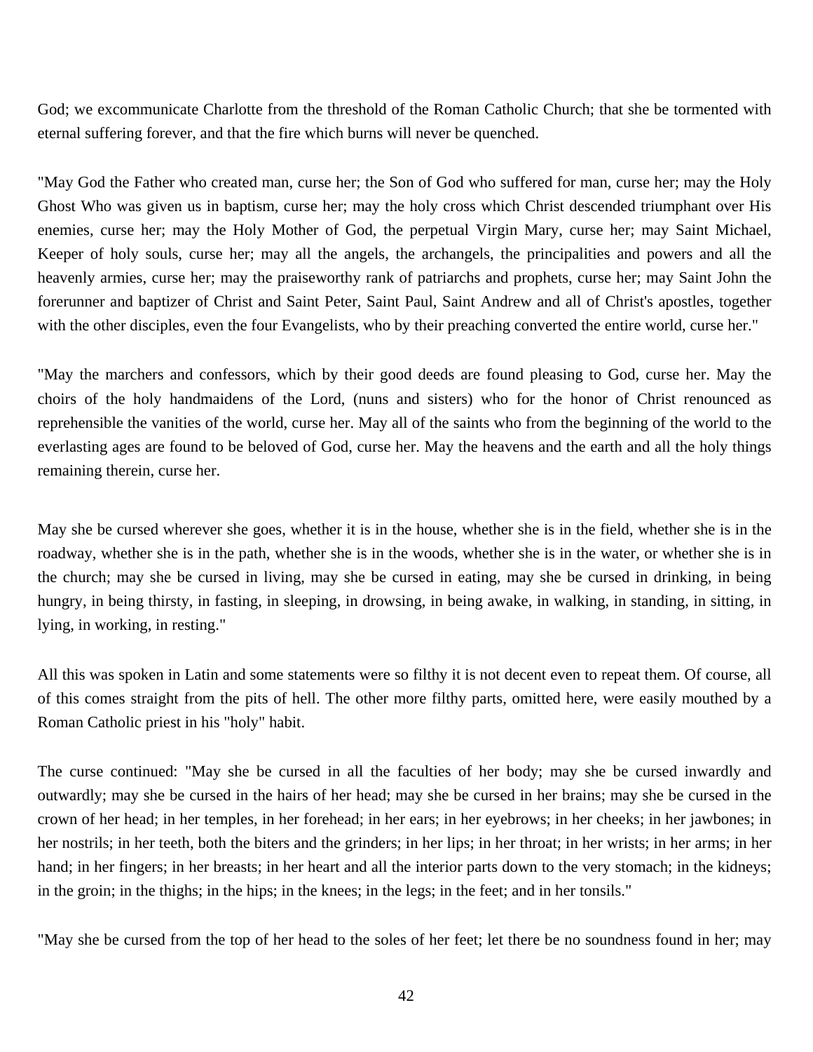God; we excommunicate Charlotte from the threshold of the Roman Catholic Church; that she be tormented with eternal suffering forever, and that the fire which burns will never be quenched.

"May God the Father who created man, curse her; the Son of God who suffered for man, curse her; may the Holy Ghost Who was given us in baptism, curse her; may the holy cross which Christ descended triumphant over His enemies, curse her; may the Holy Mother of God, the perpetual Virgin Mary, curse her; may Saint Michael, Keeper of holy souls, curse her; may all the angels, the archangels, the principalities and powers and all the heavenly armies, curse her; may the praiseworthy rank of patriarchs and prophets, curse her; may Saint John the forerunner and baptizer of Christ and Saint Peter, Saint Paul, Saint Andrew and all of Christ's apostles, together with the other disciples, even the four Evangelists, who by their preaching converted the entire world, curse her."

"May the marchers and confessors, which by their good deeds are found pleasing to God, curse her. May the choirs of the holy handmaidens of the Lord, (nuns and sisters) who for the honor of Christ renounced as reprehensible the vanities of the world, curse her. May all of the saints who from the beginning of the world to the everlasting ages are found to be beloved of God, curse her. May the heavens and the earth and all the holy things remaining therein, curse her.

May she be cursed wherever she goes, whether it is in the house, whether she is in the field, whether she is in the roadway, whether she is in the path, whether she is in the woods, whether she is in the water, or whether she is in the church; may she be cursed in living, may she be cursed in eating, may she be cursed in drinking, in being hungry, in being thirsty, in fasting, in sleeping, in drowsing, in being awake, in walking, in standing, in sitting, in lying, in working, in resting."

All this was spoken in Latin and some statements were so filthy it is not decent even to repeat them. Of course, all of this comes straight from the pits of hell. The other more filthy parts, omitted here, were easily mouthed by a Roman Catholic priest in his "holy" habit.

The curse continued: "May she be cursed in all the faculties of her body; may she be cursed inwardly and outwardly; may she be cursed in the hairs of her head; may she be cursed in her brains; may she be cursed in the crown of her head; in her temples, in her forehead; in her ears; in her eyebrows; in her cheeks; in her jawbones; in her nostrils; in her teeth, both the biters and the grinders; in her lips; in her throat; in her wrists; in her arms; in her hand; in her fingers; in her breasts; in her heart and all the interior parts down to the very stomach; in the kidneys; in the groin; in the thighs; in the hips; in the knees; in the legs; in the feet; and in her tonsils."

"May she be cursed from the top of her head to the soles of her feet; let there be no soundness found in her; may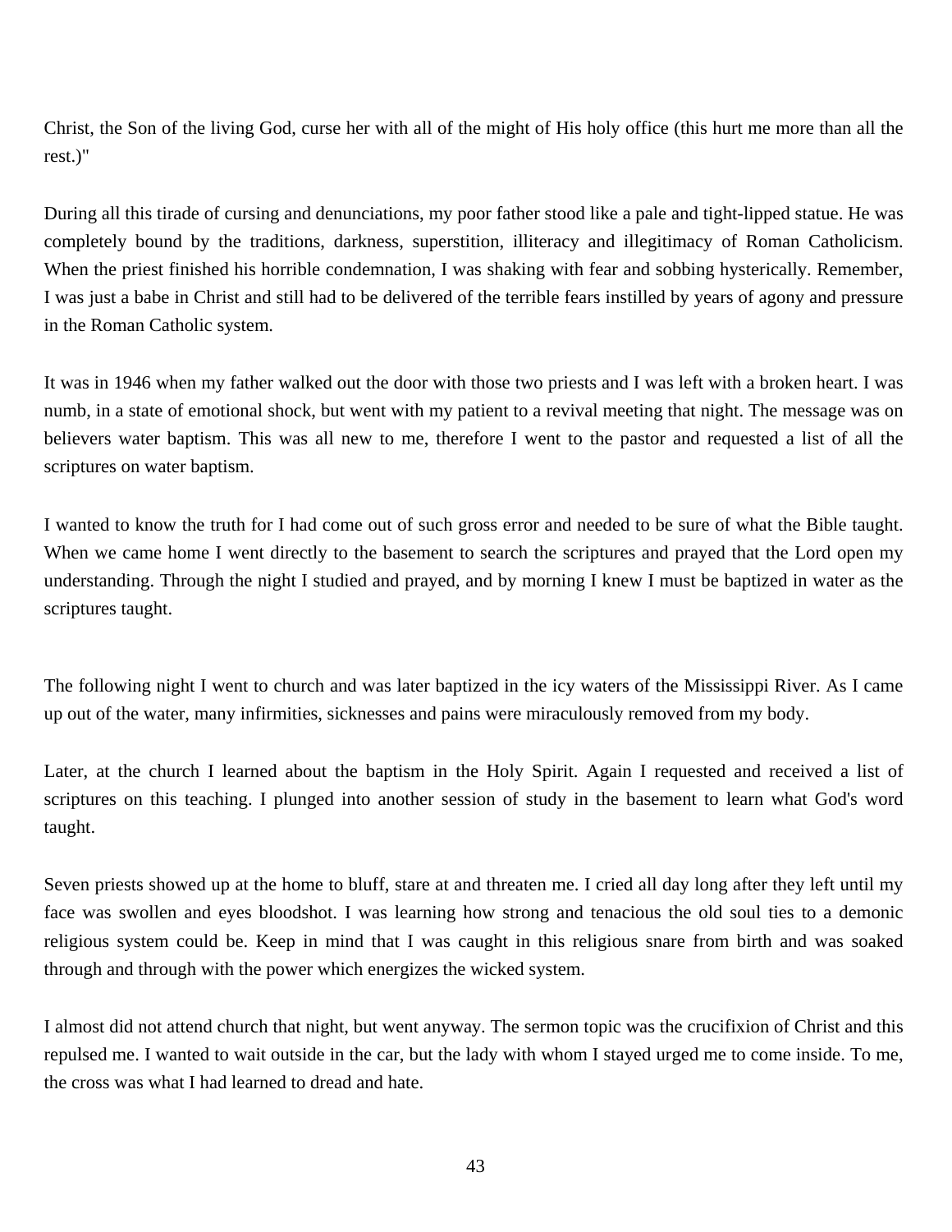Christ, the Son of the living God, curse her with all of the might of His holy office (this hurt me more than all the rest.)"

During all this tirade of cursing and denunciations, my poor father stood like a pale and tight-lipped statue. He was completely bound by the traditions, darkness, superstition, illiteracy and illegitimacy of Roman Catholicism. When the priest finished his horrible condemnation, I was shaking with fear and sobbing hysterically. Remember, I was just a babe in Christ and still had to be delivered of the terrible fears instilled by years of agony and pressure in the Roman Catholic system.

It was in 1946 when my father walked out the door with those two priests and I was left with a broken heart. I was numb, in a state of emotional shock, but went with my patient to a revival meeting that night. The message was on believers water baptism. This was all new to me, therefore I went to the pastor and requested a list of all the scriptures on water baptism.

I wanted to know the truth for I had come out of such gross error and needed to be sure of what the Bible taught. When we came home I went directly to the basement to search the scriptures and prayed that the Lord open my understanding. Through the night I studied and prayed, and by morning I knew I must be baptized in water as the scriptures taught.

The following night I went to church and was later baptized in the icy waters of the Mississippi River. As I came up out of the water, many infirmities, sicknesses and pains were miraculously removed from my body.

Later, at the church I learned about the baptism in the Holy Spirit. Again I requested and received a list of scriptures on this teaching. I plunged into another session of study in the basement to learn what God's word taught.

Seven priests showed up at the home to bluff, stare at and threaten me. I cried all day long after they left until my face was swollen and eyes bloodshot. I was learning how strong and tenacious the old soul ties to a demonic religious system could be. Keep in mind that I was caught in this religious snare from birth and was soaked through and through with the power which energizes the wicked system.

I almost did not attend church that night, but went anyway. The sermon topic was the crucifixion of Christ and this repulsed me. I wanted to wait outside in the car, but the lady with whom I stayed urged me to come inside. To me, the cross was what I had learned to dread and hate.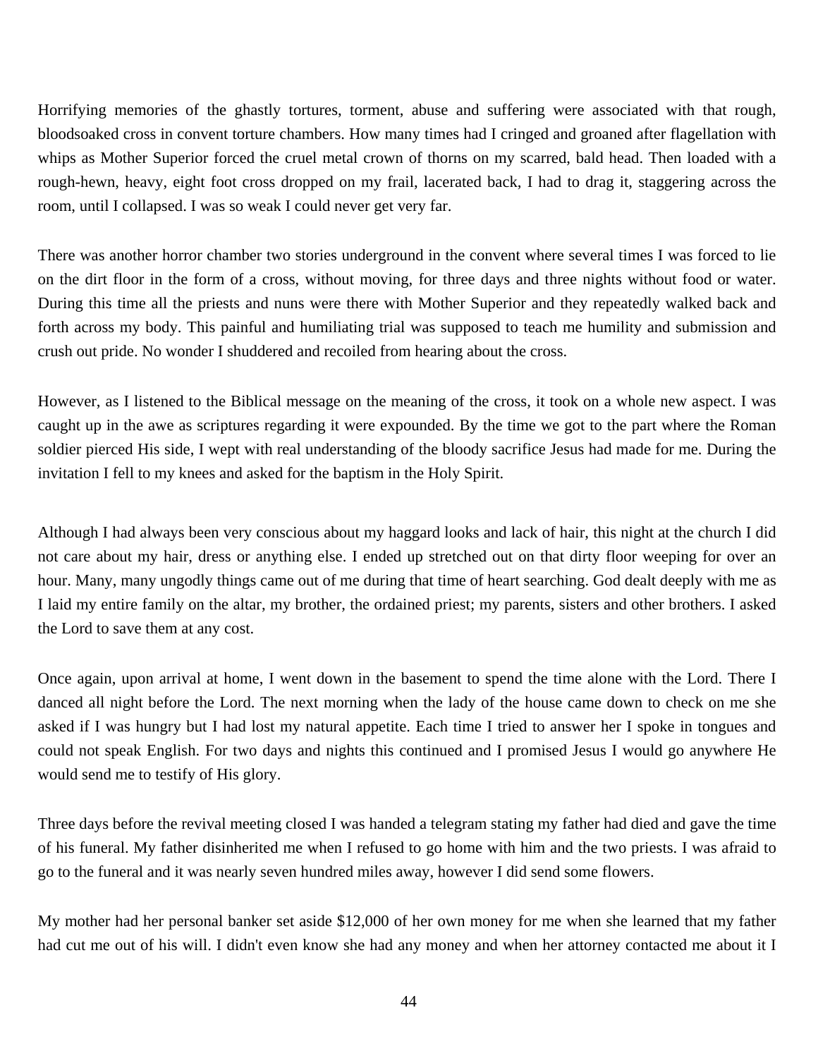Horrifying memories of the ghastly tortures, torment, abuse and suffering were associated with that rough, bloodsoaked cross in convent torture chambers. How many times had I cringed and groaned after flagellation with whips as Mother Superior forced the cruel metal crown of thorns on my scarred, bald head. Then loaded with a rough-hewn, heavy, eight foot cross dropped on my frail, lacerated back, I had to drag it, staggering across the room, until I collapsed. I was so weak I could never get very far.

There was another horror chamber two stories underground in the convent where several times I was forced to lie on the dirt floor in the form of a cross, without moving, for three days and three nights without food or water. During this time all the priests and nuns were there with Mother Superior and they repeatedly walked back and forth across my body. This painful and humiliating trial was supposed to teach me humility and submission and crush out pride. No wonder I shuddered and recoiled from hearing about the cross.

However, as I listened to the Biblical message on the meaning of the cross, it took on a whole new aspect. I was caught up in the awe as scriptures regarding it were expounded. By the time we got to the part where the Roman soldier pierced His side, I wept with real understanding of the bloody sacrifice Jesus had made for me. During the invitation I fell to my knees and asked for the baptism in the Holy Spirit.

Although I had always been very conscious about my haggard looks and lack of hair, this night at the church I did not care about my hair, dress or anything else. I ended up stretched out on that dirty floor weeping for over an hour. Many, many ungodly things came out of me during that time of heart searching. God dealt deeply with me as I laid my entire family on the altar, my brother, the ordained priest; my parents, sisters and other brothers. I asked the Lord to save them at any cost.

Once again, upon arrival at home, I went down in the basement to spend the time alone with the Lord. There I danced all night before the Lord. The next morning when the lady of the house came down to check on me she asked if I was hungry but I had lost my natural appetite. Each time I tried to answer her I spoke in tongues and could not speak English. For two days and nights this continued and I promised Jesus I would go anywhere He would send me to testify of His glory.

Three days before the revival meeting closed I was handed a telegram stating my father had died and gave the time of his funeral. My father disinherited me when I refused to go home with him and the two priests. I was afraid to go to the funeral and it was nearly seven hundred miles away, however I did send some flowers.

My mother had her personal banker set aside $12,000 of her own money for me when she learned that my father had cut me out of his will. I didn't even know she had any money and when her attorney contacted me about it I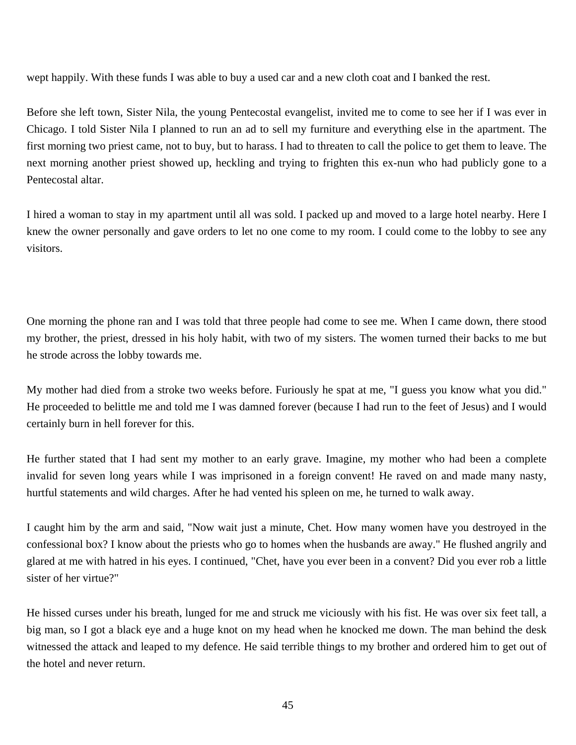wept happily. With these funds I was able to buy a used car and a new cloth coat and I banked the rest.

Before she left town, Sister Nila, the young Pentecostal evangelist, invited me to come to see her if I was ever in Chicago. I told Sister Nila I planned to run an ad to sell my furniture and everything else in the apartment. The first morning two priest came, not to buy, but to harass. I had to threaten to call the police to get them to leave. The next morning another priest showed up, heckling and trying to frighten this ex-nun who had publicly gone to a Pentecostal altar.

I hired a woman to stay in my apartment until all was sold. I packed up and moved to a large hotel nearby. Here I knew the owner personally and gave orders to let no one come to my room. I could come to the lobby to see any visitors.

One morning the phone ran and I was told that three people had come to see me. When I came down, there stood my brother, the priest, dressed in his holy habit, with two of my sisters. The women turned their backs to me but he strode across the lobby towards me.

My mother had died from a stroke two weeks before. Furiously he spat at me, "I guess you know what you did." He proceeded to belittle me and told me I was damned forever (because I had run to the feet of Jesus) and I would certainly burn in hell forever for this.

He further stated that I had sent my mother to an early grave. Imagine, my mother who had been a complete invalid for seven long years while I was imprisoned in a foreign convent! He raved on and made many nasty, hurtful statements and wild charges. After he had vented his spleen on me, he turned to walk away.

I caught him by the arm and said, "Now wait just a minute, Chet. How many women have you destroyed in the confessional box? I know about the priests who go to homes when the husbands are away." He flushed angrily and glared at me with hatred in his eyes. I continued, "Chet, have you ever been in a convent? Did you ever rob a little sister of her virtue?"

He hissed curses under his breath, lunged for me and struck me viciously with his fist. He was over six feet tall, a big man, so I got a black eye and a huge knot on my head when he knocked me down. The man behind the desk witnessed the attack and leaped to my defence. He said terrible things to my brother and ordered him to get out of the hotel and never return.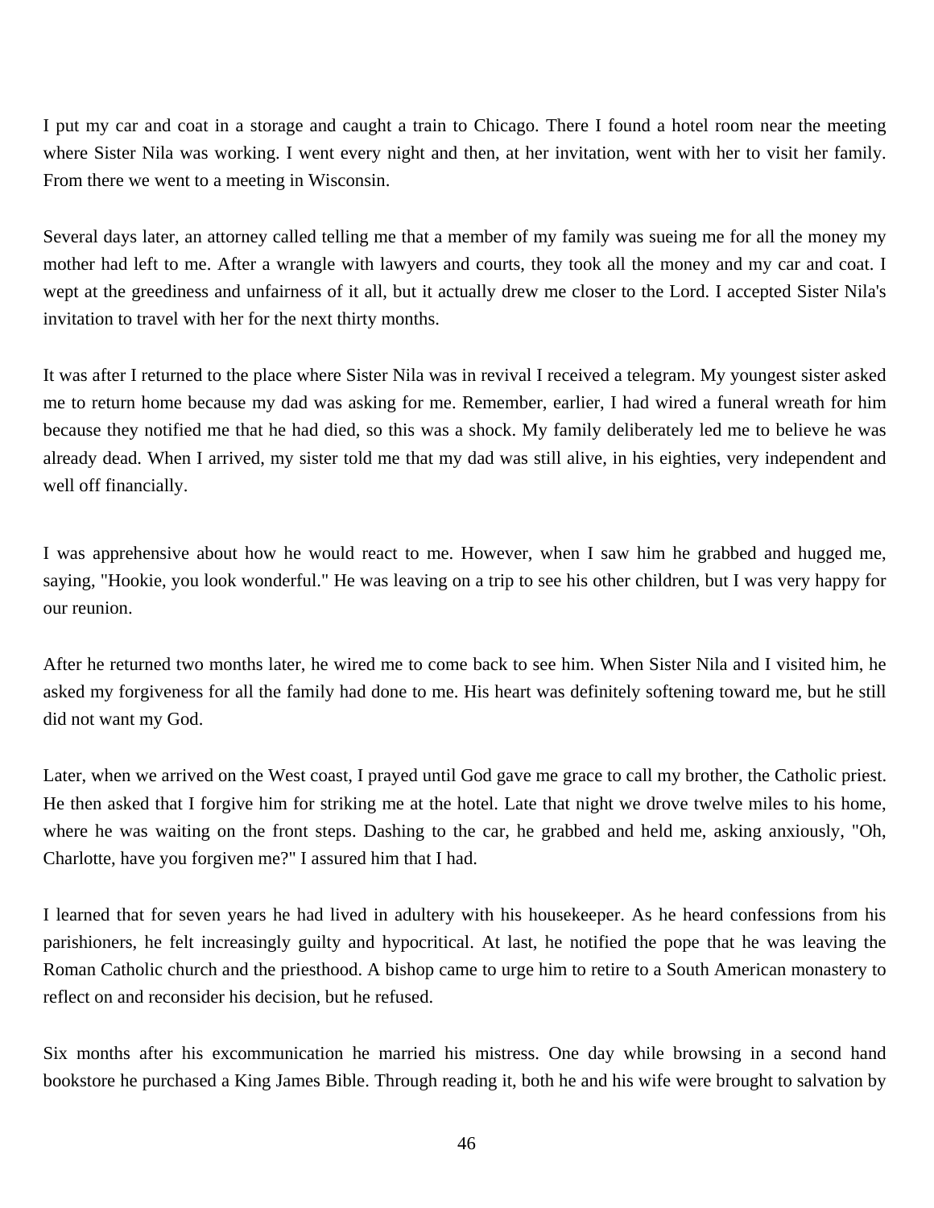I put my car and coat in a storage and caught a train to Chicago. There I found a hotel room near the meeting where Sister Nila was working. I went every night and then, at her invitation, went with her to visit her family. From there we went to a meeting in Wisconsin.

Several days later, an attorney called telling me that a member of my family was sueing me for all the money my mother had left to me. After a wrangle with lawyers and courts, they took all the money and my car and coat. I wept at the greediness and unfairness of it all, but it actually drew me closer to the Lord. I accepted Sister Nila's invitation to travel with her for the next thirty months.

It was after I returned to the place where Sister Nila was in revival I received a telegram. My youngest sister asked me to return home because my dad was asking for me. Remember, earlier, I had wired a funeral wreath for him because they notified me that he had died, so this was a shock. My family deliberately led me to believe he was already dead. When I arrived, my sister told me that my dad was still alive, in his eighties, very independent and well off financially.

I was apprehensive about how he would react to me. However, when I saw him he grabbed and hugged me, saying, "Hookie, you look wonderful." He was leaving on a trip to see his other children, but I was very happy for our reunion.

After he returned two months later, he wired me to come back to see him. When Sister Nila and I visited him, he asked my forgiveness for all the family had done to me. His heart was definitely softening toward me, but he still did not want my God.

Later, when we arrived on the West coast, I prayed until God gave me grace to call my brother, the Catholic priest. He then asked that I forgive him for striking me at the hotel. Late that night we drove twelve miles to his home, where he was waiting on the front steps. Dashing to the car, he grabbed and held me, asking anxiously, "Oh, Charlotte, have you forgiven me?" I assured him that I had.

I learned that for seven years he had lived in adultery with his housekeeper. As he heard confessions from his parishioners, he felt increasingly guilty and hypocritical. At last, he notified the pope that he was leaving the Roman Catholic church and the priesthood. A bishop came to urge him to retire to a South American monastery to reflect on and reconsider his decision, but he refused.

Six months after his excommunication he married his mistress. One day while browsing in a second hand bookstore he purchased a King James Bible. Through reading it, both he and his wife were brought to salvation by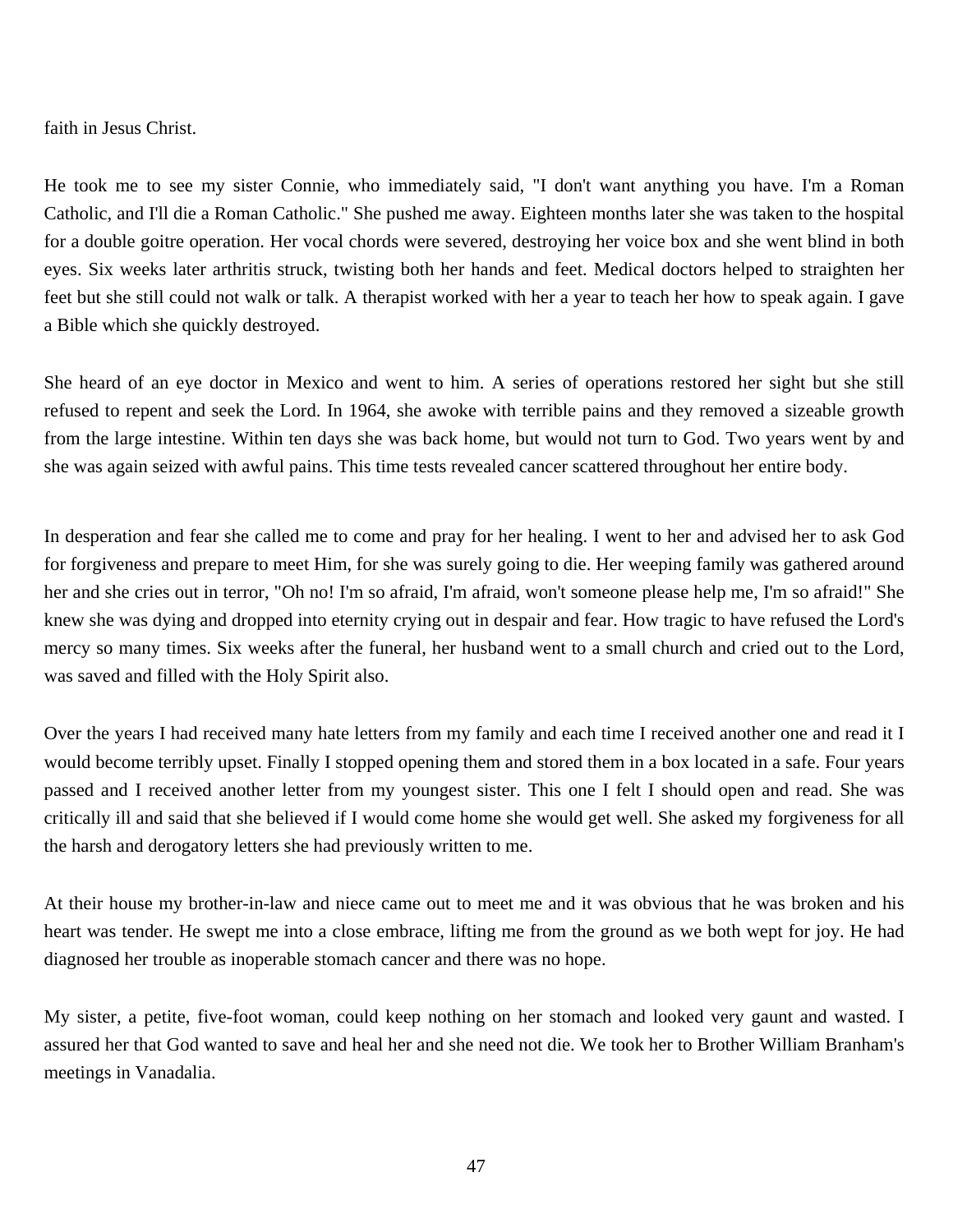faith in Jesus Christ.

He took me to see my sister Connie, who immediately said, "I don't want anything you have. I'm a Roman Catholic, and I'll die a Roman Catholic." She pushed me away. Eighteen months later she was taken to the hospital for a double goitre operation. Her vocal chords were severed, destroying her voice box and she went blind in both eyes. Six weeks later arthritis struck, twisting both her hands and feet. Medical doctors helped to straighten her feet but she still could not walk or talk. A therapist worked with her a year to teach her how to speak again. I gave a Bible which she quickly destroyed.

She heard of an eye doctor in Mexico and went to him. A series of operations restored her sight but she still refused to repent and seek the Lord. In 1964, she awoke with terrible pains and they removed a sizeable growth from the large intestine. Within ten days she was back home, but would not turn to God. Two years went by and she was again seized with awful pains. This time tests revealed cancer scattered throughout her entire body.

In desperation and fear she called me to come and pray for her healing. I went to her and advised her to ask God for forgiveness and prepare to meet Him, for she was surely going to die. Her weeping family was gathered around her and she cries out in terror, "Oh no! I'm so afraid, I'm afraid, won't someone please help me, I'm so afraid!" She knew she was dying and dropped into eternity crying out in despair and fear. How tragic to have refused the Lord's mercy so many times. Six weeks after the funeral, her husband went to a small church and cried out to the Lord, was saved and filled with the Holy Spirit also.

Over the years I had received many hate letters from my family and each time I received another one and read it I would become terribly upset. Finally I stopped opening them and stored them in a box located in a safe. Four years passed and I received another letter from my youngest sister. This one I felt I should open and read. She was critically ill and said that she believed if I would come home she would get well. She asked my forgiveness for all the harsh and derogatory letters she had previously written to me.

At their house my brother-in-law and niece came out to meet me and it was obvious that he was broken and his heart was tender. He swept me into a close embrace, lifting me from the ground as we both wept for joy. He had diagnosed her trouble as inoperable stomach cancer and there was no hope.

My sister, a petite, five-foot woman, could keep nothing on her stomach and looked very gaunt and wasted. I assured her that God wanted to save and heal her and she need not die. We took her to Brother William Branham's meetings in Vanadalia.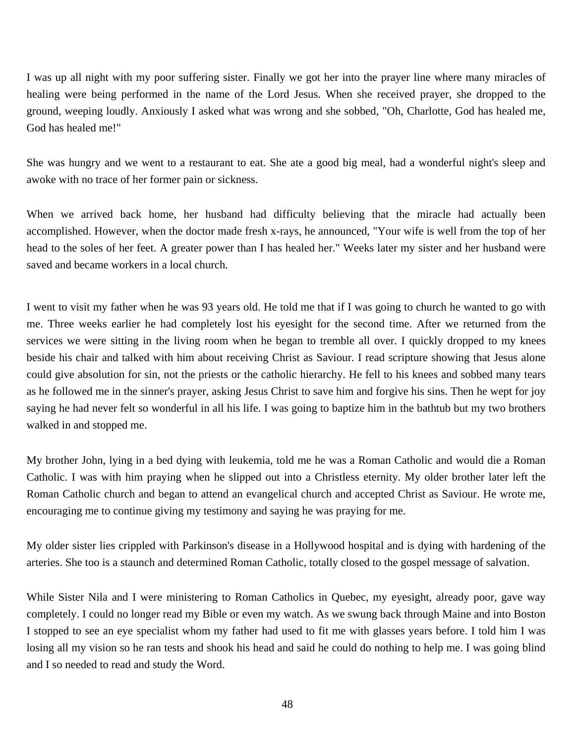I was up all night with my poor suffering sister. Finally we got her into the prayer line where many miracles of healing were being performed in the name of the Lord Jesus. When she received prayer, she dropped to the ground, weeping loudly. Anxiously I asked what was wrong and she sobbed, "Oh, Charlotte, God has healed me, God has healed me!"

She was hungry and we went to a restaurant to eat. She ate a good big meal, had a wonderful night's sleep and awoke with no trace of her former pain or sickness.

When we arrived back home, her husband had difficulty believing that the miracle had actually been accomplished. However, when the doctor made fresh x-rays, he announced, "Your wife is well from the top of her head to the soles of her feet. A greater power than I has healed her." Weeks later my sister and her husband were saved and became workers in a local church.

I went to visit my father when he was 93 years old. He told me that if I was going to church he wanted to go with me. Three weeks earlier he had completely lost his eyesight for the second time. After we returned from the services we were sitting in the living room when he began to tremble all over. I quickly dropped to my knees beside his chair and talked with him about receiving Christ as Saviour. I read scripture showing that Jesus alone could give absolution for sin, not the priests or the catholic hierarchy. He fell to his knees and sobbed many tears as he followed me in the sinner's prayer, asking Jesus Christ to save him and forgive his sins. Then he wept for joy saying he had never felt so wonderful in all his life. I was going to baptize him in the bathtub but my two brothers walked in and stopped me.

My brother John, lying in a bed dying with leukemia, told me he was a Roman Catholic and would die a Roman Catholic. I was with him praying when he slipped out into a Christless eternity. My older brother later left the Roman Catholic church and began to attend an evangelical church and accepted Christ as Saviour. He wrote me, encouraging me to continue giving my testimony and saying he was praying for me.

My older sister lies crippled with Parkinson's disease in a Hollywood hospital and is dying with hardening of the arteries. She too is a staunch and determined Roman Catholic, totally closed to the gospel message of salvation.

While Sister Nila and I were ministering to Roman Catholics in Quebec, my eyesight, already poor, gave way completely. I could no longer read my Bible or even my watch. As we swung back through Maine and into Boston I stopped to see an eye specialist whom my father had used to fit me with glasses years before. I told him I was losing all my vision so he ran tests and shook his head and said he could do nothing to help me. I was going blind and I so needed to read and study the Word.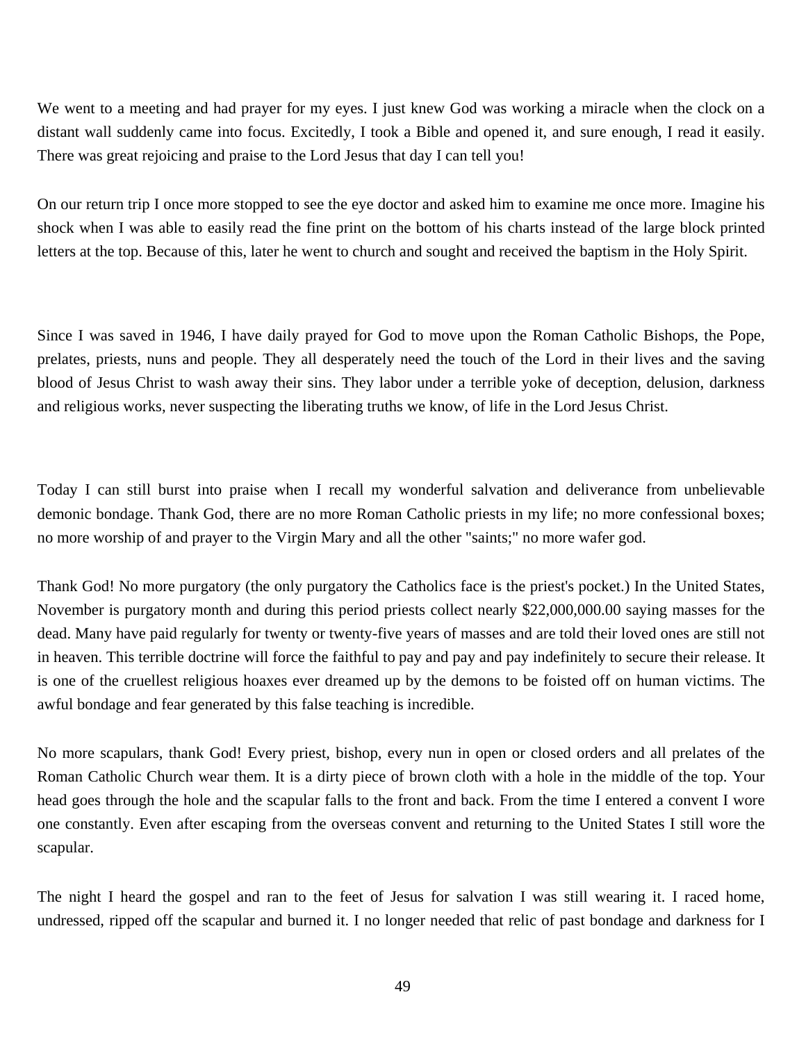We went to a meeting and had prayer for my eyes. I just knew God was working a miracle when the clock on a distant wall suddenly came into focus. Excitedly, I took a Bible and opened it, and sure enough, I read it easily. There was great rejoicing and praise to the Lord Jesus that day I can tell you!

On our return trip I once more stopped to see the eye doctor and asked him to examine me once more. Imagine his shock when I was able to easily read the fine print on the bottom of his charts instead of the large block printed letters at the top. Because of this, later he went to church and sought and received the baptism in the Holy Spirit.

Since I was saved in 1946, I have daily prayed for God to move upon the Roman Catholic Bishops, the Pope, prelates, priests, nuns and people. They all desperately need the touch of the Lord in their lives and the saving blood of Jesus Christ to wash away their sins. They labor under a terrible yoke of deception, delusion, darkness and religious works, never suspecting the liberating truths we know, of life in the Lord Jesus Christ.

Today I can still burst into praise when I recall my wonderful salvation and deliverance from unbelievable demonic bondage. Thank God, there are no more Roman Catholic priests in my life; no more confessional boxes; no more worship of and prayer to the Virgin Mary and all the other "saints;" no more wafer god.

Thank God! No more purgatory (the only purgatory the Catholics face is the priest's pocket.) In the United States, November is purgatory month and during this period priests collect nearly $22,000,000.00 saying masses for the dead. Many have paid regularly for twenty or twenty-five years of masses and are told their loved ones are still not in heaven. This terrible doctrine will force the faithful to pay and pay and pay indefinitely to secure their release. It is one of the cruellest religious hoaxes ever dreamed up by the demons to be foisted off on human victims. The awful bondage and fear generated by this false teaching is incredible.

No more scapulars, thank God! Every priest, bishop, every nun in open or closed orders and all prelates of the Roman Catholic Church wear them. It is a dirty piece of brown cloth with a hole in the middle of the top. Your head goes through the hole and the scapular falls to the front and back. From the time I entered a convent I wore one constantly. Even after escaping from the overseas convent and returning to the United States I still wore the scapular.

The night I heard the gospel and ran to the feet of Jesus for salvation I was still wearing it. I raced home, undressed, ripped off the scapular and burned it. I no longer needed that relic of past bondage and darkness for I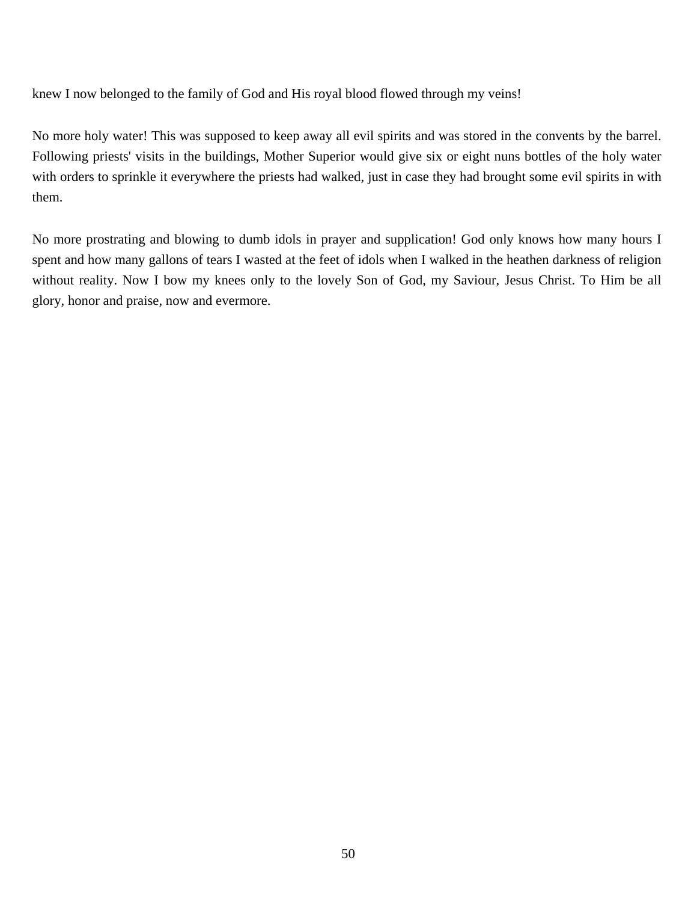knew I now belonged to the family of God and His royal blood flowed through my veins!

No more holy water! This was supposed to keep away all evil spirits and was stored in the convents by the barrel. Following priests' visits in the buildings, Mother Superior would give six or eight nuns bottles of the holy water with orders to sprinkle it everywhere the priests had walked, just in case they had brought some evil spirits in with them.

No more prostrating and blowing to dumb idols in prayer and supplication! God only knows how many hours I spent and how many gallons of tears I wasted at the feet of idols when I walked in the heathen darkness of religion without reality. Now I bow my knees only to the lovely Son of God, my Saviour, Jesus Christ. To Him be all glory, honor and praise, now and evermore.